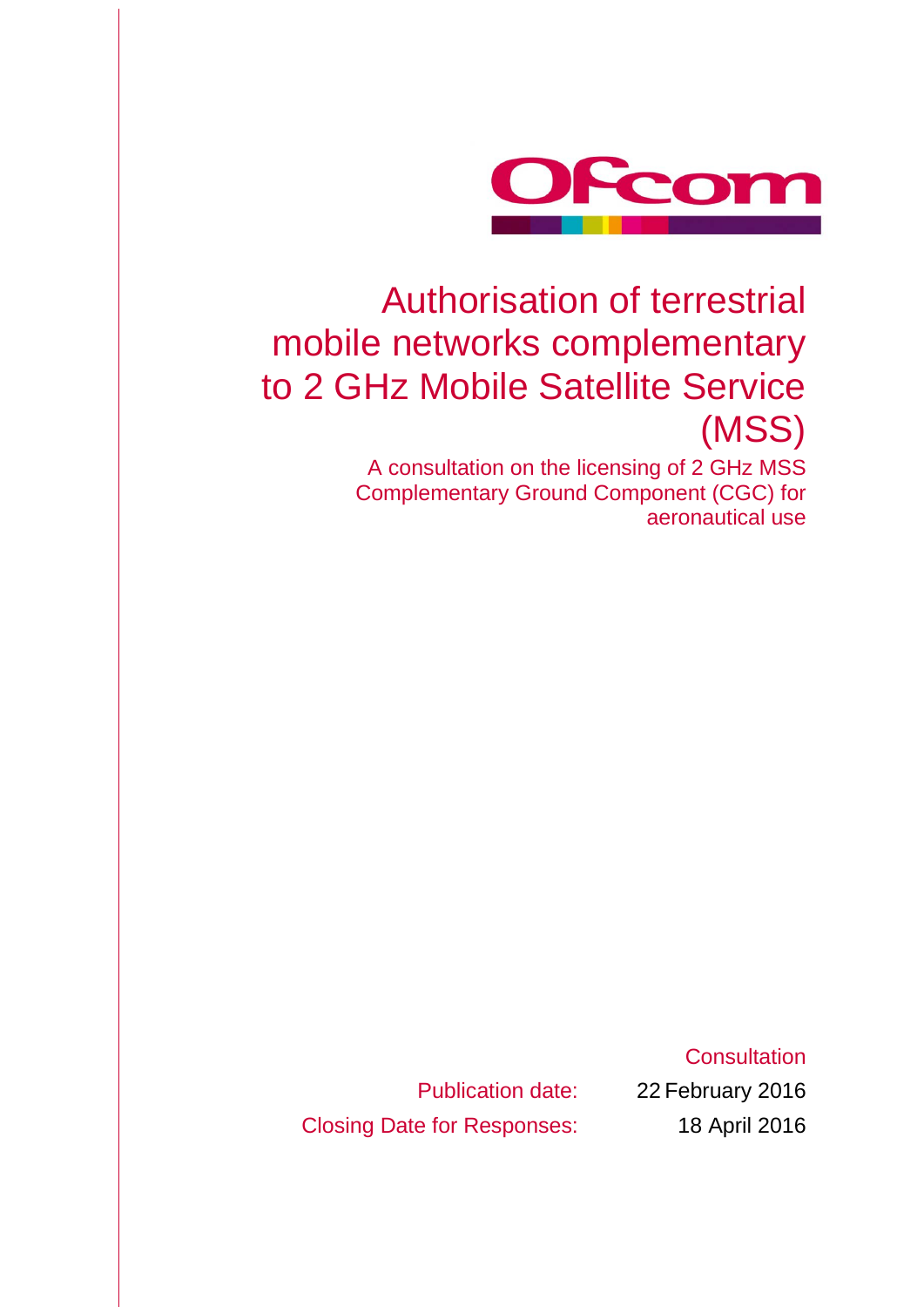Ofcom

# Authorisation of terrestrial mobile networks complementary to 2 GHz Mobile Satellite Service (MSS)

A consultation on the licensing of 2 GHz MSS Complementary Ground Component (CGC) for aeronautical use

Consultation

Publication date: 22 February 2016

Closing Date for Responses: 18 April 2016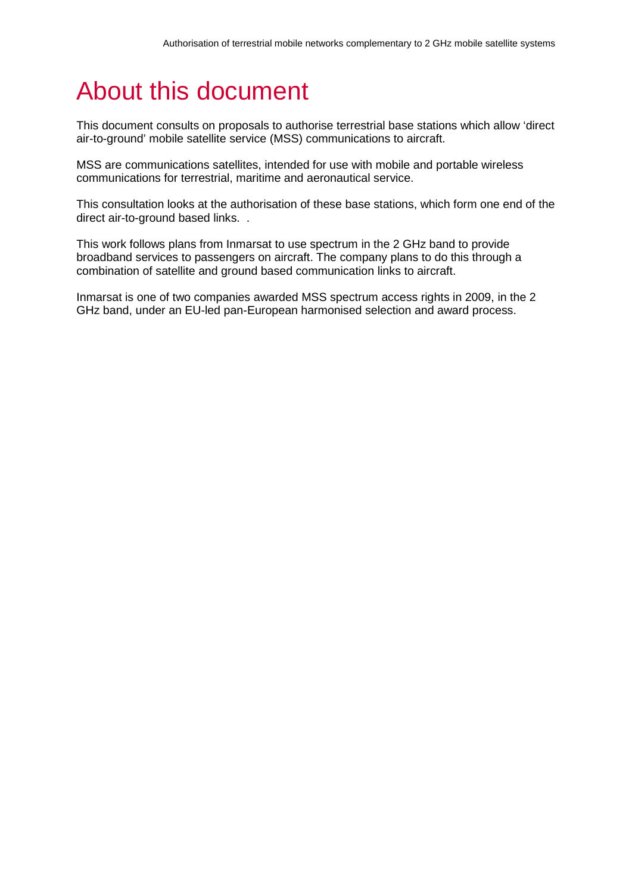# About this document

This document consults on proposals to authorise terrestrial base stations which allow 'direct air-to-ground' mobile satellite service (MSS) communications to aircraft.

MSS are communications satellites, intended for use with mobile and portable wireless communications for terrestrial, maritime and aeronautical service.

This consultation looks at the authorisation of these base stations, which form one end of the direct air-to-ground based links. .

This work follows plans from Inmarsat to use spectrum in the 2 GHz band to provide broadband services to passengers on aircraft. The company plans to do this through a combination of satellite and ground based communication links to aircraft.

Inmarsat is one of two companies awarded MSS spectrum access rights in 2009, in the 2 GHz band, under an EU-led pan-European harmonised selection and award process.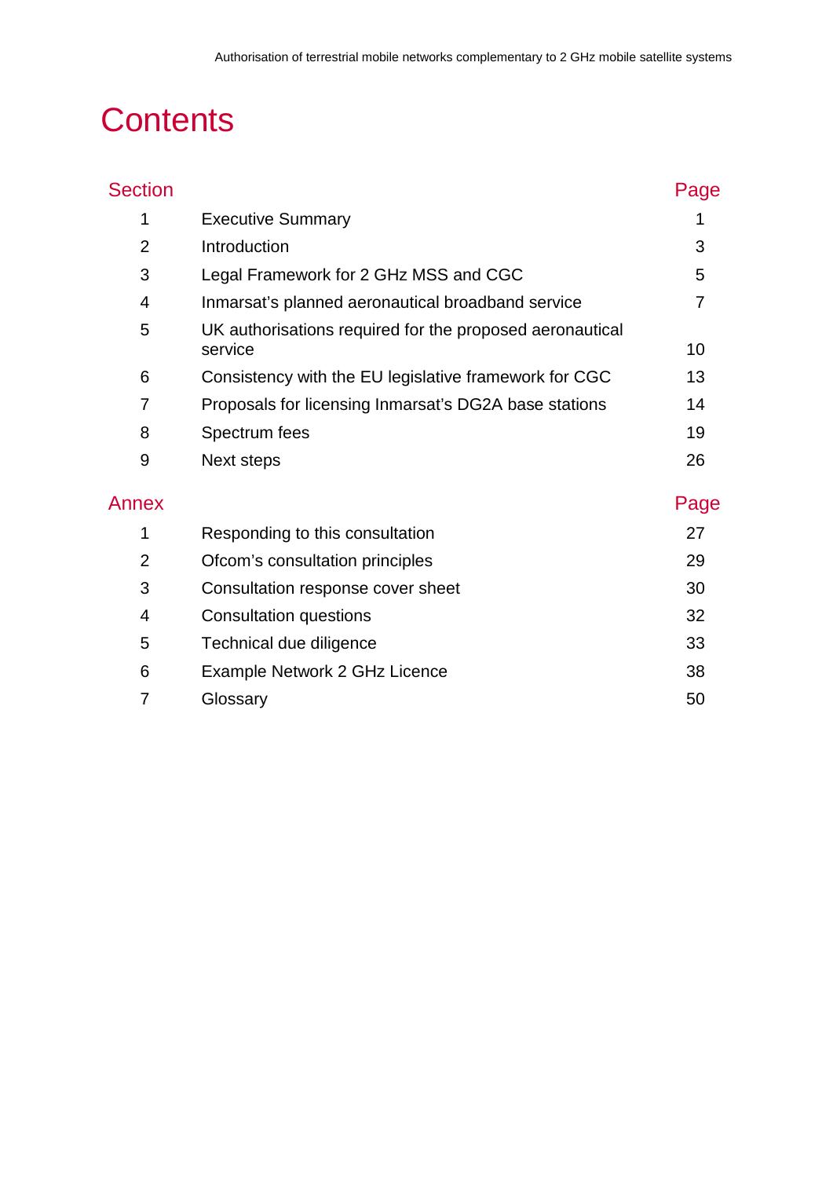# Contents

| Section | | Page |
|---|---|---|
| 1 | Executive Summary | 1 |
| 2 | Introduction | 3 |
| 3 | Legal Framework for 2 GHz MSS and CGC | 5 |
| 4 | Inmarsat's planned aeronautical broadband service | 7 |
| 5 | UK authorisations required for the proposed aeronautical service | 10 |
| 6 | Consistency with the EU legislative framework for CGC | 13 |
| 7 | Proposals for licensing Inmarsat's DG2A base stations | 14 |
| 8 | Spectrum fees | 19 |
| 9 | Next steps | 26 |

| Annex | | Page |
|---|---|---|
| 1 | Responding to this consultation | 27 |
| 2 | Ofcom's consultation principles | 29 |
| 3 | Consultation response cover sheet | 30 |
| 4 | Consultation questions | 32 |
| 5 | Technical due diligence | 33 |
| 6 | Example Network 2 GHz Licence | 38 |
| 7 | Glossary | 50 |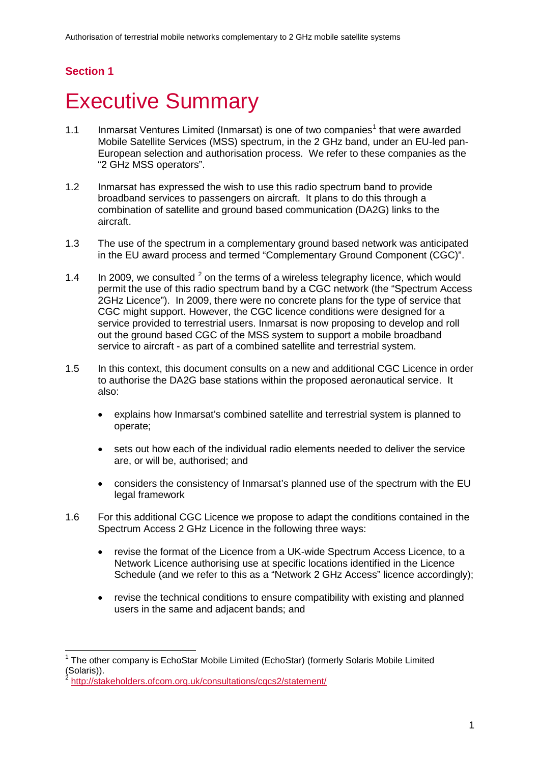## Section 1

# Executive Summary

1.1 Inmarsat Ventures Limited (Inmarsat) is one of two companies[1] that were awarded Mobile Satellite Services (MSS) spectrum, in the 2 GHz band, under an EU-led pan-European selection and authorisation process. We refer to these companies as the "2 GHz MSS operators".

1.2 Inmarsat has expressed the wish to use this radio spectrum band to provide broadband services to passengers on aircraft. It plans to do this through a combination of satellite and ground based communication (DA2G) links to the aircraft.

1.3 The use of the spectrum in a complementary ground based network was anticipated in the EU award process and termed "Complementary Ground Component (CGC)".

1.4 In 2009, we consulted [2] on the terms of a wireless telegraphy licence, which would permit the use of this radio spectrum band by a CGC network (the "Spectrum Access 2GHz Licence"). In 2009, there were no concrete plans for the type of service that CGC might support. However, the CGC licence conditions were designed for a service provided to terrestrial users. Inmarsat is now proposing to develop and roll out the ground based CGC of the MSS system to support a mobile broadband service to aircraft - as part of a combined satellite and terrestrial system.

1.5 In this context, this document consults on a new and additional CGC Licence in order to authorise the DA2G base stations within the proposed aeronautical service. It also:

- explains how Inmarsat's combined satellite and terrestrial system is planned to operate;
- sets out how each of the individual radio elements needed to deliver the service are, or will be, authorised; and
- considers the consistency of Inmarsat's planned use of the spectrum with the EU legal framework

1.6 For this additional CGC Licence we propose to adapt the conditions contained in the Spectrum Access 2 GHz Licence in the following three ways:

- revise the format of the Licence from a UK-wide Spectrum Access Licence, to a Network Licence authorising use at specific locations identified in the Licence Schedule (and we refer to this as a "Network 2 GHz Access" licence accordingly);
- revise the technical conditions to ensure compatibility with existing and planned users in the same and adjacent bands; and

---

[1] The other company is EchoStar Mobile Limited (EchoStar) (formerly Solaris Mobile Limited (Solaris)).

[2] http://stakeholders.ofcom.org.uk/consultations/cgcs2/statement/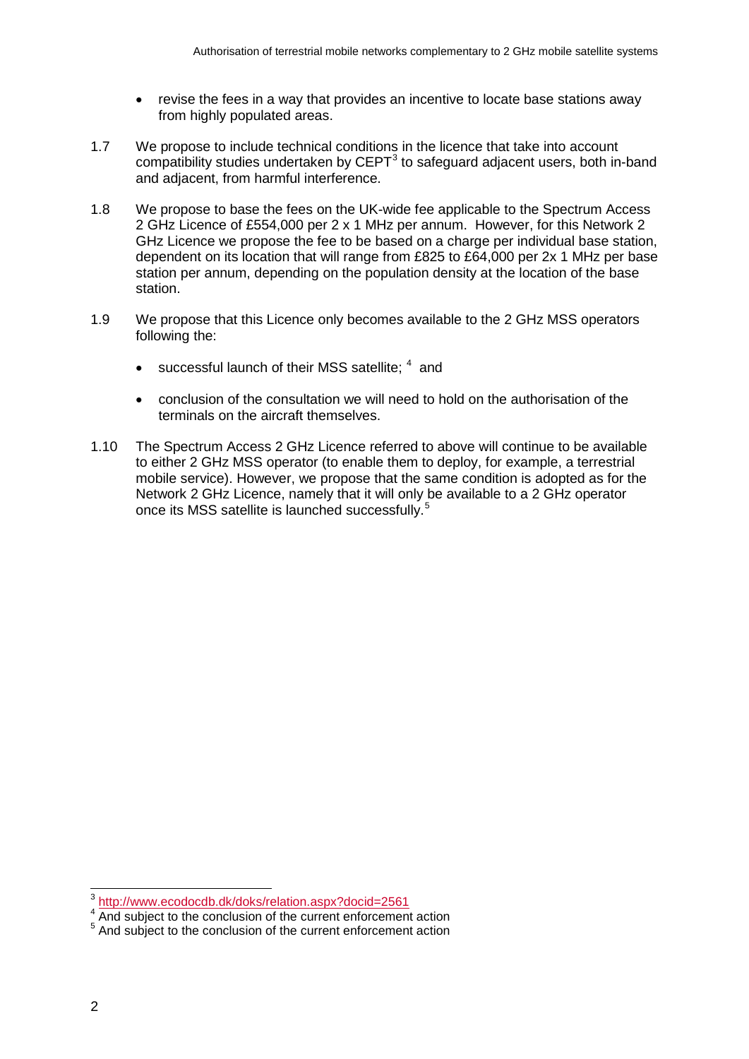- revise the fees in a way that provides an incentive to locate base stations away from highly populated areas.

1.7 We propose to include technical conditions in the licence that take into account compatibility studies undertaken by CEPT[3] to safeguard adjacent users, both in-band and adjacent, from harmful interference.

1.8 We propose to base the fees on the UK-wide fee applicable to the Spectrum Access 2 GHz Licence of £554,000 per 2 x 1 MHz per annum. However, for this Network 2 GHz Licence we propose the fee to be based on a charge per individual base station, dependent on its location that will range from £825 to £64,000 per 2x 1 MHz per base station per annum, depending on the population density at the location of the base station.

1.9 We propose that this Licence only becomes available to the 2 GHz MSS operators following the:

- successful launch of their MSS satellite; [4] and
- conclusion of the consultation we will need to hold on the authorisation of the terminals on the aircraft themselves.

1.10 The Spectrum Access 2 GHz Licence referred to above will continue to be available to either 2 GHz MSS operator (to enable them to deploy, for example, a terrestrial mobile service). However, we propose that the same condition is adopted as for the Network 2 GHz Licence, namely that it will only be available to a 2 GHz operator once its MSS satellite is launched successfully.[5]

---

[3] http://www.ecodocdb.dk/doks/relation.aspx?docid=2561

[4] And subject to the conclusion of the current enforcement action

[5] And subject to the conclusion of the current enforcement action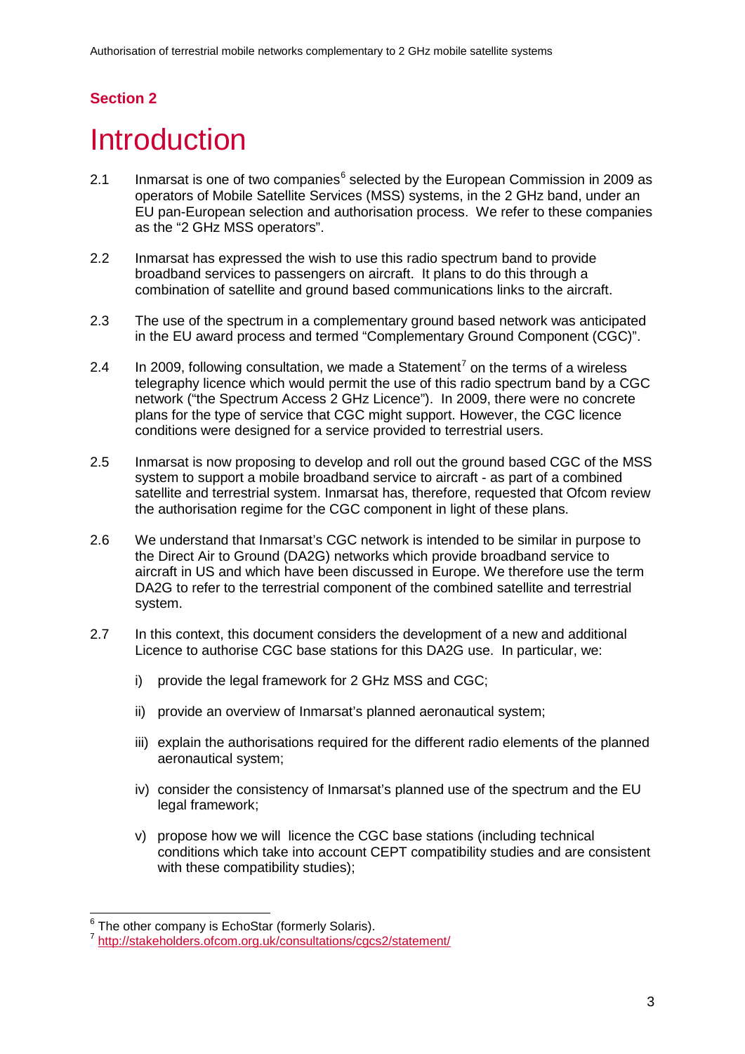## Section 2

# Introduction

2.1 Inmarsat is one of two companies[6] selected by the European Commission in 2009 as operators of Mobile Satellite Services (MSS) systems, in the 2 GHz band, under an EU pan-European selection and authorisation process. We refer to these companies as the "2 GHz MSS operators".

2.2 Inmarsat has expressed the wish to use this radio spectrum band to provide broadband services to passengers on aircraft. It plans to do this through a combination of satellite and ground based communications links to the aircraft.

2.3 The use of the spectrum in a complementary ground based network was anticipated in the EU award process and termed "Complementary Ground Component (CGC)".

2.4 In 2009, following consultation, we made a Statement[7] on the terms of a wireless telegraphy licence which would permit the use of this radio spectrum band by a CGC network ("the Spectrum Access 2 GHz Licence"). In 2009, there were no concrete plans for the type of service that CGC might support. However, the CGC licence conditions were designed for a service provided to terrestrial users.

2.5 Inmarsat is now proposing to develop and roll out the ground based CGC of the MSS system to support a mobile broadband service to aircraft - as part of a combined satellite and terrestrial system. Inmarsat has, therefore, requested that Ofcom review the authorisation regime for the CGC component in light of these plans.

2.6 We understand that Inmarsat's CGC network is intended to be similar in purpose to the Direct Air to Ground (DA2G) networks which provide broadband service to aircraft in US and which have been discussed in Europe. We therefore use the term DA2G to refer to the terrestrial component of the combined satellite and terrestrial system.

2.7 In this context, this document considers the development of a new and additional Licence to authorise CGC base stations for this DA2G use. In particular, we:

i) provide the legal framework for 2 GHz MSS and CGC;

ii) provide an overview of Inmarsat's planned aeronautical system;

iii) explain the authorisations required for the different radio elements of the planned aeronautical system;

iv) consider the consistency of Inmarsat's planned use of the spectrum and the EU legal framework;

v) propose how we will licence the CGC base stations (including technical conditions which take into account CEPT compatibility studies and are consistent with these compatibility studies);

---

[6] The other company is EchoStar (formerly Solaris).

[7] http://stakeholders.ofcom.org.uk/consultations/cgcs2/statement/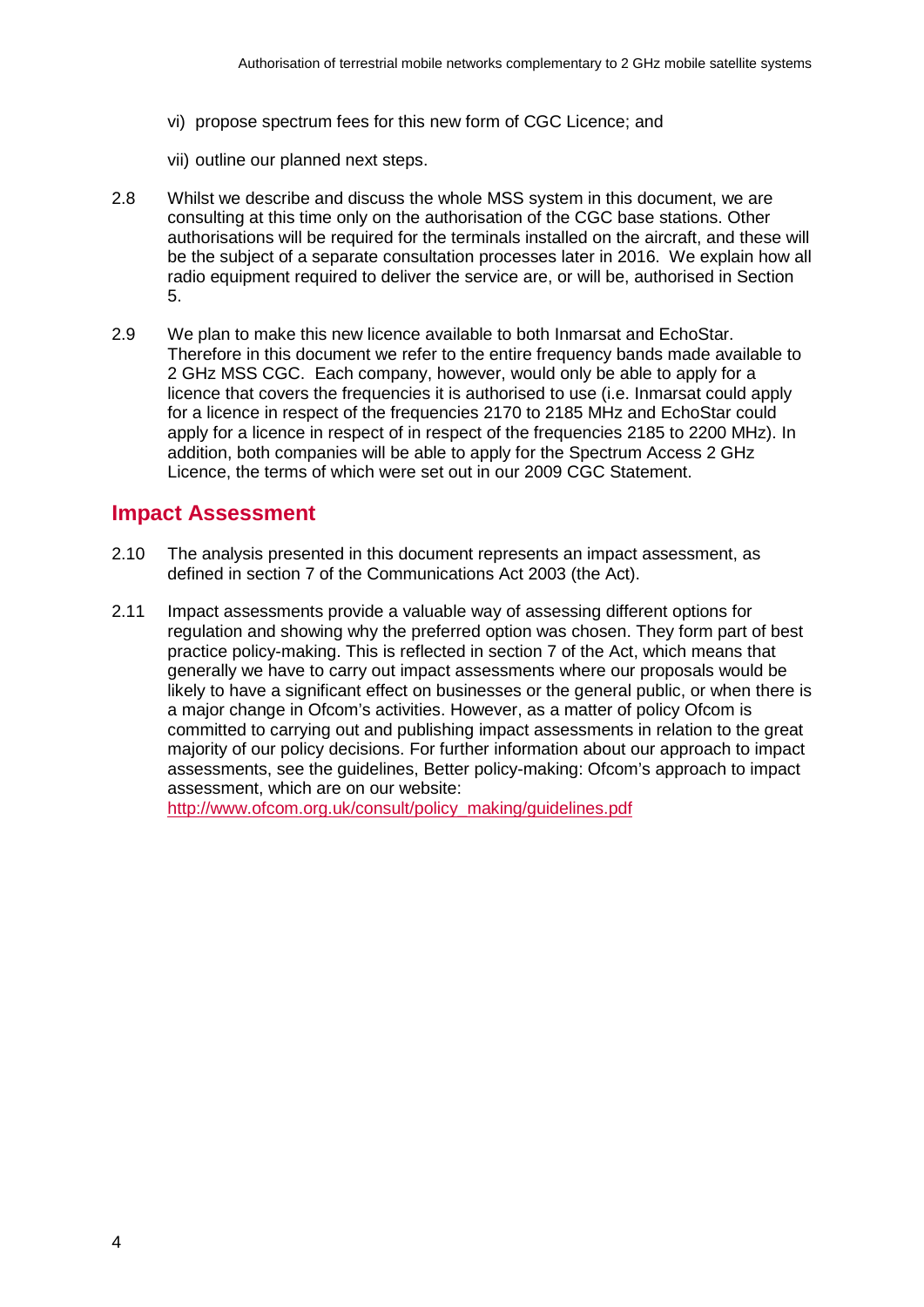vi) propose spectrum fees for this new form of CGC Licence; and

vii) outline our planned next steps.

2.8 Whilst we describe and discuss the whole MSS system in this document, we are consulting at this time only on the authorisation of the CGC base stations. Other authorisations will be required for the terminals installed on the aircraft, and these will be the subject of a separate consultation processes later in 2016. We explain how all radio equipment required to deliver the service are, or will be, authorised in Section 5.

2.9 We plan to make this new licence available to both Inmarsat and EchoStar. Therefore in this document we refer to the entire frequency bands made available to 2 GHz MSS CGC. Each company, however, would only be able to apply for a licence that covers the frequencies it is authorised to use (i.e. Inmarsat could apply for a licence in respect of the frequencies 2170 to 2185 MHz and EchoStar could apply for a licence in respect of in respect of the frequencies 2185 to 2200 MHz). In addition, both companies will be able to apply for the Spectrum Access 2 GHz Licence, the terms of which were set out in our 2009 CGC Statement.

## Impact Assessment

2.10 The analysis presented in this document represents an impact assessment, as defined in section 7 of the Communications Act 2003 (the Act).

2.11 Impact assessments provide a valuable way of assessing different options for regulation and showing why the preferred option was chosen. They form part of best practice policy-making. This is reflected in section 7 of the Act, which means that generally we have to carry out impact assessments where our proposals would be likely to have a significant effect on businesses or the general public, or when there is a major change in Ofcom's activities. However, as a matter of policy Ofcom is committed to carrying out and publishing impact assessments in relation to the great majority of our policy decisions. For further information about our approach to impact assessments, see the guidelines, Better policy-making: Ofcom's approach to impact assessment, which are on our website: http://www.ofcom.org.uk/consult/policy_making/guidelines.pdf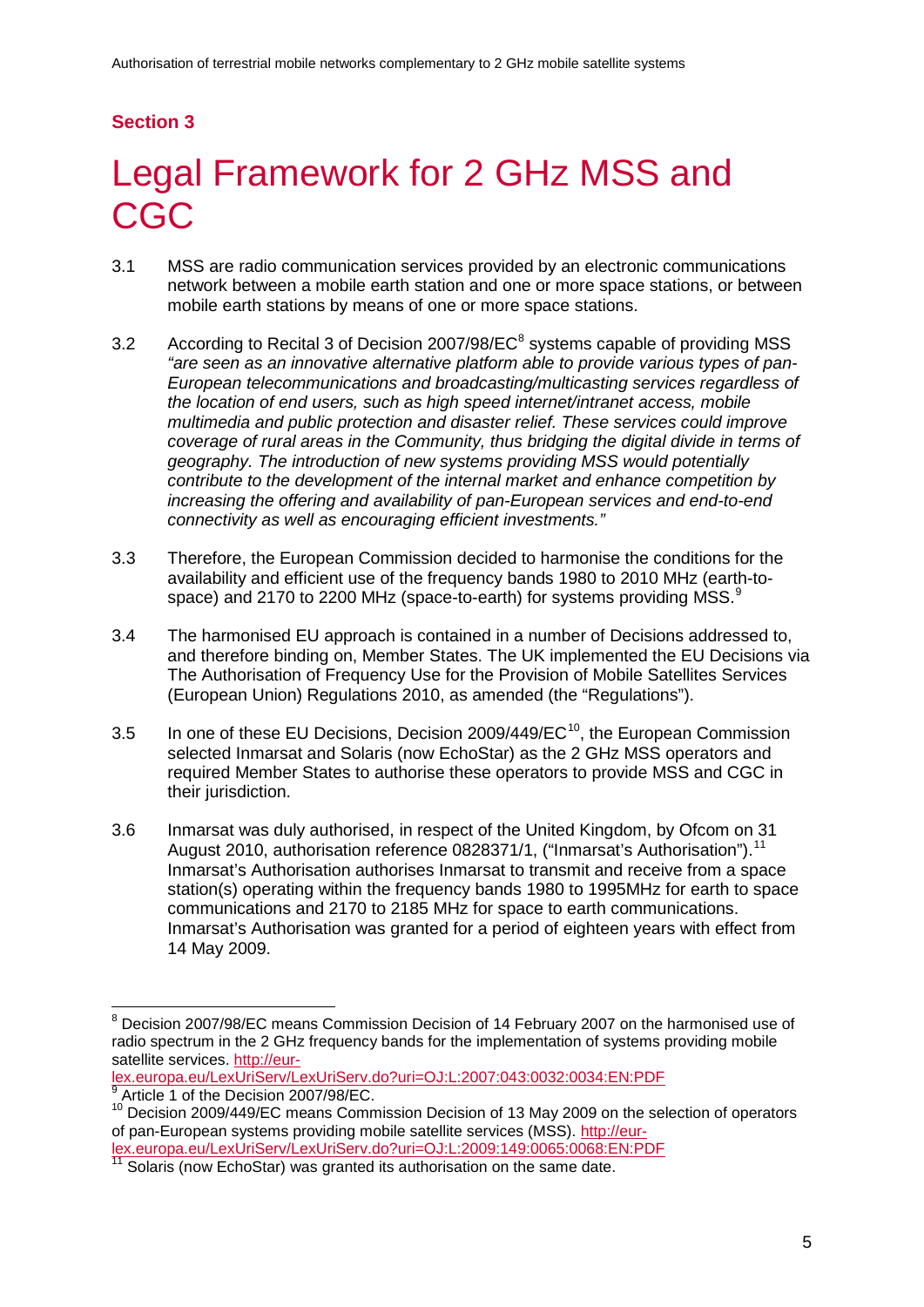## Section 3

# Legal Framework for 2 GHz MSS and CGC

3.1 MSS are radio communication services provided by an electronic communications network between a mobile earth station and one or more space stations, or between mobile earth stations by means of one or more space stations.

3.2 According to Recital 3 of Decision 2007/98/EC[8] systems capable of providing MSS *"are seen as an innovative alternative platform able to provide various types of pan-European telecommunications and broadcasting/multicasting services regardless of the location of end users, such as high speed internet/intranet access, mobile multimedia and public protection and disaster relief. These services could improve coverage of rural areas in the Community, thus bridging the digital divide in terms of geography. The introduction of new systems providing MSS would potentially contribute to the development of the internal market and enhance competition by increasing the offering and availability of pan-European services and end-to-end connectivity as well as encouraging efficient investments."*

3.3 Therefore, the European Commission decided to harmonise the conditions for the availability and efficient use of the frequency bands 1980 to 2010 MHz (earth-to-space) and 2170 to 2200 MHz (space-to-earth) for systems providing MSS.[9]

3.4 The harmonised EU approach is contained in a number of Decisions addressed to, and therefore binding on, Member States. The UK implemented the EU Decisions via The Authorisation of Frequency Use for the Provision of Mobile Satellites Services (European Union) Regulations 2010, as amended (the "Regulations").

3.5 In one of these EU Decisions, Decision 2009/449/EC[10], the European Commission selected Inmarsat and Solaris (now EchoStar) as the 2 GHz MSS operators and required Member States to authorise these operators to provide MSS and CGC in their jurisdiction.

3.6 Inmarsat was duly authorised, in respect of the United Kingdom, by Ofcom on 31 August 2010, authorisation reference 0828371/1, ("Inmarsat's Authorisation").[11] Inmarsat's Authorisation authorises Inmarsat to transmit and receive from a space station(s) operating within the frequency bands 1980 to 1995MHz for earth to space communications and 2170 to 2185 MHz for space to earth communications. Inmarsat's Authorisation was granted for a period of eighteen years with effect from 14 May 2009.

---

[8] Decision 2007/98/EC means Commission Decision of 14 February 2007 on the harmonised use of radio spectrum in the 2 GHz frequency bands for the implementation of systems providing mobile satellite services. http://eur-lex.europa.eu/LexUriServ/LexUriServ.do?uri=OJ:L:2007:043:0032:0034:EN:PDF

[9] Article 1 of the Decision 2007/98/EC.

[10] Decision 2009/449/EC means Commission Decision of 13 May 2009 on the selection of operators of pan-European systems providing mobile satellite services (MSS). http://eur-lex.europa.eu/LexUriServ/LexUriServ.do?uri=OJ:L:2009:149:0065:0068:EN:PDF

[11] Solaris (now EchoStar) was granted its authorisation on the same date.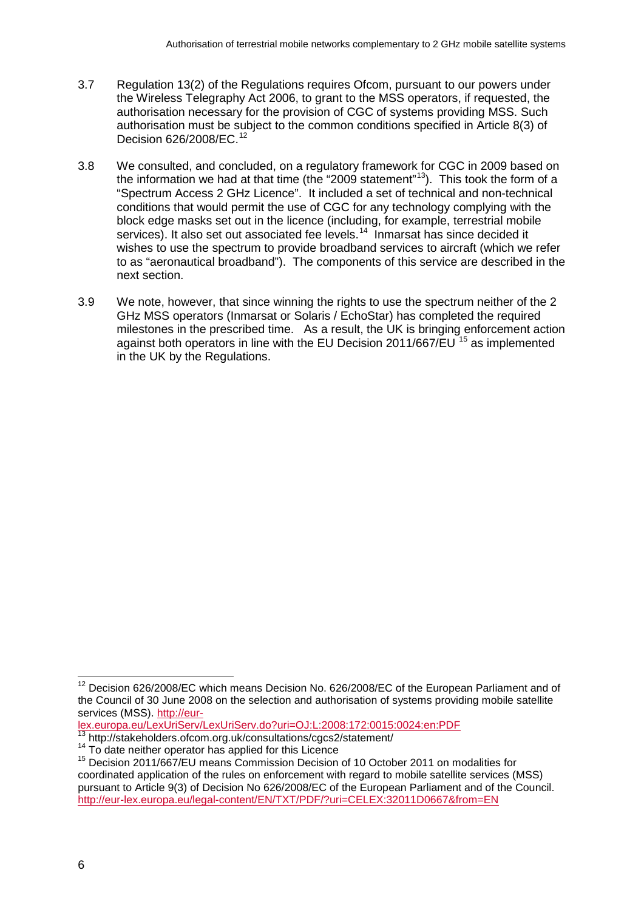3.7 Regulation 13(2) of the Regulations requires Ofcom, pursuant to our powers under the Wireless Telegraphy Act 2006, to grant to the MSS operators, if requested, the authorisation necessary for the provision of CGC of systems providing MSS. Such authorisation must be subject to the common conditions specified in Article 8(3) of Decision 626/2008/EC.[12]

3.8 We consulted, and concluded, on a regulatory framework for CGC in 2009 based on the information we had at that time (the "2009 statement"[13]). This took the form of a "Spectrum Access 2 GHz Licence". It included a set of technical and non-technical conditions that would permit the use of CGC for any technology complying with the block edge masks set out in the licence (including, for example, terrestrial mobile services). It also set out associated fee levels.[14] Inmarsat has since decided it wishes to use the spectrum to provide broadband services to aircraft (which we refer to as "aeronautical broadband"). The components of this service are described in the next section.

3.9 We note, however, that since winning the rights to use the spectrum neither of the 2 GHz MSS operators (Inmarsat or Solaris / EchoStar) has completed the required milestones in the prescribed time. As a result, the UK is bringing enforcement action against both operators in line with the EU Decision 2011/667/EU [15] as implemented in the UK by the Regulations.

---

[12] Decision 626/2008/EC which means Decision No. 626/2008/EC of the European Parliament and of the Council of 30 June 2008 on the selection and authorisation of systems providing mobile satellite services (MSS). http://eur-lex.europa.eu/LexUriServ/LexUriServ.do?uri=OJ:L:2008:172:0015:0024:en:PDF

[13] http://stakeholders.ofcom.org.uk/consultations/cgcs2/statement/

[14] To date neither operator has applied for this Licence

[15] Decision 2011/667/EU means Commission Decision of 10 October 2011 on modalities for coordinated application of the rules on enforcement with regard to mobile satellite services (MSS) pursuant to Article 9(3) of Decision No 626/2008/EC of the European Parliament and of the Council. http://eur-lex.europa.eu/legal-content/EN/TXT/PDF/?uri=CELEX:32011D0667&from=EN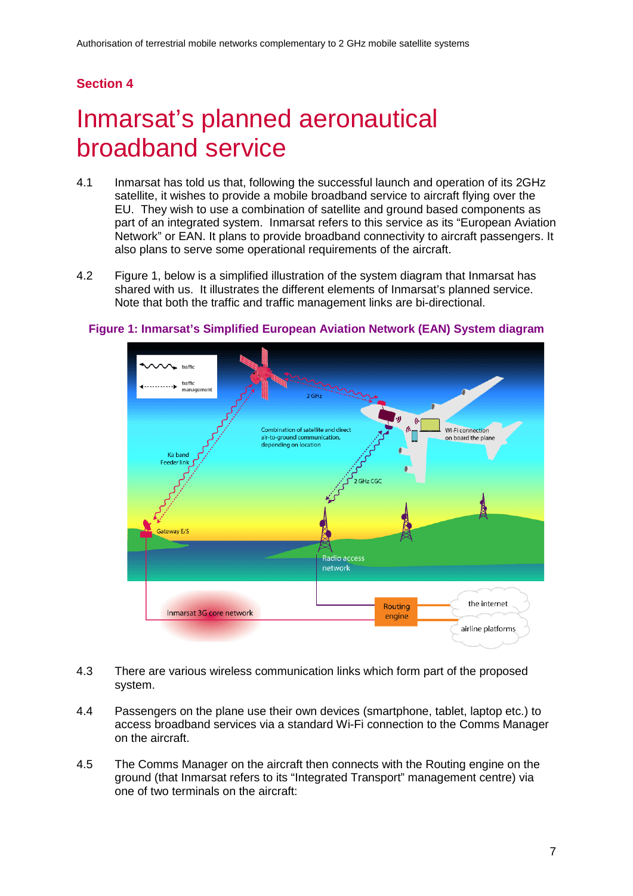## Section 4

# Inmarsat's planned aeronautical broadband service

4.1 Inmarsat has told us that, following the successful launch and operation of its 2GHz satellite, it wishes to provide a mobile broadband service to aircraft flying over the EU. They wish to use a combination of satellite and ground based components as part of an integrated system. Inmarsat refers to this service as its "European Aviation Network" or EAN. It plans to provide broadband connectivity to aircraft passengers. It also plans to serve some operational requirements of the aircraft.

4.2 Figure 1, below is a simplified illustration of the system diagram that Inmarsat has shared with us. It illustrates the different elements of Inmarsat's planned service. Note that both the traffic and traffic management links are bi-directional.

**Figure 1: Inmarsat's Simplified European Aviation Network (EAN) System diagram**

4.3 There are various wireless communication links which form part of the proposed system.

4.4 Passengers on the plane use their own devices (smartphone, tablet, laptop etc.) to access broadband services via a standard Wi-Fi connection to the Comms Manager on the aircraft.

4.5 The Comms Manager on the aircraft then connects with the Routing engine on the ground (that Inmarsat refers to its "Integrated Transport" management centre) via one of two terminals on the aircraft: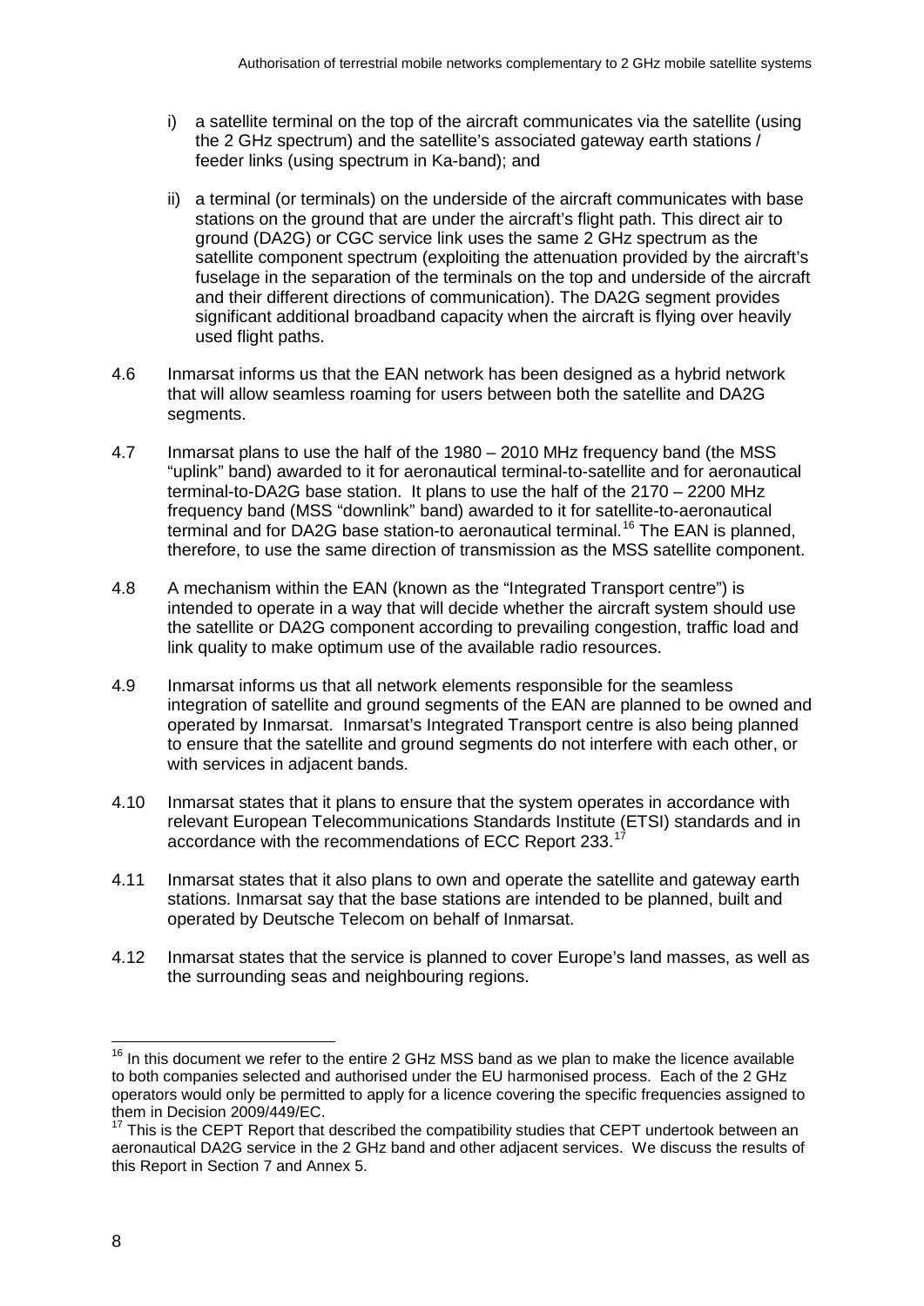i) a satellite terminal on the top of the aircraft communicates via the satellite (using the 2 GHz spectrum) and the satellite's associated gateway earth stations / feeder links (using spectrum in Ka-band); and

ii) a terminal (or terminals) on the underside of the aircraft communicates with base stations on the ground that are under the aircraft's flight path. This direct air to ground (DA2G) or CGC service link uses the same 2 GHz spectrum as the satellite component spectrum (exploiting the attenuation provided by the aircraft's fuselage in the separation of the terminals on the top and underside of the aircraft and their different directions of communication). The DA2G segment provides significant additional broadband capacity when the aircraft is flying over heavily used flight paths.

4.6 Inmarsat informs us that the EAN network has been designed as a hybrid network that will allow seamless roaming for users between both the satellite and DA2G segments.

4.7 Inmarsat plans to use the half of the 1980 – 2010 MHz frequency band (the MSS "uplink" band) awarded to it for aeronautical terminal-to-satellite and for aeronautical terminal-to-DA2G base station. It plans to use the half of the 2170 – 2200 MHz frequency band (MSS "downlink" band) awarded to it for satellite-to-aeronautical terminal and for DA2G base station-to aeronautical terminal.[16] The EAN is planned, therefore, to use the same direction of transmission as the MSS satellite component.

4.8 A mechanism within the EAN (known as the "Integrated Transport centre") is intended to operate in a way that will decide whether the aircraft system should use the satellite or DA2G component according to prevailing congestion, traffic load and link quality to make optimum use of the available radio resources.

4.9 Inmarsat informs us that all network elements responsible for the seamless integration of satellite and ground segments of the EAN are planned to be owned and operated by Inmarsat. Inmarsat's Integrated Transport centre is also being planned to ensure that the satellite and ground segments do not interfere with each other, or with services in adjacent bands.

4.10 Inmarsat states that it plans to ensure that the system operates in accordance with relevant European Telecommunications Standards Institute (ETSI) standards and in accordance with the recommendations of ECC Report 233.[17]

4.11 Inmarsat states that it also plans to own and operate the satellite and gateway earth stations. Inmarsat say that the base stations are intended to be planned, built and operated by Deutsche Telecom on behalf of Inmarsat.

4.12 Inmarsat states that the service is planned to cover Europe's land masses, as well as the surrounding seas and neighbouring regions.

---

[16] In this document we refer to the entire 2 GHz MSS band as we plan to make the licence available to both companies selected and authorised under the EU harmonised process. Each of the 2 GHz operators would only be permitted to apply for a licence covering the specific frequencies assigned to them in Decision 2009/449/EC.

[17] This is the CEPT Report that described the compatibility studies that CEPT undertook between an aeronautical DA2G service in the 2 GHz band and other adjacent services. We discuss the results of this Report in Section 7 and Annex 5.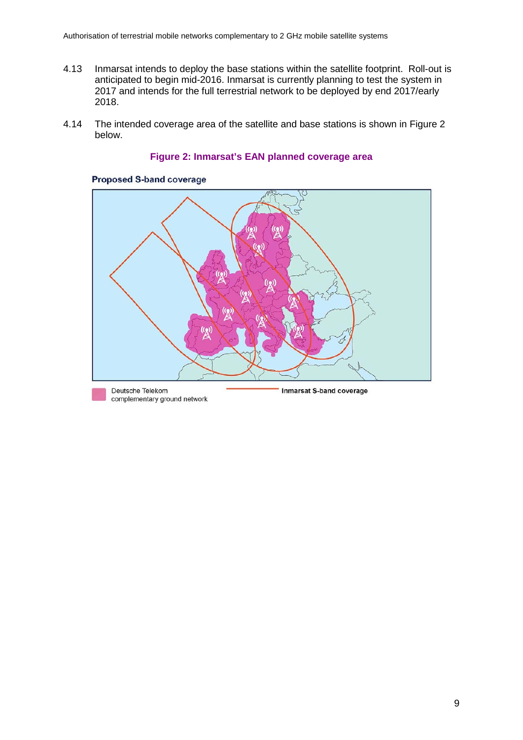4.13 Inmarsat intends to deploy the base stations within the satellite footprint. Roll-out is anticipated to begin mid-2016. Inmarsat is currently planning to test the system in 2017 and intends for the full terrestrial network to be deployed by end 2017/early 2018.

4.14 The intended coverage area of the satellite and base stations is shown in Figure 2 below.

**Figure 2: Inmarsat's EAN planned coverage area**

**Proposed S-band coverage**

Deutsche Telekom complementary ground network

Inmarsat S-band coverage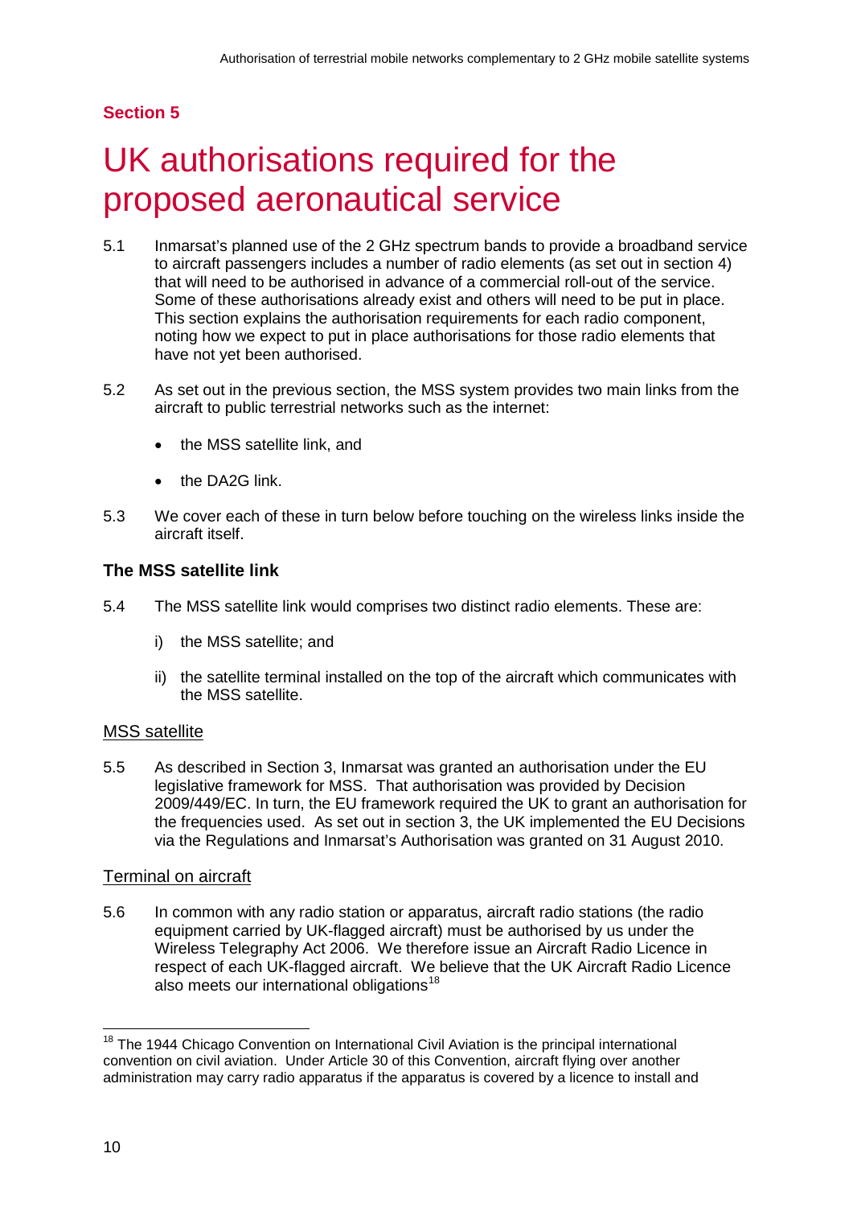**Section 5**

# UK authorisations required for the proposed aeronautical service

5.1 Inmarsat's planned use of the 2 GHz spectrum bands to provide a broadband service to aircraft passengers includes a number of radio elements (as set out in section 4) that will need to be authorised in advance of a commercial roll-out of the service. Some of these authorisations already exist and others will need to be put in place. This section explains the authorisation requirements for each radio component, noting how we expect to put in place authorisations for those radio elements that have not yet been authorised.

5.2 As set out in the previous section, the MSS system provides two main links from the aircraft to public terrestrial networks such as the internet:

- the MSS satellite link, and
- the DA2G link.

5.3 We cover each of these in turn below before touching on the wireless links inside the aircraft itself.

### The MSS satellite link

5.4 The MSS satellite link would comprises two distinct radio elements. These are:

i) the MSS satellite; and

ii) the satellite terminal installed on the top of the aircraft which communicates with the MSS satellite.

MSS satellite

5.5 As described in Section 3, Inmarsat was granted an authorisation under the EU legislative framework for MSS. That authorisation was provided by Decision 2009/449/EC. In turn, the EU framework required the UK to grant an authorisation for the frequencies used. As set out in section 3, the UK implemented the EU Decisions via the Regulations and Inmarsat's Authorisation was granted on 31 August 2010.

Terminal on aircraft

5.6 In common with any radio station or apparatus, aircraft radio stations (the radio equipment carried by UK-flagged aircraft) must be authorised by us under the Wireless Telegraphy Act 2006. We therefore issue an Aircraft Radio Licence in respect of each UK-flagged aircraft. We believe that the UK Aircraft Radio Licence also meets our international obligations[18]

[18] The 1944 Chicago Convention on International Civil Aviation is the principal international convention on civil aviation. Under Article 30 of this Convention, aircraft flying over another administration may carry radio apparatus if the apparatus is covered by a licence to install and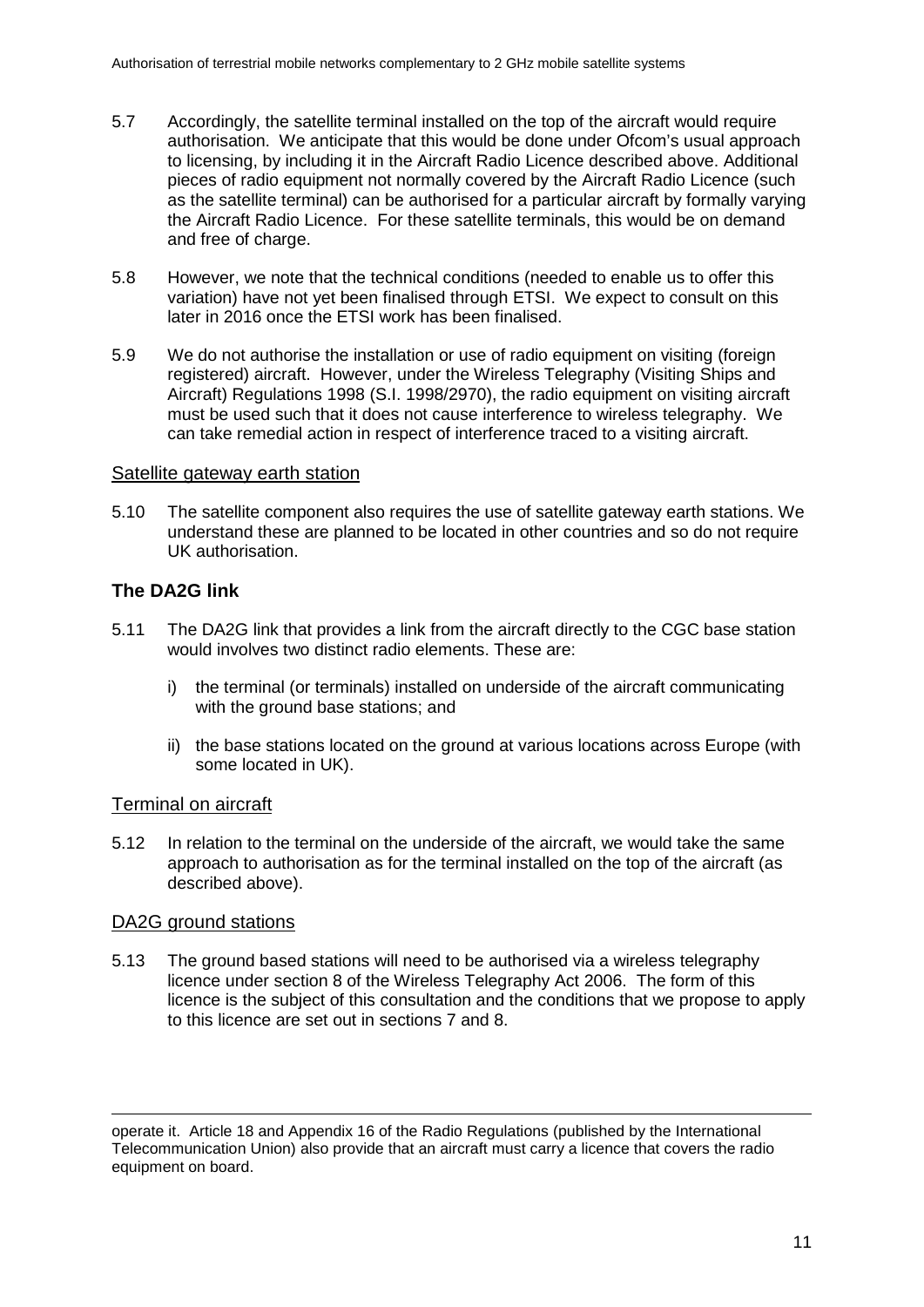5.7 Accordingly, the satellite terminal installed on the top of the aircraft would require authorisation. We anticipate that this would be done under Ofcom's usual approach to licensing, by including it in the Aircraft Radio Licence described above. Additional pieces of radio equipment not normally covered by the Aircraft Radio Licence (such as the satellite terminal) can be authorised for a particular aircraft by formally varying the Aircraft Radio Licence. For these satellite terminals, this would be on demand and free of charge.

5.8 However, we note that the technical conditions (needed to enable us to offer this variation) have not yet been finalised through ETSI. We expect to consult on this later in 2016 once the ETSI work has been finalised.

5.9 We do not authorise the installation or use of radio equipment on visiting (foreign registered) aircraft. However, under the Wireless Telegraphy (Visiting Ships and Aircraft) Regulations 1998 (S.I. 1998/2970), the radio equipment on visiting aircraft must be used such that it does not cause interference to wireless telegraphy. We can take remedial action in respect of interference traced to a visiting aircraft.

#### Satellite gateway earth station

5.10 The satellite component also requires the use of satellite gateway earth stations. We understand these are planned to be located in other countries and so do not require UK authorisation.

### The DA2G link

5.11 The DA2G link that provides a link from the aircraft directly to the CGC base station would involves two distinct radio elements. These are:

i) the terminal (or terminals) installed on underside of the aircraft communicating with the ground base stations; and

ii) the base stations located on the ground at various locations across Europe (with some located in UK).

#### Terminal on aircraft

5.12 In relation to the terminal on the underside of the aircraft, we would take the same approach to authorisation as for the terminal installed on the top of the aircraft (as described above).

#### DA2G ground stations

5.13 The ground based stations will need to be authorised via a wireless telegraphy licence under section 8 of the Wireless Telegraphy Act 2006. The form of this licence is the subject of this consultation and the conditions that we propose to apply to this licence are set out in sections 7 and 8.

---

operate it. Article 18 and Appendix 16 of the Radio Regulations (published by the International Telecommunication Union) also provide that an aircraft must carry a licence that covers the radio equipment on board.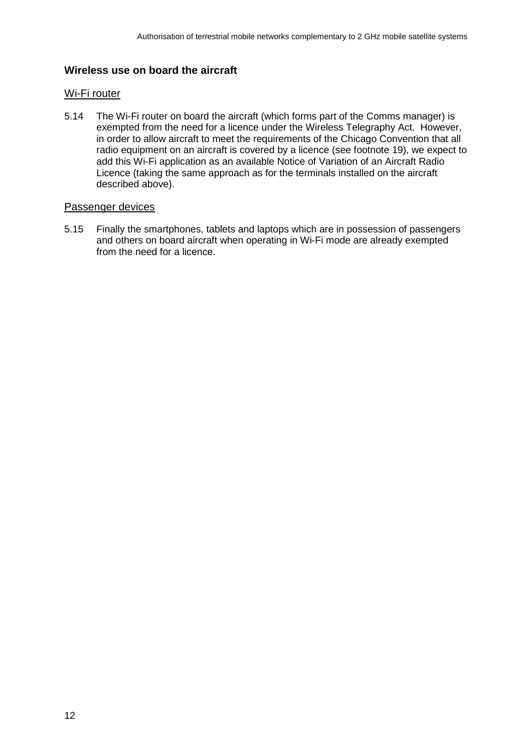### Wireless use on board the aircraft

#### Wi-Fi router

5.14 The Wi-Fi router on board the aircraft (which forms part of the Comms manager) is exempted from the need for a licence under the Wireless Telegraphy Act. However, in order to allow aircraft to meet the requirements of the Chicago Convention that all radio equipment on an aircraft is covered by a licence (see footnote 19), we expect to add this Wi-Fi application as an available Notice of Variation of an Aircraft Radio Licence (taking the same approach as for the terminals installed on the aircraft described above).

#### Passenger devices

5.15 Finally the smartphones, tablets and laptops which are in possession of passengers and others on board aircraft when operating in Wi-Fi mode are already exempted from the need for a licence.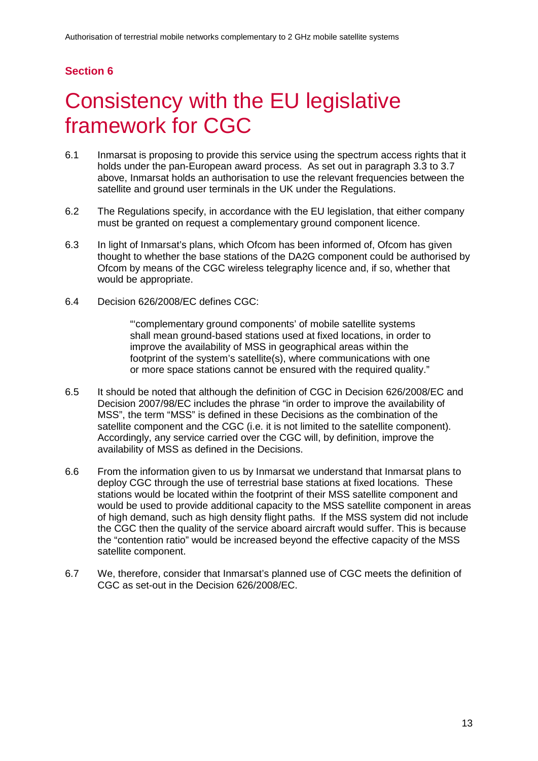## Section 6

# Consistency with the EU legislative framework for CGC

6.1 Inmarsat is proposing to provide this service using the spectrum access rights that it holds under the pan-European award process. As set out in paragraph 3.3 to 3.7 above, Inmarsat holds an authorisation to use the relevant frequencies between the satellite and ground user terminals in the UK under the Regulations.

6.2 The Regulations specify, in accordance with the EU legislation, that either company must be granted on request a complementary ground component licence.

6.3 In light of Inmarsat's plans, which Ofcom has been informed of, Ofcom has given thought to whether the base stations of the DA2G component could be authorised by Ofcom by means of the CGC wireless telegraphy licence and, if so, whether that would be appropriate.

6.4 Decision 626/2008/EC defines CGC:

> "'complementary ground components' of mobile satellite systems shall mean ground-based stations used at fixed locations, in order to improve the availability of MSS in geographical areas within the footprint of the system's satellite(s), where communications with one or more space stations cannot be ensured with the required quality."

6.5 It should be noted that although the definition of CGC in Decision 626/2008/EC and Decision 2007/98/EC includes the phrase "in order to improve the availability of MSS", the term "MSS" is defined in these Decisions as the combination of the satellite component and the CGC (i.e. it is not limited to the satellite component). Accordingly, any service carried over the CGC will, by definition, improve the availability of MSS as defined in the Decisions.

6.6 From the information given to us by Inmarsat we understand that Inmarsat plans to deploy CGC through the use of terrestrial base stations at fixed locations. These stations would be located within the footprint of their MSS satellite component and would be used to provide additional capacity to the MSS satellite component in areas of high demand, such as high density flight paths. If the MSS system did not include the CGC then the quality of the service aboard aircraft would suffer. This is because the "contention ratio" would be increased beyond the effective capacity of the MSS satellite component.

6.7 We, therefore, consider that Inmarsat's planned use of CGC meets the definition of CGC as set-out in the Decision 626/2008/EC.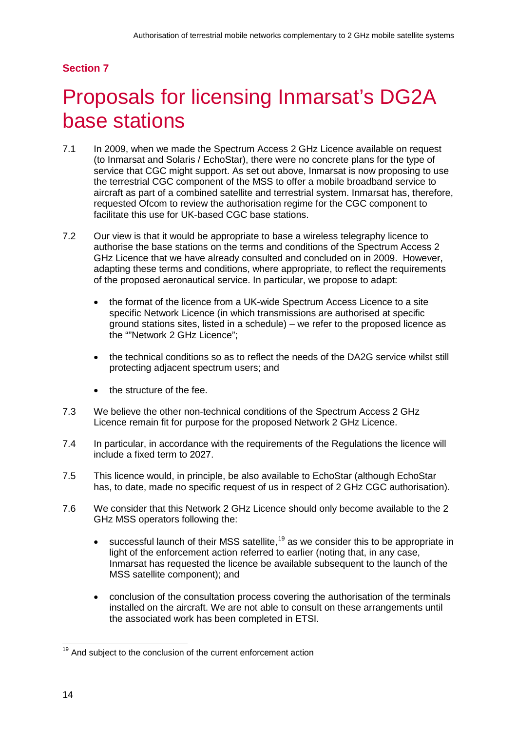**Section 7**

# Proposals for licensing Inmarsat's DG2A base stations

7.1 In 2009, when we made the Spectrum Access 2 GHz Licence available on request (to Inmarsat and Solaris / EchoStar), there were no concrete plans for the type of service that CGC might support. As set out above, Inmarsat is now proposing to use the terrestrial CGC component of the MSS to offer a mobile broadband service to aircraft as part of a combined satellite and terrestrial system. Inmarsat has, therefore, requested Ofcom to review the authorisation regime for the CGC component to facilitate this use for UK-based CGC base stations.

7.2 Our view is that it would be appropriate to base a wireless telegraphy licence to authorise the base stations on the terms and conditions of the Spectrum Access 2 GHz Licence that we have already consulted and concluded on in 2009. However, adapting these terms and conditions, where appropriate, to reflect the requirements of the proposed aeronautical service. In particular, we propose to adapt:

- the format of the licence from a UK-wide Spectrum Access Licence to a site specific Network Licence (in which transmissions are authorised at specific ground stations sites, listed in a schedule) – we refer to the proposed licence as the ""Network 2 GHz Licence";
- the technical conditions so as to reflect the needs of the DA2G service whilst still protecting adjacent spectrum users; and
- the structure of the fee.

7.3 We believe the other non-technical conditions of the Spectrum Access 2 GHz Licence remain fit for purpose for the proposed Network 2 GHz Licence.

7.4 In particular, in accordance with the requirements of the Regulations the licence will include a fixed term to 2027.

7.5 This licence would, in principle, be also available to EchoStar (although EchoStar has, to date, made no specific request of us in respect of 2 GHz CGC authorisation).

7.6 We consider that this Network 2 GHz Licence should only become available to the 2 GHz MSS operators following the:

- successful launch of their MSS satellite,[19] as we consider this to be appropriate in light of the enforcement action referred to earlier (noting that, in any case, Inmarsat has requested the licence be available subsequent to the launch of the MSS satellite component); and
- conclusion of the consultation process covering the authorisation of the terminals installed on the aircraft. We are not able to consult on these arrangements until the associated work has been completed in ETSI.

[19] And subject to the conclusion of the current enforcement action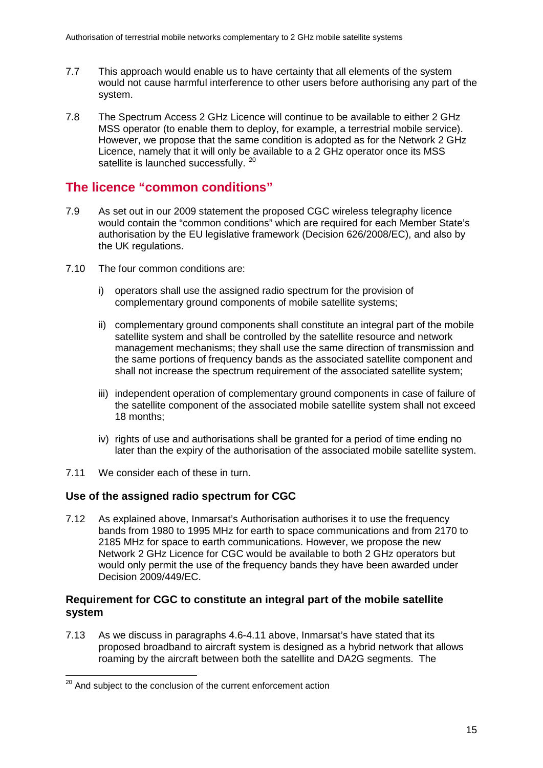7.7 This approach would enable us to have certainty that all elements of the system would not cause harmful interference to other users before authorising any part of the system.

7.8 The Spectrum Access 2 GHz Licence will continue to be available to either 2 GHz MSS operator (to enable them to deploy, for example, a terrestrial mobile service). However, we propose that the same condition is adopted as for the Network 2 GHz Licence, namely that it will only be available to a 2 GHz operator once its MSS satellite is launched successfully. [20]

## The licence "common conditions"

7.9 As set out in our 2009 statement the proposed CGC wireless telegraphy licence would contain the "common conditions" which are required for each Member State's authorisation by the EU legislative framework (Decision 626/2008/EC), and also by the UK regulations.

7.10 The four common conditions are:

i) operators shall use the assigned radio spectrum for the provision of complementary ground components of mobile satellite systems;

ii) complementary ground components shall constitute an integral part of the mobile satellite system and shall be controlled by the satellite resource and network management mechanisms; they shall use the same direction of transmission and the same portions of frequency bands as the associated satellite component and shall not increase the spectrum requirement of the associated satellite system;

iii) independent operation of complementary ground components in case of failure of the satellite component of the associated mobile satellite system shall not exceed 18 months;

iv) rights of use and authorisations shall be granted for a period of time ending no later than the expiry of the authorisation of the associated mobile satellite system.

7.11 We consider each of these in turn.

### Use of the assigned radio spectrum for CGC

7.12 As explained above, Inmarsat's Authorisation authorises it to use the frequency bands from 1980 to 1995 MHz for earth to space communications and from 2170 to 2185 MHz for space to earth communications. However, we propose the new Network 2 GHz Licence for CGC would be available to both 2 GHz operators but would only permit the use of the frequency bands they have been awarded under Decision 2009/449/EC.

### Requirement for CGC to constitute an integral part of the mobile satellite system

7.13 As we discuss in paragraphs 4.6-4.11 above, Inmarsat's have stated that its proposed broadband to aircraft system is designed as a hybrid network that allows roaming by the aircraft between both the satellite and DA2G segments. The

---

[20] And subject to the conclusion of the current enforcement action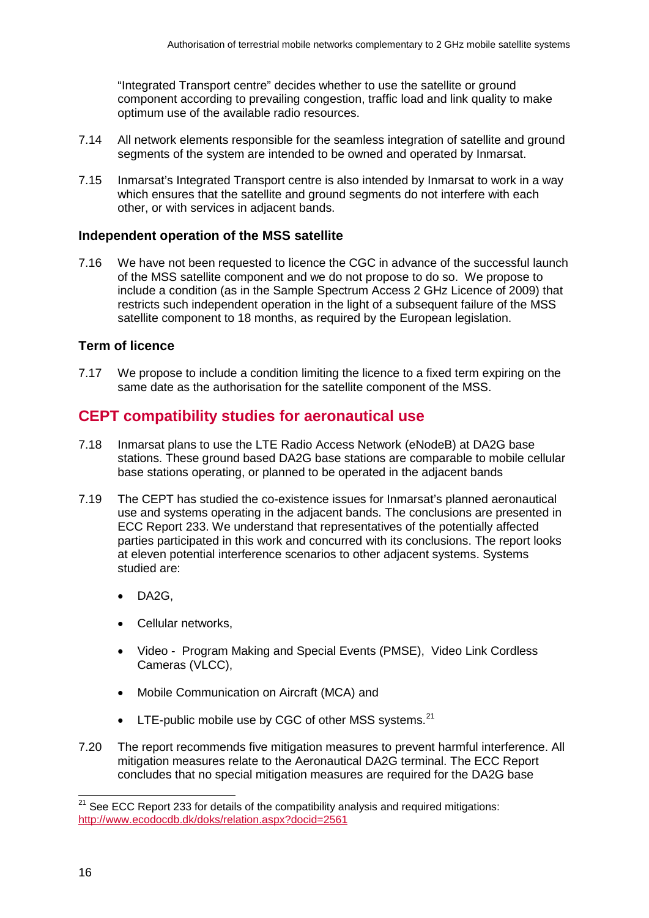"Integrated Transport centre" decides whether to use the satellite or ground component according to prevailing congestion, traffic load and link quality to make optimum use of the available radio resources.

7.14 All network elements responsible for the seamless integration of satellite and ground segments of the system are intended to be owned and operated by Inmarsat.

7.15 Inmarsat's Integrated Transport centre is also intended by Inmarsat to work in a way which ensures that the satellite and ground segments do not interfere with each other, or with services in adjacent bands.

### Independent operation of the MSS satellite

7.16 We have not been requested to licence the CGC in advance of the successful launch of the MSS satellite component and we do not propose to do so. We propose to include a condition (as in the Sample Spectrum Access 2 GHz Licence of 2009) that restricts such independent operation in the light of a subsequent failure of the MSS satellite component to 18 months, as required by the European legislation.

### Term of licence

7.17 We propose to include a condition limiting the licence to a fixed term expiring on the same date as the authorisation for the satellite component of the MSS.

## CEPT compatibility studies for aeronautical use

7.18 Inmarsat plans to use the LTE Radio Access Network (eNodeB) at DA2G base stations. These ground based DA2G base stations are comparable to mobile cellular base stations operating, or planned to be operated in the adjacent bands

7.19 The CEPT has studied the co-existence issues for Inmarsat's planned aeronautical use and systems operating in the adjacent bands. The conclusions are presented in ECC Report 233. We understand that representatives of the potentially affected parties participated in this work and concurred with its conclusions. The report looks at eleven potential interference scenarios to other adjacent systems. Systems studied are:

- DA2G,
- Cellular networks,
- Video - Program Making and Special Events (PMSE), Video Link Cordless Cameras (VLCC),
- Mobile Communication on Aircraft (MCA) and
- LTE-public mobile use by CGC of other MSS systems.[21]

7.20 The report recommends five mitigation measures to prevent harmful interference. All mitigation measures relate to the Aeronautical DA2G terminal. The ECC Report concludes that no special mitigation measures are required for the DA2G base

[21] See ECC Report 233 for details of the compatibility analysis and required mitigations: http://www.ecodocdb.dk/doks/relation.aspx?docid=2561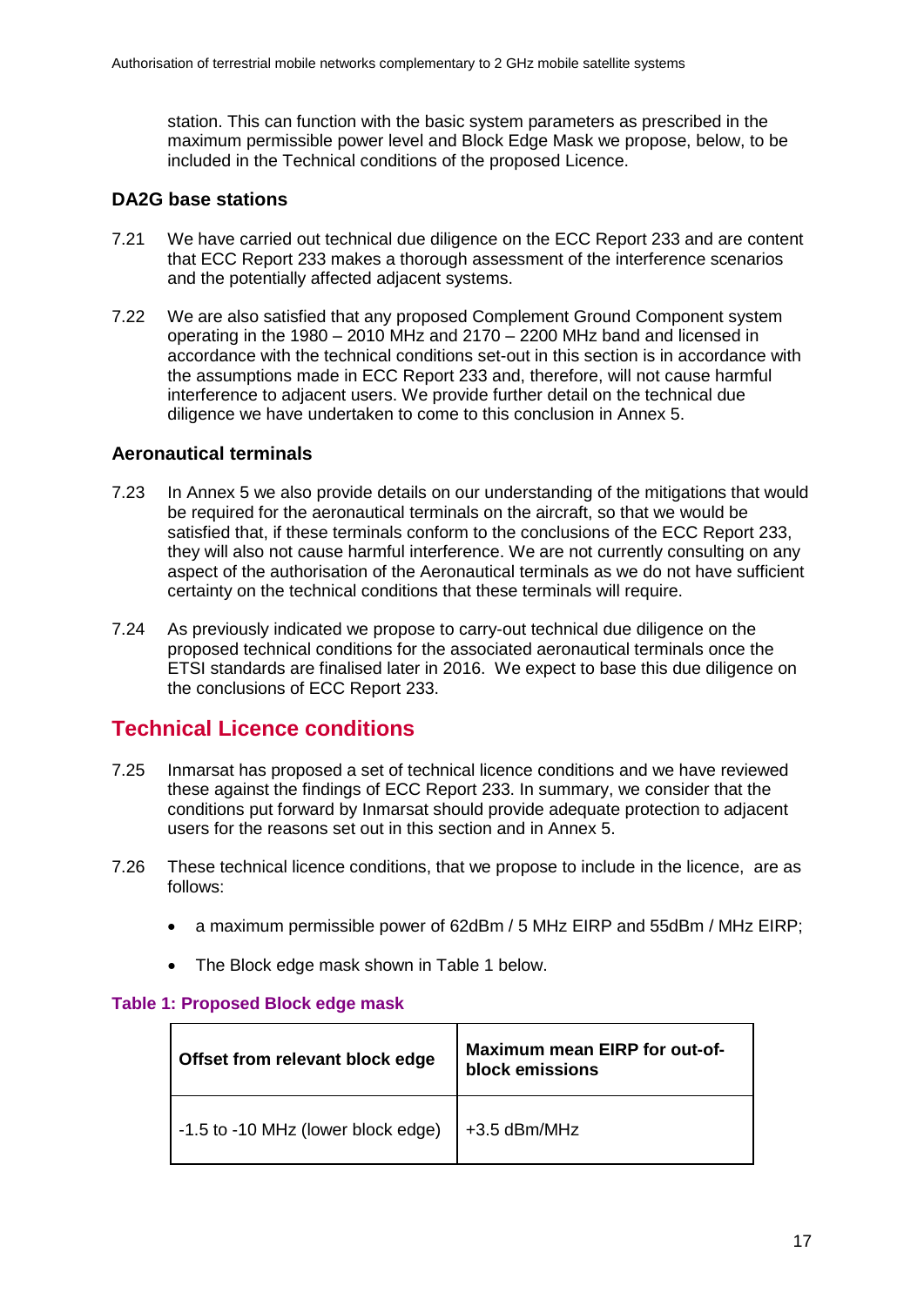station. This can function with the basic system parameters as prescribed in the maximum permissible power level and Block Edge Mask we propose, below, to be included in the Technical conditions of the proposed Licence.

### DA2G base stations

7.21 We have carried out technical due diligence on the ECC Report 233 and are content that ECC Report 233 makes a thorough assessment of the interference scenarios and the potentially affected adjacent systems.

7.22 We are also satisfied that any proposed Complement Ground Component system operating in the 1980 – 2010 MHz and 2170 – 2200 MHz band and licensed in accordance with the technical conditions set-out in this section is in accordance with the assumptions made in ECC Report 233 and, therefore, will not cause harmful interference to adjacent users. We provide further detail on the technical due diligence we have undertaken to come to this conclusion in Annex 5.

### Aeronautical terminals

7.23 In Annex 5 we also provide details on our understanding of the mitigations that would be required for the aeronautical terminals on the aircraft, so that we would be satisfied that, if these terminals conform to the conclusions of the ECC Report 233, they will also not cause harmful interference. We are not currently consulting on any aspect of the authorisation of the Aeronautical terminals as we do not have sufficient certainty on the technical conditions that these terminals will require.

7.24 As previously indicated we propose to carry-out technical due diligence on the proposed technical conditions for the associated aeronautical terminals once the ETSI standards are finalised later in 2016. We expect to base this due diligence on the conclusions of ECC Report 233.

## Technical Licence conditions

7.25 Inmarsat has proposed a set of technical licence conditions and we have reviewed these against the findings of ECC Report 233. In summary, we consider that the conditions put forward by Inmarsat should provide adequate protection to adjacent users for the reasons set out in this section and in Annex 5.

7.26 These technical licence conditions, that we propose to include in the licence, are as follows:

- a maximum permissible power of 62dBm / 5 MHz EIRP and 55dBm / MHz EIRP;
- The Block edge mask shown in Table 1 below.

**Table 1: Proposed Block edge mask**

| Offset from relevant block edge | Maximum mean EIRP for out-of-block emissions |
|---|---|
| -1.5 to -10 MHz (lower block edge) | +3.5 dBm/MHz |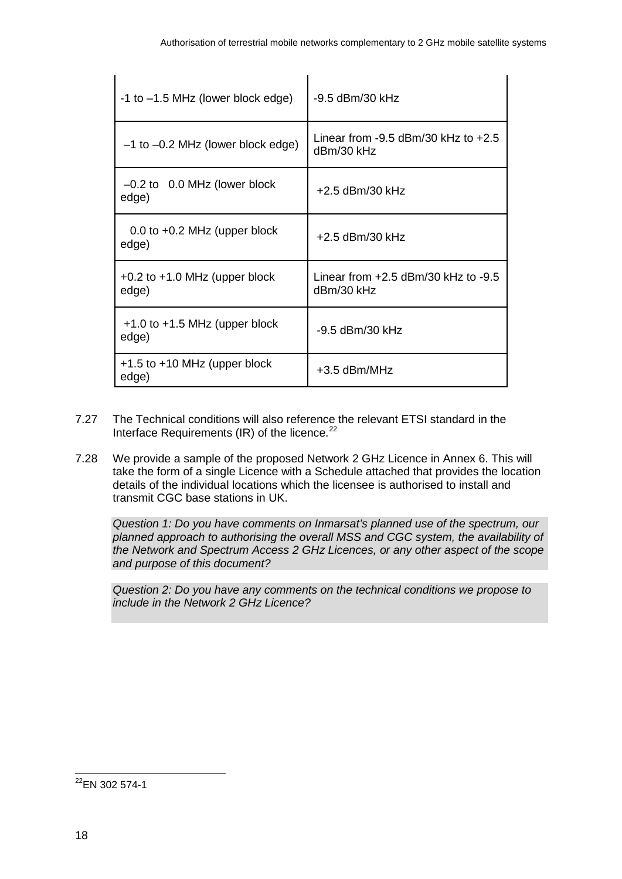| | |
|---|---|
| -1 to –1.5 MHz (lower block edge) | -9.5 dBm/30 kHz |
| –1 to –0.2 MHz (lower block edge) | Linear from -9.5 dBm/30 kHz to +2.5 dBm/30 kHz |
| –0.2 to 0.0 MHz (lower block edge) | +2.5 dBm/30 kHz |
| 0.0 to +0.2 MHz (upper block edge) | +2.5 dBm/30 kHz |
| +0.2 to +1.0 MHz (upper block edge) | Linear from +2.5 dBm/30 kHz to -9.5 dBm/30 kHz |
| +1.0 to +1.5 MHz (upper block edge) | -9.5 dBm/30 kHz |
| +1.5 to +10 MHz (upper block edge) | +3.5 dBm/MHz |

7.27 The Technical conditions will also reference the relevant ETSI standard in the Interface Requirements (IR) of the licence.[22]

7.28 We provide a sample of the proposed Network 2 GHz Licence in Annex 6. This will take the form of a single Licence with a Schedule attached that provides the location details of the individual locations which the licensee is authorised to install and transmit CGC base stations in UK.

*Question 1: Do you have comments on Inmarsat's planned use of the spectrum, our planned approach to authorising the overall MSS and CGC system, the availability of the Network and Spectrum Access 2 GHz Licences, or any other aspect of the scope and purpose of this document?*

*Question 2: Do you have any comments on the technical conditions we propose to include in the Network 2 GHz Licence?*

[22] EN 302 574-1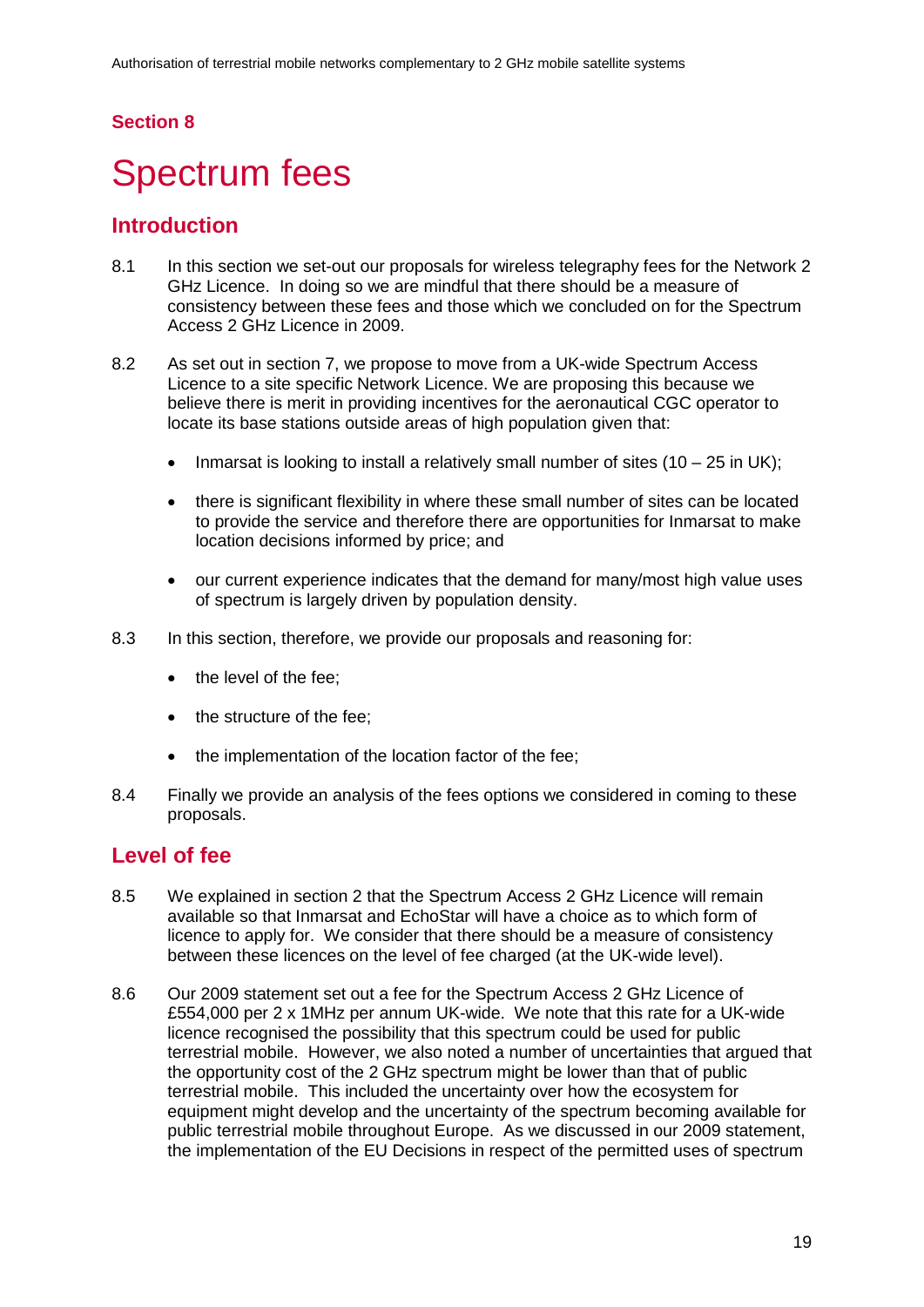## Section 8

# Spectrum fees

## Introduction

8.1 In this section we set-out our proposals for wireless telegraphy fees for the Network 2 GHz Licence. In doing so we are mindful that there should be a measure of consistency between these fees and those which we concluded on for the Spectrum Access 2 GHz Licence in 2009.

8.2 As set out in section 7, we propose to move from a UK-wide Spectrum Access Licence to a site specific Network Licence. We are proposing this because we believe there is merit in providing incentives for the aeronautical CGC operator to locate its base stations outside areas of high population given that:

- Inmarsat is looking to install a relatively small number of sites (10 – 25 in UK);
- there is significant flexibility in where these small number of sites can be located to provide the service and therefore there are opportunities for Inmarsat to make location decisions informed by price; and
- our current experience indicates that the demand for many/most high value uses of spectrum is largely driven by population density.

8.3 In this section, therefore, we provide our proposals and reasoning for:

- the level of the fee;
- the structure of the fee;
- the implementation of the location factor of the fee;

8.4 Finally we provide an analysis of the fees options we considered in coming to these proposals.

## Level of fee

8.5 We explained in section 2 that the Spectrum Access 2 GHz Licence will remain available so that Inmarsat and EchoStar will have a choice as to which form of licence to apply for. We consider that there should be a measure of consistency between these licences on the level of fee charged (at the UK-wide level).

8.6 Our 2009 statement set out a fee for the Spectrum Access 2 GHz Licence of £554,000 per 2 x 1MHz per annum UK-wide. We note that this rate for a UK-wide licence recognised the possibility that this spectrum could be used for public terrestrial mobile. However, we also noted a number of uncertainties that argued that the opportunity cost of the 2 GHz spectrum might be lower than that of public terrestrial mobile. This included the uncertainty over how the ecosystem for equipment might develop and the uncertainty of the spectrum becoming available for public terrestrial mobile throughout Europe. As we discussed in our 2009 statement, the implementation of the EU Decisions in respect of the permitted uses of spectrum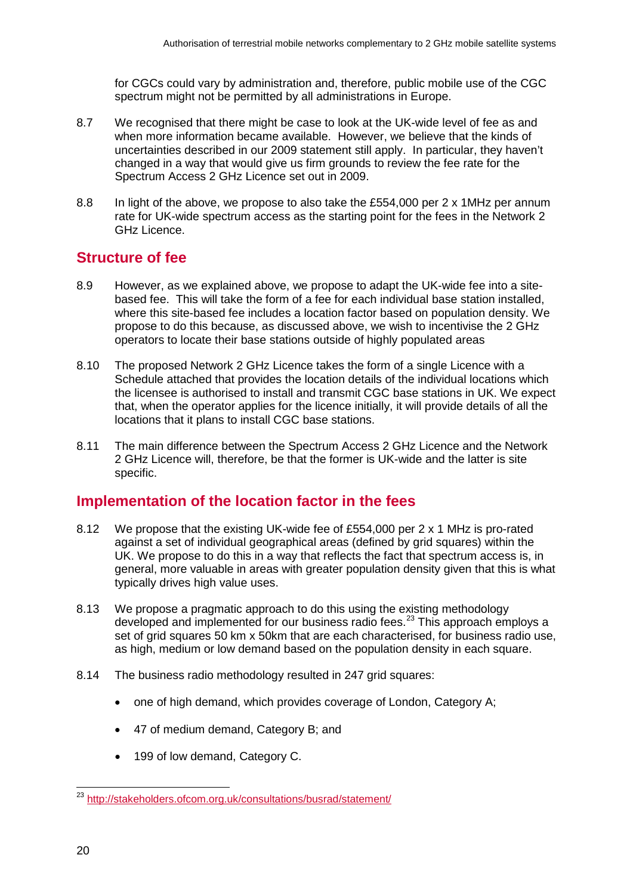for CGCs could vary by administration and, therefore, public mobile use of the CGC spectrum might not be permitted by all administrations in Europe.

8.7 We recognised that there might be case to look at the UK-wide level of fee as and when more information became available. However, we believe that the kinds of uncertainties described in our 2009 statement still apply. In particular, they haven't changed in a way that would give us firm grounds to review the fee rate for the Spectrum Access 2 GHz Licence set out in 2009.

8.8 In light of the above, we propose to also take the £554,000 per 2 x 1MHz per annum rate for UK-wide spectrum access as the starting point for the fees in the Network 2 GHz Licence.

## Structure of fee

8.9 However, as we explained above, we propose to adapt the UK-wide fee into a site-based fee. This will take the form of a fee for each individual base station installed, where this site-based fee includes a location factor based on population density. We propose to do this because, as discussed above, we wish to incentivise the 2 GHz operators to locate their base stations outside of highly populated areas

8.10 The proposed Network 2 GHz Licence takes the form of a single Licence with a Schedule attached that provides the location details of the individual locations which the licensee is authorised to install and transmit CGC base stations in UK. We expect that, when the operator applies for the licence initially, it will provide details of all the locations that it plans to install CGC base stations.

8.11 The main difference between the Spectrum Access 2 GHz Licence and the Network 2 GHz Licence will, therefore, be that the former is UK-wide and the latter is site specific.

## Implementation of the location factor in the fees

8.12 We propose that the existing UK-wide fee of £554,000 per 2 x 1 MHz is pro-rated against a set of individual geographical areas (defined by grid squares) within the UK. We propose to do this in a way that reflects the fact that spectrum access is, in general, more valuable in areas with greater population density given that this is what typically drives high value uses.

8.13 We propose a pragmatic approach to do this using the existing methodology developed and implemented for our business radio fees.[23] This approach employs a set of grid squares 50 km x 50km that are each characterised, for business radio use, as high, medium or low demand based on the population density in each square.

8.14 The business radio methodology resulted in 247 grid squares:

- one of high demand, which provides coverage of London, Category A;
- 47 of medium demand, Category B; and
- 199 of low demand, Category C.

[23] http://stakeholders.ofcom.org.uk/consultations/busrad/statement/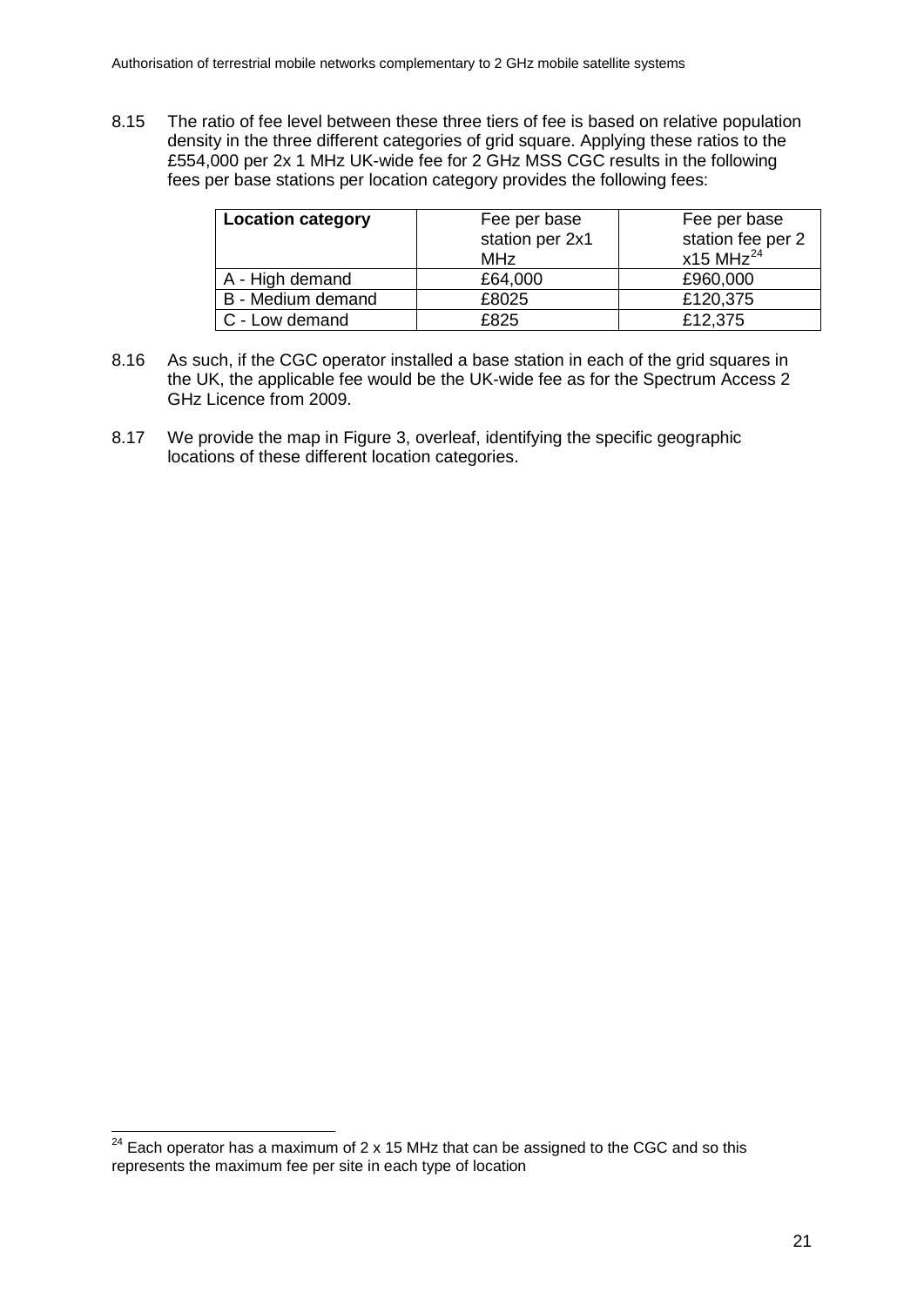8.15 The ratio of fee level between these three tiers of fee is based on relative population density in the three different categories of grid square. Applying these ratios to the £554,000 per 2x 1 MHz UK-wide fee for 2 GHz MSS CGC results in the following fees per base stations per location category provides the following fees:

| **Location category** | Fee per base station per 2x1 MHz | Fee per base station fee per 2 x15 MHz[24] |
|---|---|---|
| A - High demand | £64,000 | £960,000 |
| B - Medium demand | £8025 | £120,375 |
| C - Low demand | £825 | £12,375 |

8.16 As such, if the CGC operator installed a base station in each of the grid squares in the UK, the applicable fee would be the UK-wide fee as for the Spectrum Access 2 GHz Licence from 2009.

8.17 We provide the map in Figure 3, overleaf, identifying the specific geographic locations of these different location categories.

[24] Each operator has a maximum of 2 x 15 MHz that can be assigned to the CGC and so this represents the maximum fee per site in each type of location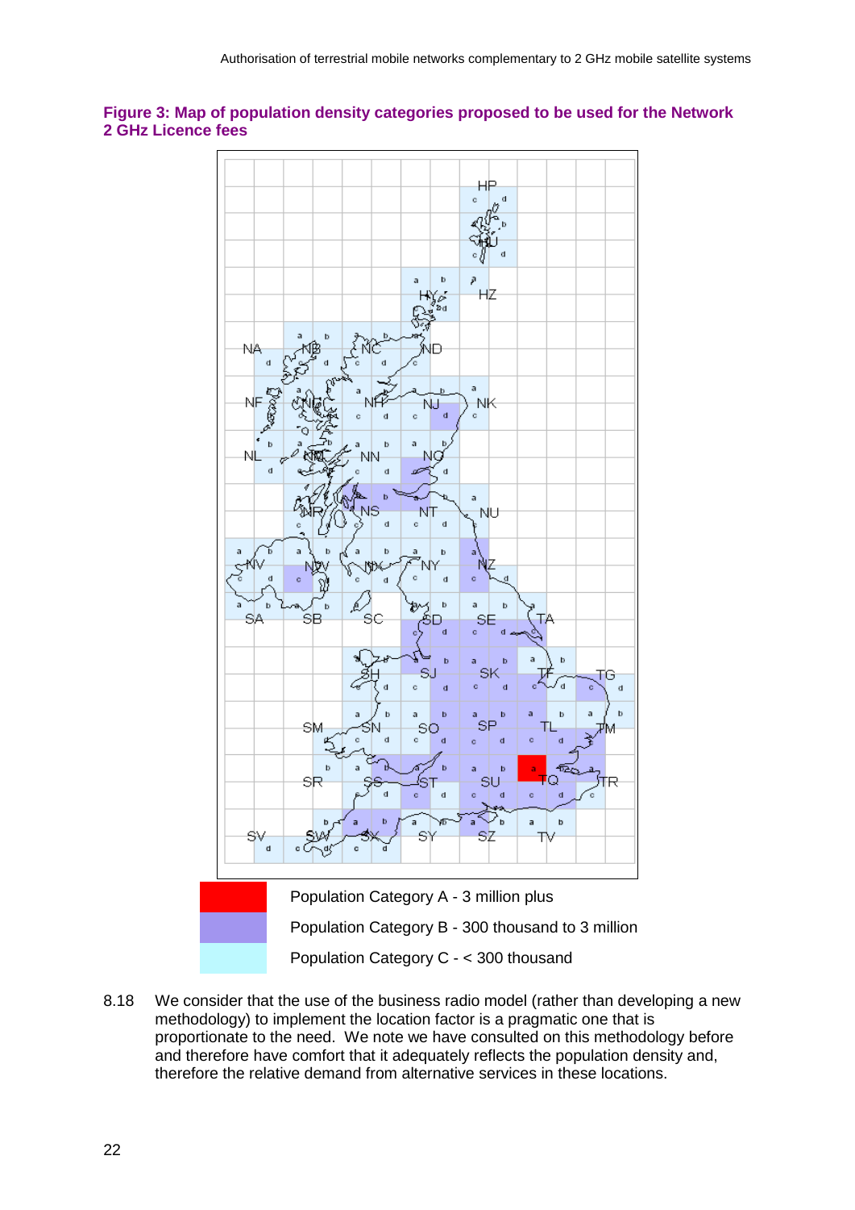**Figure 3: Map of population density categories proposed to be used for the Network 2 GHz Licence fees**

Population Category A - 3 million plus

Population Category B - 300 thousand to 3 million

Population Category C - < 300 thousand

8.18 We consider that the use of the business radio model (rather than developing a new methodology) to implement the location factor is a pragmatic one that is proportionate to the need. We note we have consulted on this methodology before and therefore have comfort that it adequately reflects the population density and, therefore the relative demand from alternative services in these locations.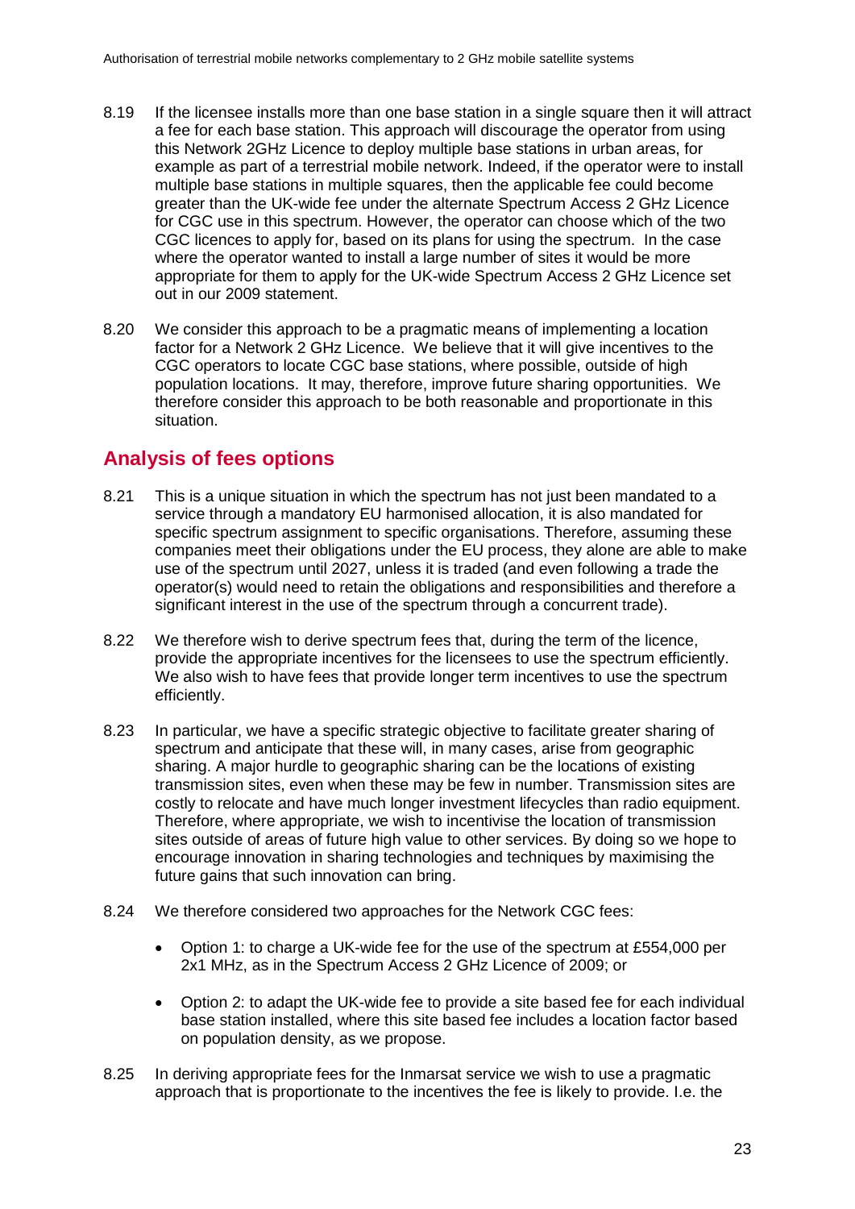8.19 If the licensee installs more than one base station in a single square then it will attract a fee for each base station. This approach will discourage the operator from using this Network 2GHz Licence to deploy multiple base stations in urban areas, for example as part of a terrestrial mobile network. Indeed, if the operator were to install multiple base stations in multiple squares, then the applicable fee could become greater than the UK-wide fee under the alternate Spectrum Access 2 GHz Licence for CGC use in this spectrum. However, the operator can choose which of the two CGC licences to apply for, based on its plans for using the spectrum. In the case where the operator wanted to install a large number of sites it would be more appropriate for them to apply for the UK-wide Spectrum Access 2 GHz Licence set out in our 2009 statement.

8.20 We consider this approach to be a pragmatic means of implementing a location factor for a Network 2 GHz Licence. We believe that it will give incentives to the CGC operators to locate CGC base stations, where possible, outside of high population locations. It may, therefore, improve future sharing opportunities. We therefore consider this approach to be both reasonable and proportionate in this situation.

## Analysis of fees options

8.21 This is a unique situation in which the spectrum has not just been mandated to a service through a mandatory EU harmonised allocation, it is also mandated for specific spectrum assignment to specific organisations. Therefore, assuming these companies meet their obligations under the EU process, they alone are able to make use of the spectrum until 2027, unless it is traded (and even following a trade the operator(s) would need to retain the obligations and responsibilities and therefore a significant interest in the use of the spectrum through a concurrent trade).

8.22 We therefore wish to derive spectrum fees that, during the term of the licence, provide the appropriate incentives for the licensees to use the spectrum efficiently. We also wish to have fees that provide longer term incentives to use the spectrum efficiently.

8.23 In particular, we have a specific strategic objective to facilitate greater sharing of spectrum and anticipate that these will, in many cases, arise from geographic sharing. A major hurdle to geographic sharing can be the locations of existing transmission sites, even when these may be few in number. Transmission sites are costly to relocate and have much longer investment lifecycles than radio equipment. Therefore, where appropriate, we wish to incentivise the location of transmission sites outside of areas of future high value to other services. By doing so we hope to encourage innovation in sharing technologies and techniques by maximising the future gains that such innovation can bring.

8.24 We therefore considered two approaches for the Network CGC fees:

- Option 1: to charge a UK-wide fee for the use of the spectrum at £554,000 per 2x1 MHz, as in the Spectrum Access 2 GHz Licence of 2009; or

- Option 2: to adapt the UK-wide fee to provide a site based fee for each individual base station installed, where this site based fee includes a location factor based on population density, as we propose.

8.25 In deriving appropriate fees for the Inmarsat service we wish to use a pragmatic approach that is proportionate to the incentives the fee is likely to provide. I.e. the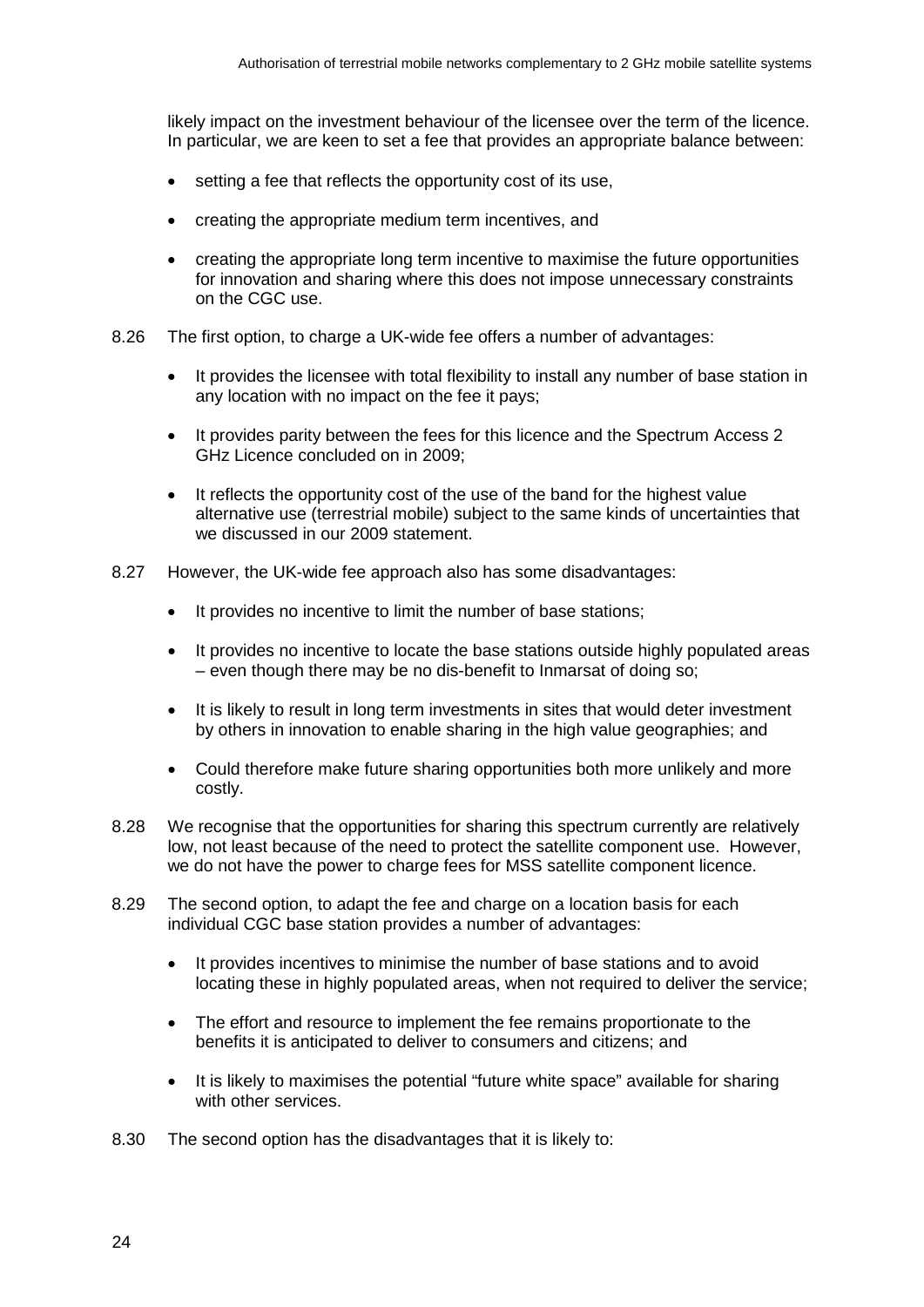likely impact on the investment behaviour of the licensee over the term of the licence. In particular, we are keen to set a fee that provides an appropriate balance between:

- setting a fee that reflects the opportunity cost of its use,
- creating the appropriate medium term incentives, and
- creating the appropriate long term incentive to maximise the future opportunities for innovation and sharing where this does not impose unnecessary constraints on the CGC use.

8.26 The first option, to charge a UK-wide fee offers a number of advantages:

- It provides the licensee with total flexibility to install any number of base station in any location with no impact on the fee it pays;
- It provides parity between the fees for this licence and the Spectrum Access 2 GHz Licence concluded on in 2009;
- It reflects the opportunity cost of the use of the band for the highest value alternative use (terrestrial mobile) subject to the same kinds of uncertainties that we discussed in our 2009 statement.

8.27 However, the UK-wide fee approach also has some disadvantages:

- It provides no incentive to limit the number of base stations;
- It provides no incentive to locate the base stations outside highly populated areas – even though there may be no dis-benefit to Inmarsat of doing so;
- It is likely to result in long term investments in sites that would deter investment by others in innovation to enable sharing in the high value geographies; and
- Could therefore make future sharing opportunities both more unlikely and more costly.

8.28 We recognise that the opportunities for sharing this spectrum currently are relatively low, not least because of the need to protect the satellite component use. However, we do not have the power to charge fees for MSS satellite component licence.

8.29 The second option, to adapt the fee and charge on a location basis for each individual CGC base station provides a number of advantages:

- It provides incentives to minimise the number of base stations and to avoid locating these in highly populated areas, when not required to deliver the service;
- The effort and resource to implement the fee remains proportionate to the benefits it is anticipated to deliver to consumers and citizens; and
- It is likely to maximises the potential "future white space" available for sharing with other services.

8.30 The second option has the disadvantages that it is likely to: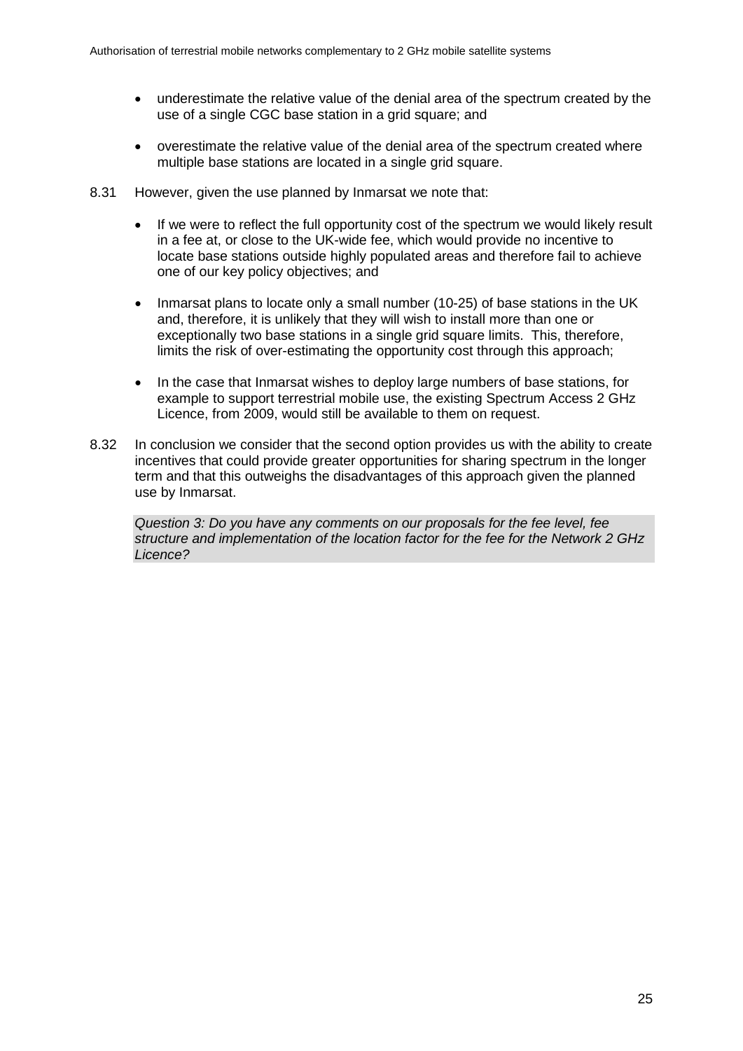- underestimate the relative value of the denial area of the spectrum created by the use of a single CGC base station in a grid square; and
- overestimate the relative value of the denial area of the spectrum created where multiple base stations are located in a single grid square.

8.31 However, given the use planned by Inmarsat we note that:

- If we were to reflect the full opportunity cost of the spectrum we would likely result in a fee at, or close to the UK-wide fee, which would provide no incentive to locate base stations outside highly populated areas and therefore fail to achieve one of our key policy objectives; and
- Inmarsat plans to locate only a small number (10-25) of base stations in the UK and, therefore, it is unlikely that they will wish to install more than one or exceptionally two base stations in a single grid square limits. This, therefore, limits the risk of over-estimating the opportunity cost through this approach;
- In the case that Inmarsat wishes to deploy large numbers of base stations, for example to support terrestrial mobile use, the existing Spectrum Access 2 GHz Licence, from 2009, would still be available to them on request.

8.32 In conclusion we consider that the second option provides us with the ability to create incentives that could provide greater opportunities for sharing spectrum in the longer term and that this outweighs the disadvantages of this approach given the planned use by Inmarsat.

*Question 3: Do you have any comments on our proposals for the fee level, fee structure and implementation of the location factor for the fee for the Network 2 GHz Licence?*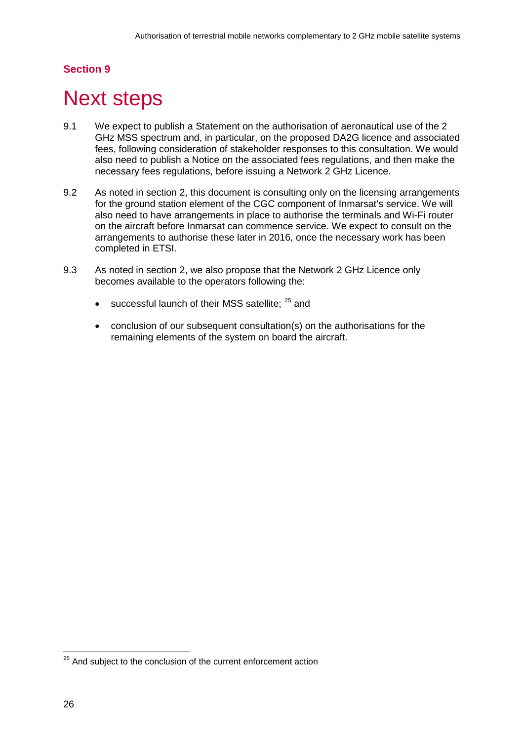## Section 9

# Next steps

9.1 We expect to publish a Statement on the authorisation of aeronautical use of the 2 GHz MSS spectrum and, in particular, on the proposed DA2G licence and associated fees, following consideration of stakeholder responses to this consultation. We would also need to publish a Notice on the associated fees regulations, and then make the necessary fees regulations, before issuing a Network 2 GHz Licence.

9.2 As noted in section 2, this document is consulting only on the licensing arrangements for the ground station element of the CGC component of Inmarsat's service. We will also need to have arrangements in place to authorise the terminals and Wi-Fi router on the aircraft before Inmarsat can commence service. We expect to consult on the arrangements to authorise these later in 2016, once the necessary work has been completed in ETSI.

9.3 As noted in section 2, we also propose that the Network 2 GHz Licence only becomes available to the operators following the:

- successful launch of their MSS satellite; [25] and
- conclusion of our subsequent consultation(s) on the authorisations for the remaining elements of the system on board the aircraft.

[25] And subject to the conclusion of the current enforcement action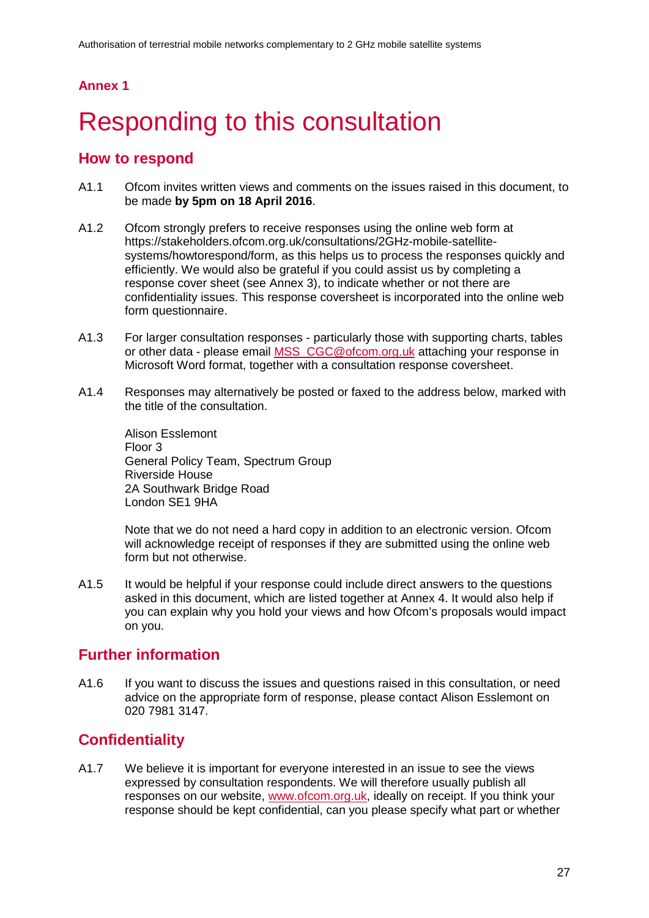## Annex 1

# Responding to this consultation

## How to respond

A1.1 Ofcom invites written views and comments on the issues raised in this document, to be made **by 5pm on 18 April 2016**.

A1.2 Ofcom strongly prefers to receive responses using the online web form at https://stakeholders.ofcom.org.uk/consultations/2GHz-mobile-satellite-systems/howtorespond/form, as this helps us to process the responses quickly and efficiently. We would also be grateful if you could assist us by completing a response cover sheet (see Annex 3), to indicate whether or not there are confidentiality issues. This response coversheet is incorporated into the online web form questionnaire.

A1.3 For larger consultation responses - particularly those with supporting charts, tables or other data - please email MSS_CGC@ofcom.org.uk attaching your response in Microsoft Word format, together with a consultation response coversheet.

A1.4 Responses may alternatively be posted or faxed to the address below, marked with the title of the consultation.

Alison Esslemont
Floor 3
General Policy Team, Spectrum Group
Riverside House
2A Southwark Bridge Road
London SE1 9HA

Note that we do not need a hard copy in addition to an electronic version. Ofcom will acknowledge receipt of responses if they are submitted using the online web form but not otherwise.

A1.5 It would be helpful if your response could include direct answers to the questions asked in this document, which are listed together at Annex 4. It would also help if you can explain why you hold your views and how Ofcom's proposals would impact on you.

## Further information

A1.6 If you want to discuss the issues and questions raised in this consultation, or need advice on the appropriate form of response, please contact Alison Esslemont on 020 7981 3147.

## Confidentiality

A1.7 We believe it is important for everyone interested in an issue to see the views expressed by consultation respondents. We will therefore usually publish all responses on our website, www.ofcom.org.uk, ideally on receipt. If you think your response should be kept confidential, can you please specify what part or whether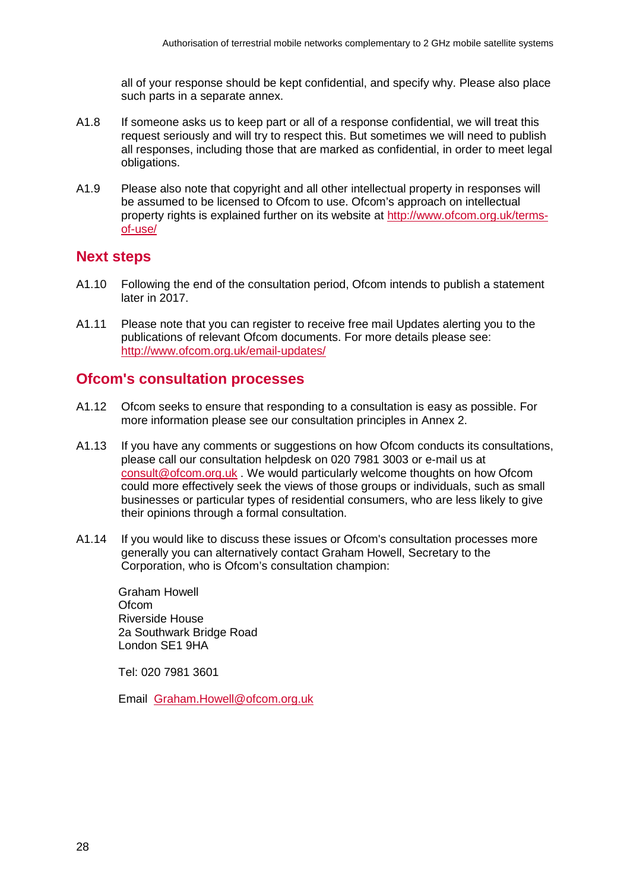all of your response should be kept confidential, and specify why. Please also place such parts in a separate annex.

A1.8 If someone asks us to keep part or all of a response confidential, we will treat this request seriously and will try to respect this. But sometimes we will need to publish all responses, including those that are marked as confidential, in order to meet legal obligations.

A1.9 Please also note that copyright and all other intellectual property in responses will be assumed to be licensed to Ofcom to use. Ofcom's approach on intellectual property rights is explained further on its website at http://www.ofcom.org.uk/terms-of-use/

## Next steps

A1.10 Following the end of the consultation period, Ofcom intends to publish a statement later in 2017.

A1.11 Please note that you can register to receive free mail Updates alerting you to the publications of relevant Ofcom documents. For more details please see: http://www.ofcom.org.uk/email-updates/

## Ofcom's consultation processes

A1.12 Ofcom seeks to ensure that responding to a consultation is easy as possible. For more information please see our consultation principles in Annex 2.

A1.13 If you have any comments or suggestions on how Ofcom conducts its consultations, please call our consultation helpdesk on 020 7981 3003 or e-mail us at consult@ofcom.org.uk . We would particularly welcome thoughts on how Ofcom could more effectively seek the views of those groups or individuals, such as small businesses or particular types of residential consumers, who are less likely to give their opinions through a formal consultation.

A1.14 If you would like to discuss these issues or Ofcom's consultation processes more generally you can alternatively contact Graham Howell, Secretary to the Corporation, who is Ofcom's consultation champion:

Graham Howell
Ofcom
Riverside House
2a Southwark Bridge Road
London SE1 9HA

Tel: 020 7981 3601

Email Graham.Howell@ofcom.org.uk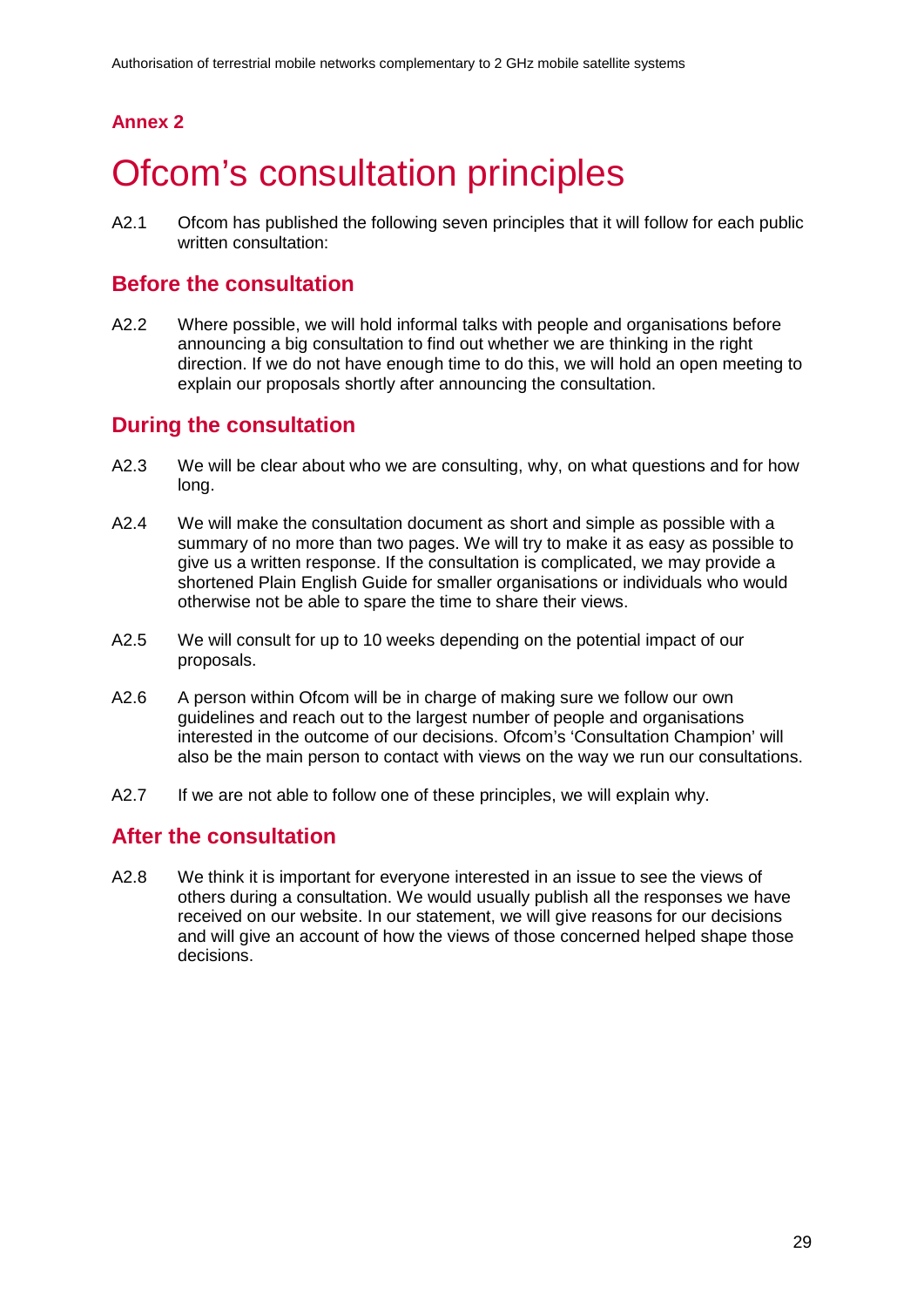**Annex 2**

# Ofcom's consultation principles

A2.1 Ofcom has published the following seven principles that it will follow for each public written consultation:

## Before the consultation

A2.2 Where possible, we will hold informal talks with people and organisations before announcing a big consultation to find out whether we are thinking in the right direction. If we do not have enough time to do this, we will hold an open meeting to explain our proposals shortly after announcing the consultation.

## During the consultation

A2.3 We will be clear about who we are consulting, why, on what questions and for how long.

A2.4 We will make the consultation document as short and simple as possible with a summary of no more than two pages. We will try to make it as easy as possible to give us a written response. If the consultation is complicated, we may provide a shortened Plain English Guide for smaller organisations or individuals who would otherwise not be able to spare the time to share their views.

A2.5 We will consult for up to 10 weeks depending on the potential impact of our proposals.

A2.6 A person within Ofcom will be in charge of making sure we follow our own guidelines and reach out to the largest number of people and organisations interested in the outcome of our decisions. Ofcom's 'Consultation Champion' will also be the main person to contact with views on the way we run our consultations.

A2.7 If we are not able to follow one of these principles, we will explain why.

## After the consultation

A2.8 We think it is important for everyone interested in an issue to see the views of others during a consultation. We would usually publish all the responses we have received on our website. In our statement, we will give reasons for our decisions and will give an account of how the views of those concerned helped shape those decisions.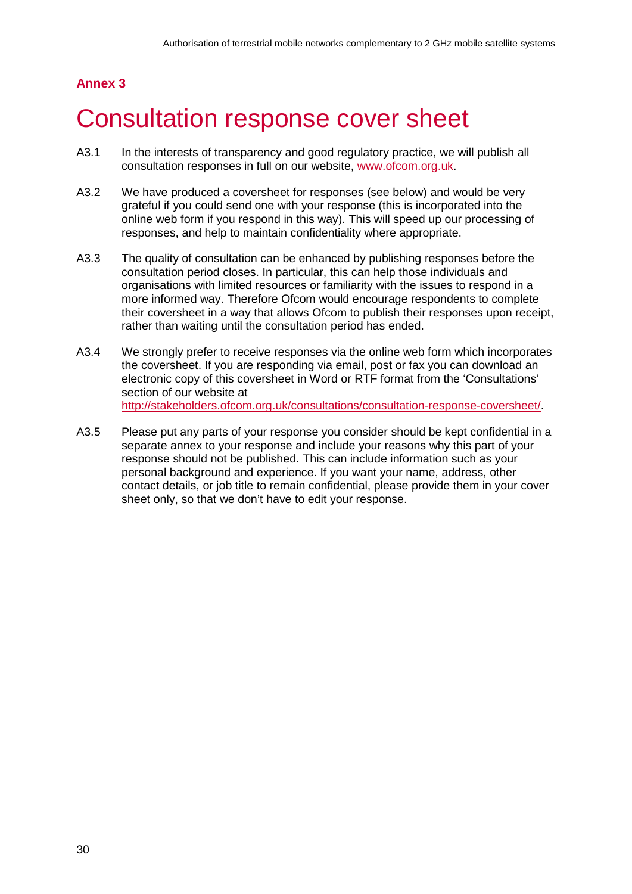## Annex 3

# Consultation response cover sheet

A3.1 In the interests of transparency and good regulatory practice, we will publish all consultation responses in full on our website, www.ofcom.org.uk.

A3.2 We have produced a coversheet for responses (see below) and would be very grateful if you could send one with your response (this is incorporated into the online web form if you respond in this way). This will speed up our processing of responses, and help to maintain confidentiality where appropriate.

A3.3 The quality of consultation can be enhanced by publishing responses before the consultation period closes. In particular, this can help those individuals and organisations with limited resources or familiarity with the issues to respond in a more informed way. Therefore Ofcom would encourage respondents to complete their coversheet in a way that allows Ofcom to publish their responses upon receipt, rather than waiting until the consultation period has ended.

A3.4 We strongly prefer to receive responses via the online web form which incorporates the coversheet. If you are responding via email, post or fax you can download an electronic copy of this coversheet in Word or RTF format from the 'Consultations' section of our website at http://stakeholders.ofcom.org.uk/consultations/consultation-response-coversheet/.

A3.5 Please put any parts of your response you consider should be kept confidential in a separate annex to your response and include your reasons why this part of your response should not be published. This can include information such as your personal background and experience. If you want your name, address, other contact details, or job title to remain confidential, please provide them in your cover sheet only, so that we don't have to edit your response.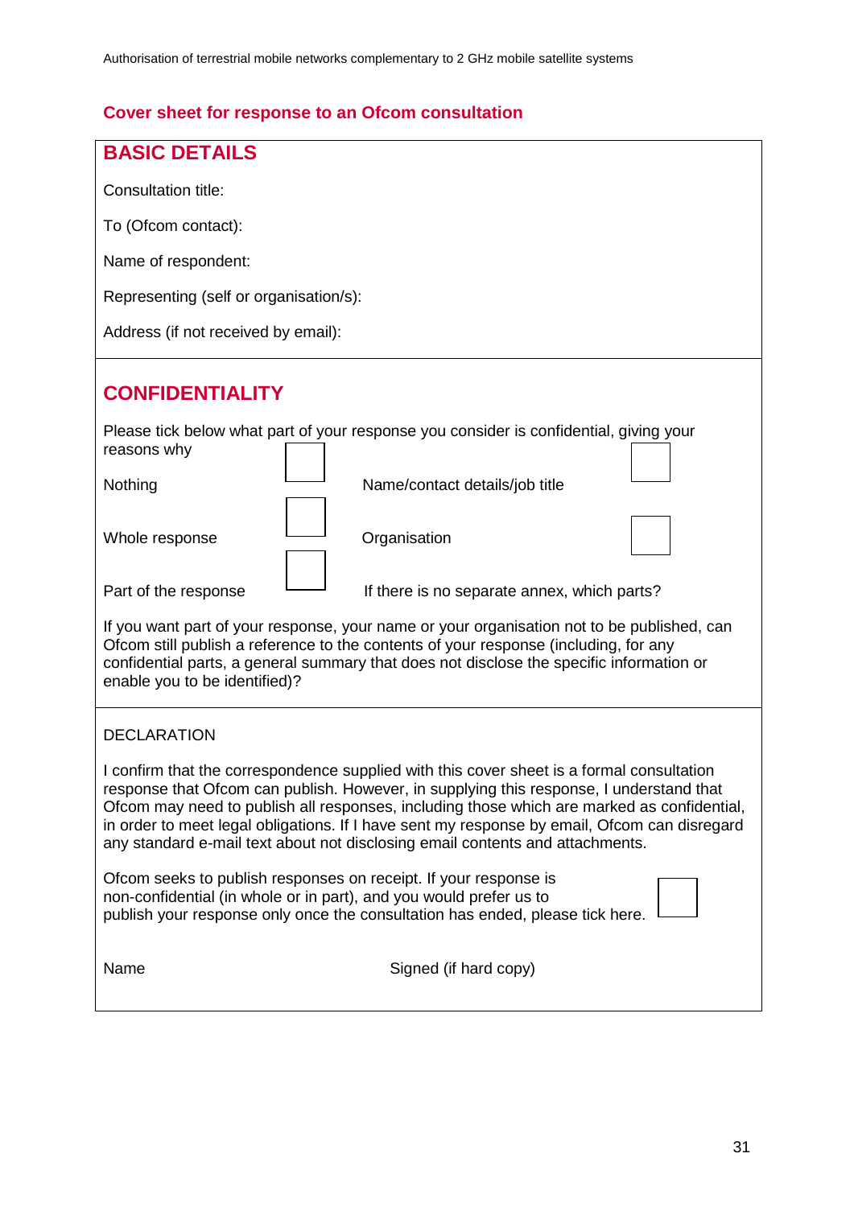## Cover sheet for response to an Ofcom consultation

### BASIC DETAILS

Consultation title:

To (Ofcom contact):

Name of respondent:

Representing (self or organisation/s):

Address (if not received by email):

### CONFIDENTIALITY

Please tick below what part of your response you consider is confidential, giving your reasons why

| | | | |
|---|---|---|---|
| Nothing | ☐ | Name/contact details/job title | ☐ |
| Whole response | ☐ | Organisation | ☐ |
| Part of the response | ☐ | If there is no separate annex, which parts? | |

If you want part of your response, your name or your organisation not to be published, can Ofcom still publish a reference to the contents of your response (including, for any confidential parts, a general summary that does not disclose the specific information or enable you to be identified)?

DECLARATION

I confirm that the correspondence supplied with this cover sheet is a formal consultation response that Ofcom can publish. However, in supplying this response, I understand that Ofcom may need to publish all responses, including those which are marked as confidential, in order to meet legal obligations. If I have sent my response by email, Ofcom can disregard any standard e-mail text about not disclosing email contents and attachments.

Ofcom seeks to publish responses on receipt. If your response is non-confidential (in whole or in part), and you would prefer us to publish your response only once the consultation has ended, please tick here. ☐

Name

Signed (if hard copy)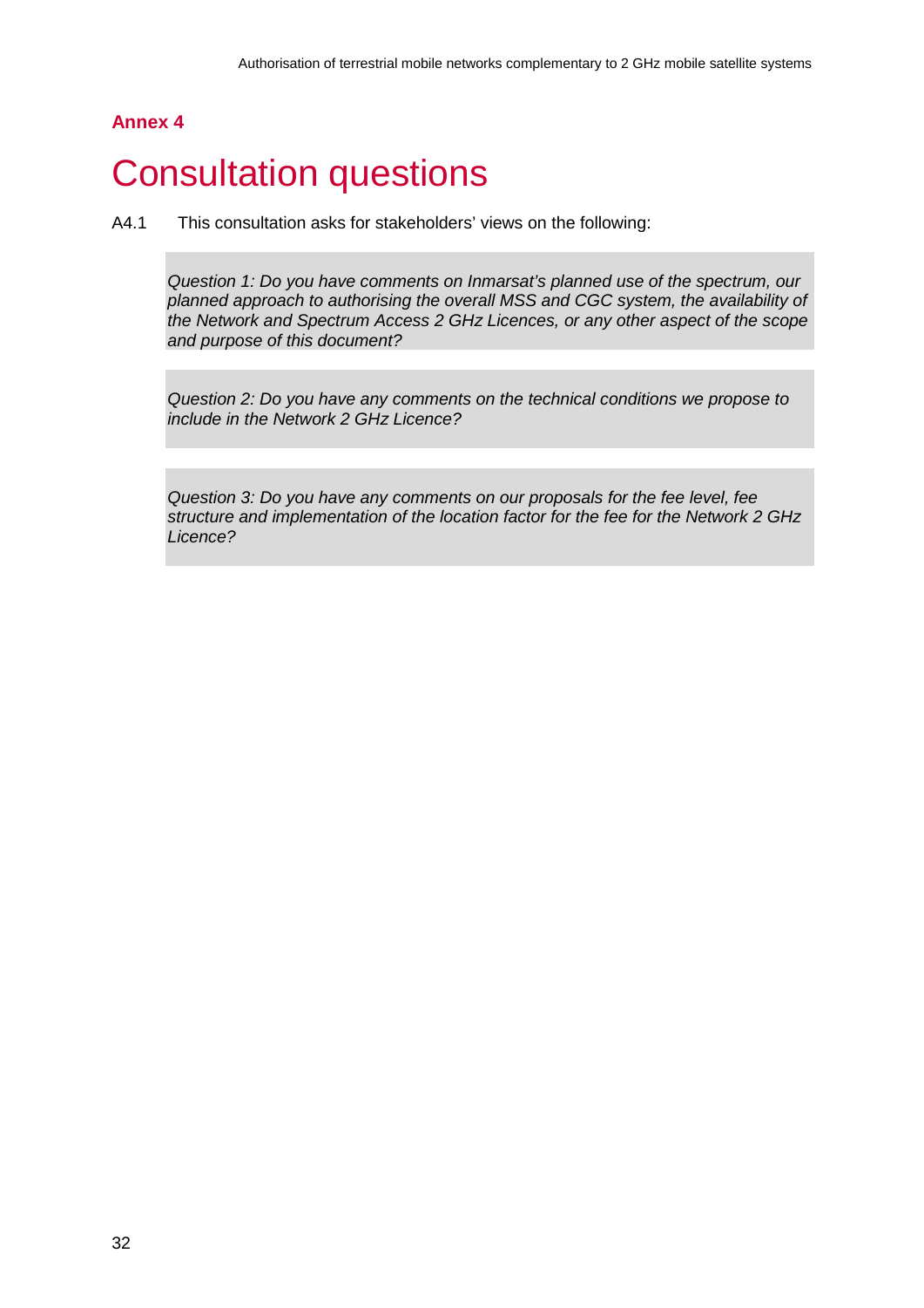## Annex 4

# Consultation questions

A4.1 This consultation asks for stakeholders' views on the following:

> *Question 1: Do you have comments on Inmarsat's planned use of the spectrum, our planned approach to authorising the overall MSS and CGC system, the availability of the Network and Spectrum Access 2 GHz Licences, or any other aspect of the scope and purpose of this document?*

> *Question 2: Do you have any comments on the technical conditions we propose to include in the Network 2 GHz Licence?*

> *Question 3: Do you have any comments on our proposals for the fee level, fee structure and implementation of the location factor for the fee for the Network 2 GHz Licence?*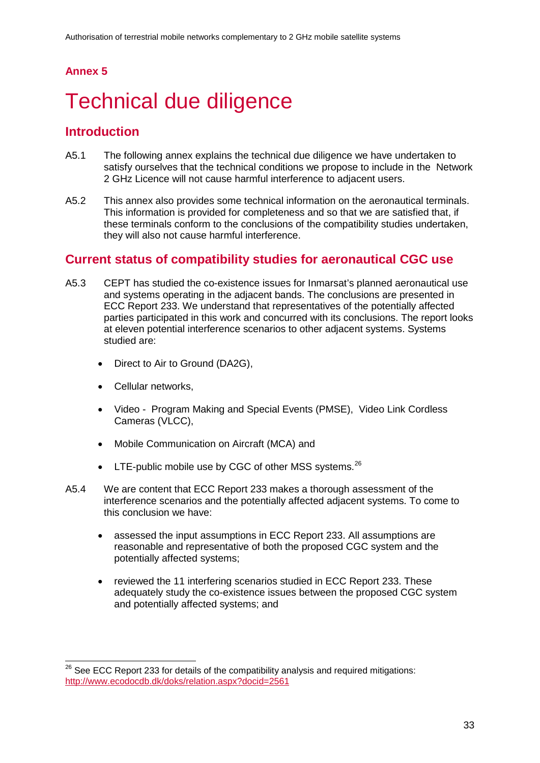## Annex 5

# Technical due diligence

## Introduction

A5.1 The following annex explains the technical due diligence we have undertaken to satisfy ourselves that the technical conditions we propose to include in the Network 2 GHz Licence will not cause harmful interference to adjacent users.

A5.2 This annex also provides some technical information on the aeronautical terminals. This information is provided for completeness and so that we are satisfied that, if these terminals conform to the conclusions of the compatibility studies undertaken, they will also not cause harmful interference.

## Current status of compatibility studies for aeronautical CGC use

A5.3 CEPT has studied the co-existence issues for Inmarsat's planned aeronautical use and systems operating in the adjacent bands. The conclusions are presented in ECC Report 233. We understand that representatives of the potentially affected parties participated in this work and concurred with its conclusions. The report looks at eleven potential interference scenarios to other adjacent systems. Systems studied are:

- Direct to Air to Ground (DA2G),
- Cellular networks,
- Video - Program Making and Special Events (PMSE), Video Link Cordless Cameras (VLCC),
- Mobile Communication on Aircraft (MCA) and
- LTE-public mobile use by CGC of other MSS systems.[26]

A5.4 We are content that ECC Report 233 makes a thorough assessment of the interference scenarios and the potentially affected adjacent systems. To come to this conclusion we have:

- assessed the input assumptions in ECC Report 233. All assumptions are reasonable and representative of both the proposed CGC system and the potentially affected systems;
- reviewed the 11 interfering scenarios studied in ECC Report 233. These adequately study the co-existence issues between the proposed CGC system and potentially affected systems; and

[26] See ECC Report 233 for details of the compatibility analysis and required mitigations: http://www.ecodocdb.dk/doks/relation.aspx?docid=2561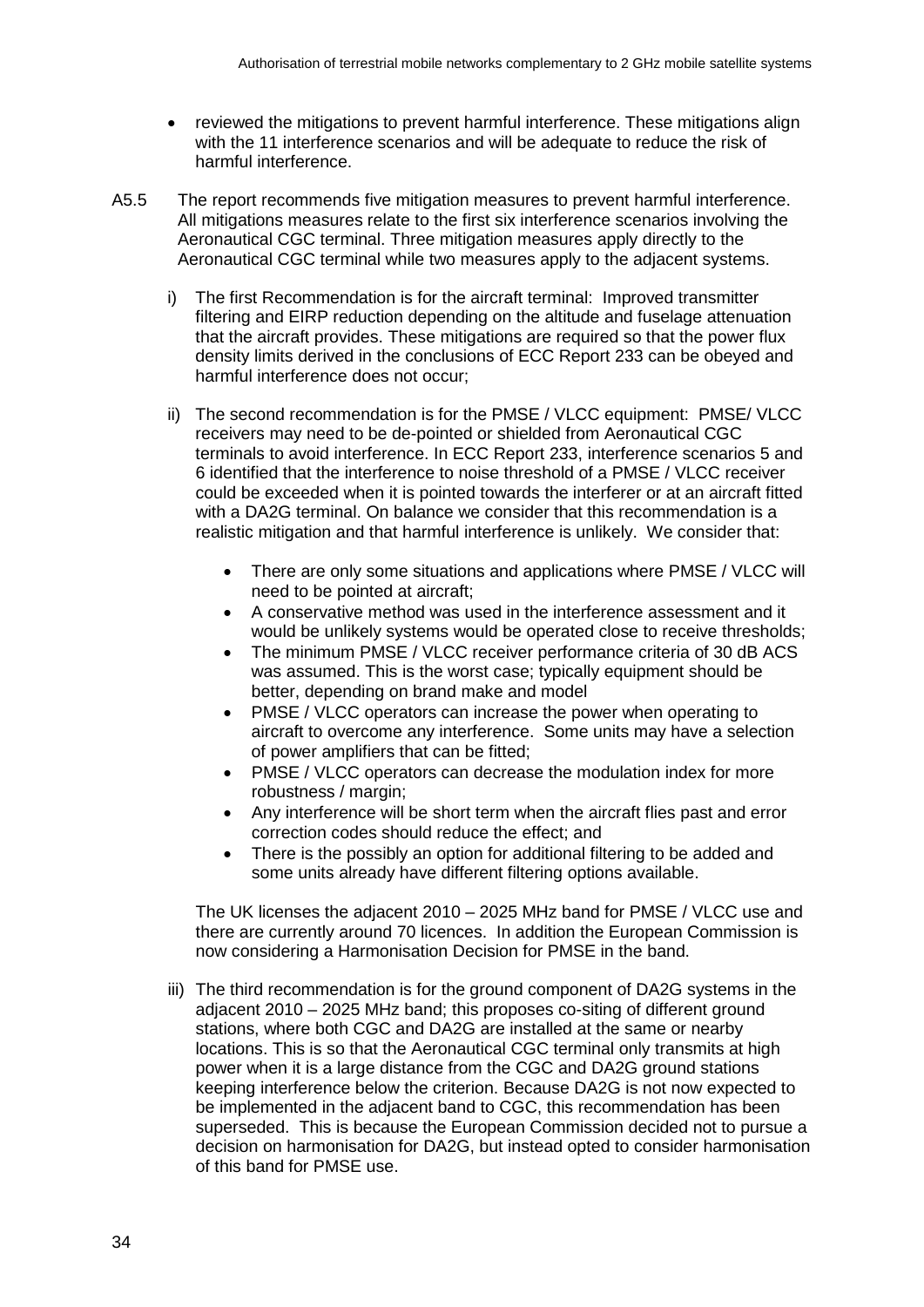- reviewed the mitigations to prevent harmful interference. These mitigations align with the 11 interference scenarios and will be adequate to reduce the risk of harmful interference.

A5.5 The report recommends five mitigation measures to prevent harmful interference. All mitigations measures relate to the first six interference scenarios involving the Aeronautical CGC terminal. Three mitigation measures apply directly to the Aeronautical CGC terminal while two measures apply to the adjacent systems.

i) The first Recommendation is for the aircraft terminal: Improved transmitter filtering and EIRP reduction depending on the altitude and fuselage attenuation that the aircraft provides. These mitigations are required so that the power flux density limits derived in the conclusions of ECC Report 233 can be obeyed and harmful interference does not occur;

ii) The second recommendation is for the PMSE / VLCC equipment: PMSE/ VLCC receivers may need to be de-pointed or shielded from Aeronautical CGC terminals to avoid interference. In ECC Report 233, interference scenarios 5 and 6 identified that the interference to noise threshold of a PMSE / VLCC receiver could be exceeded when it is pointed towards the interferer or at an aircraft fitted with a DA2G terminal. On balance we consider that this recommendation is a realistic mitigation and that harmful interference is unlikely. We consider that:

   - There are only some situations and applications where PMSE / VLCC will need to be pointed at aircraft;
   - A conservative method was used in the interference assessment and it would be unlikely systems would be operated close to receive thresholds;
   - The minimum PMSE / VLCC receiver performance criteria of 30 dB ACS was assumed. This is the worst case; typically equipment should be better, depending on brand make and model
   - PMSE / VLCC operators can increase the power when operating to aircraft to overcome any interference. Some units may have a selection of power amplifiers that can be fitted;
   - PMSE / VLCC operators can decrease the modulation index for more robustness / margin;
   - Any interference will be short term when the aircraft flies past and error correction codes should reduce the effect; and
   - There is the possibly an option for additional filtering to be added and some units already have different filtering options available.

   The UK licenses the adjacent 2010 – 2025 MHz band for PMSE / VLCC use and there are currently around 70 licences. In addition the European Commission is now considering a Harmonisation Decision for PMSE in the band.

iii) The third recommendation is for the ground component of DA2G systems in the adjacent 2010 – 2025 MHz band; this proposes co-siting of different ground stations, where both CGC and DA2G are installed at the same or nearby locations. This is so that the Aeronautical CGC terminal only transmits at high power when it is a large distance from the CGC and DA2G ground stations keeping interference below the criterion. Because DA2G is not now expected to be implemented in the adjacent band to CGC, this recommendation has been superseded. This is because the European Commission decided not to pursue a decision on harmonisation for DA2G, but instead opted to consider harmonisation of this band for PMSE use.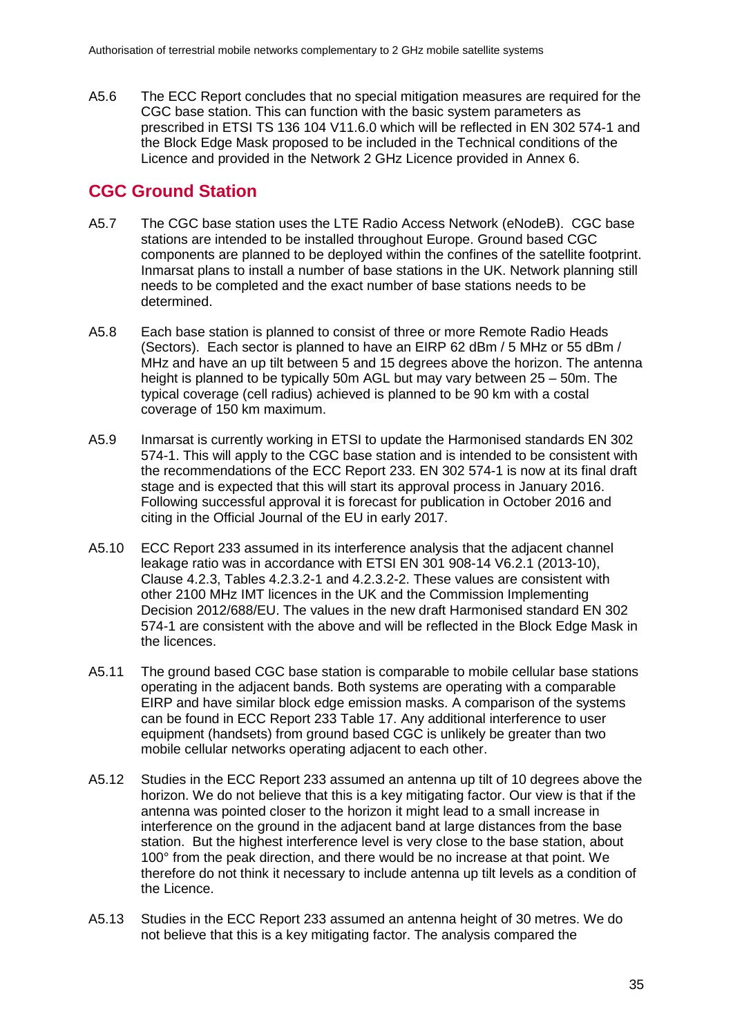A5.6 The ECC Report concludes that no special mitigation measures are required for the CGC base station. This can function with the basic system parameters as prescribed in ETSI TS 136 104 V11.6.0 which will be reflected in EN 302 574-1 and the Block Edge Mask proposed to be included in the Technical conditions of the Licence and provided in the Network 2 GHz Licence provided in Annex 6.

## CGC Ground Station

A5.7 The CGC base station uses the LTE Radio Access Network (eNodeB). CGC base stations are intended to be installed throughout Europe. Ground based CGC components are planned to be deployed within the confines of the satellite footprint. Inmarsat plans to install a number of base stations in the UK. Network planning still needs to be completed and the exact number of base stations needs to be determined.

A5.8 Each base station is planned to consist of three or more Remote Radio Heads (Sectors). Each sector is planned to have an EIRP 62 dBm / 5 MHz or 55 dBm / MHz and have an up tilt between 5 and 15 degrees above the horizon. The antenna height is planned to be typically 50m AGL but may vary between 25 – 50m. The typical coverage (cell radius) achieved is planned to be 90 km with a costal coverage of 150 km maximum.

A5.9 Inmarsat is currently working in ETSI to update the Harmonised standards EN 302 574-1. This will apply to the CGC base station and is intended to be consistent with the recommendations of the ECC Report 233. EN 302 574-1 is now at its final draft stage and is expected that this will start its approval process in January 2016. Following successful approval it is forecast for publication in October 2016 and citing in the Official Journal of the EU in early 2017.

A5.10 ECC Report 233 assumed in its interference analysis that the adjacent channel leakage ratio was in accordance with ETSI EN 301 908-14 V6.2.1 (2013-10), Clause 4.2.3, Tables 4.2.3.2-1 and 4.2.3.2-2. These values are consistent with other 2100 MHz IMT licences in the UK and the Commission Implementing Decision 2012/688/EU. The values in the new draft Harmonised standard EN 302 574-1 are consistent with the above and will be reflected in the Block Edge Mask in the licences.

A5.11 The ground based CGC base station is comparable to mobile cellular base stations operating in the adjacent bands. Both systems are operating with a comparable EIRP and have similar block edge emission masks. A comparison of the systems can be found in ECC Report 233 Table 17. Any additional interference to user equipment (handsets) from ground based CGC is unlikely be greater than two mobile cellular networks operating adjacent to each other.

A5.12 Studies in the ECC Report 233 assumed an antenna up tilt of 10 degrees above the horizon. We do not believe that this is a key mitigating factor. Our view is that if the antenna was pointed closer to the horizon it might lead to a small increase in interference on the ground in the adjacent band at large distances from the base station. But the highest interference level is very close to the base station, about 100° from the peak direction, and there would be no increase at that point. We therefore do not think it necessary to include antenna up tilt levels as a condition of the Licence.

A5.13 Studies in the ECC Report 233 assumed an antenna height of 30 metres. We do not believe that this is a key mitigating factor. The analysis compared the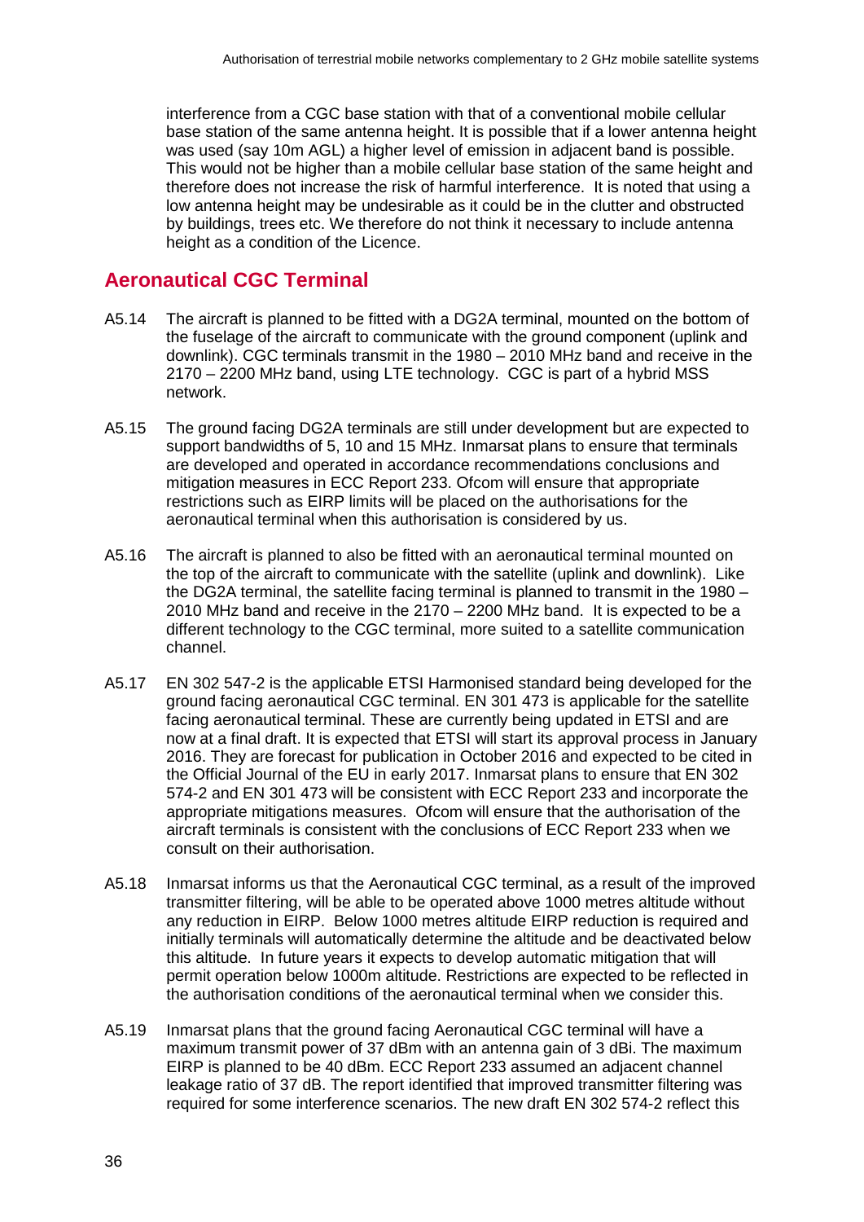interference from a CGC base station with that of a conventional mobile cellular base station of the same antenna height. It is possible that if a lower antenna height was used (say 10m AGL) a higher level of emission in adjacent band is possible. This would not be higher than a mobile cellular base station of the same height and therefore does not increase the risk of harmful interference. It is noted that using a low antenna height may be undesirable as it could be in the clutter and obstructed by buildings, trees etc. We therefore do not think it necessary to include antenna height as a condition of the Licence.

## Aeronautical CGC Terminal

A5.14 The aircraft is planned to be fitted with a DG2A terminal, mounted on the bottom of the fuselage of the aircraft to communicate with the ground component (uplink and downlink). CGC terminals transmit in the 1980 – 2010 MHz band and receive in the 2170 – 2200 MHz band, using LTE technology. CGC is part of a hybrid MSS network.

A5.15 The ground facing DG2A terminals are still under development but are expected to support bandwidths of 5, 10 and 15 MHz. Inmarsat plans to ensure that terminals are developed and operated in accordance recommendations conclusions and mitigation measures in ECC Report 233. Ofcom will ensure that appropriate restrictions such as EIRP limits will be placed on the authorisations for the aeronautical terminal when this authorisation is considered by us.

A5.16 The aircraft is planned to also be fitted with an aeronautical terminal mounted on the top of the aircraft to communicate with the satellite (uplink and downlink). Like the DG2A terminal, the satellite facing terminal is planned to transmit in the 1980 – 2010 MHz band and receive in the 2170 – 2200 MHz band. It is expected to be a different technology to the CGC terminal, more suited to a satellite communication channel.

A5.17 EN 302 547-2 is the applicable ETSI Harmonised standard being developed for the ground facing aeronautical CGC terminal. EN 301 473 is applicable for the satellite facing aeronautical terminal. These are currently being updated in ETSI and are now at a final draft. It is expected that ETSI will start its approval process in January 2016. They are forecast for publication in October 2016 and expected to be cited in the Official Journal of the EU in early 2017. Inmarsat plans to ensure that EN 302 574-2 and EN 301 473 will be consistent with ECC Report 233 and incorporate the appropriate mitigations measures. Ofcom will ensure that the authorisation of the aircraft terminals is consistent with the conclusions of ECC Report 233 when we consult on their authorisation.

A5.18 Inmarsat informs us that the Aeronautical CGC terminal, as a result of the improved transmitter filtering, will be able to be operated above 1000 metres altitude without any reduction in EIRP. Below 1000 metres altitude EIRP reduction is required and initially terminals will automatically determine the altitude and be deactivated below this altitude. In future years it expects to develop automatic mitigation that will permit operation below 1000m altitude. Restrictions are expected to be reflected in the authorisation conditions of the aeronautical terminal when we consider this.

A5.19 Inmarsat plans that the ground facing Aeronautical CGC terminal will have a maximum transmit power of 37 dBm with an antenna gain of 3 dBi. The maximum EIRP is planned to be 40 dBm. ECC Report 233 assumed an adjacent channel leakage ratio of 37 dB. The report identified that improved transmitter filtering was required for some interference scenarios. The new draft EN 302 574-2 reflect this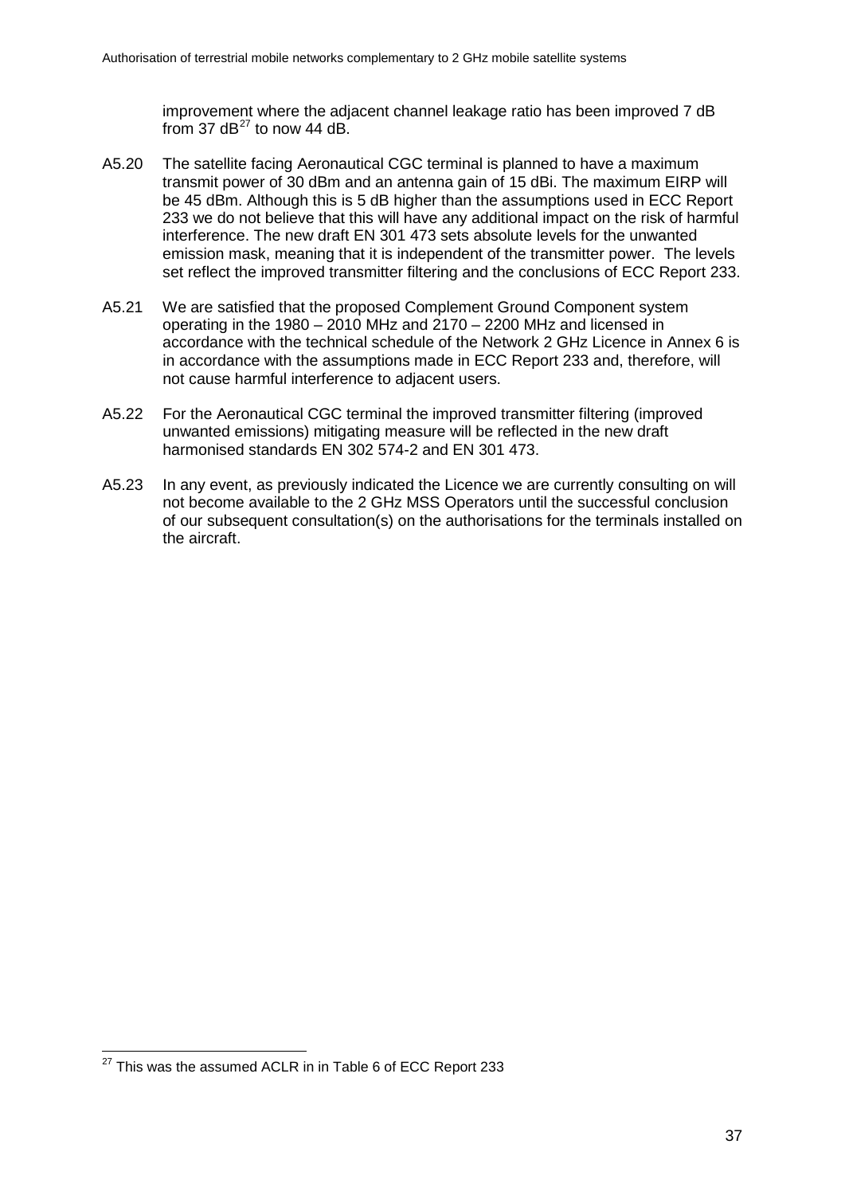improvement where the adjacent channel leakage ratio has been improved 7 dB from 37 dB[27] to now 44 dB.

A5.20 The satellite facing Aeronautical CGC terminal is planned to have a maximum transmit power of 30 dBm and an antenna gain of 15 dBi. The maximum EIRP will be 45 dBm. Although this is 5 dB higher than the assumptions used in ECC Report 233 we do not believe that this will have any additional impact on the risk of harmful interference. The new draft EN 301 473 sets absolute levels for the unwanted emission mask, meaning that it is independent of the transmitter power. The levels set reflect the improved transmitter filtering and the conclusions of ECC Report 233.

A5.21 We are satisfied that the proposed Complement Ground Component system operating in the 1980 – 2010 MHz and 2170 – 2200 MHz and licensed in accordance with the technical schedule of the Network 2 GHz Licence in Annex 6 is in accordance with the assumptions made in ECC Report 233 and, therefore, will not cause harmful interference to adjacent users.

A5.22 For the Aeronautical CGC terminal the improved transmitter filtering (improved unwanted emissions) mitigating measure will be reflected in the new draft harmonised standards EN 302 574-2 and EN 301 473.

A5.23 In any event, as previously indicated the Licence we are currently consulting on will not become available to the 2 GHz MSS Operators until the successful conclusion of our subsequent consultation(s) on the authorisations for the terminals installed on the aircraft.

---

[27] This was the assumed ACLR in in Table 6 of ECC Report 233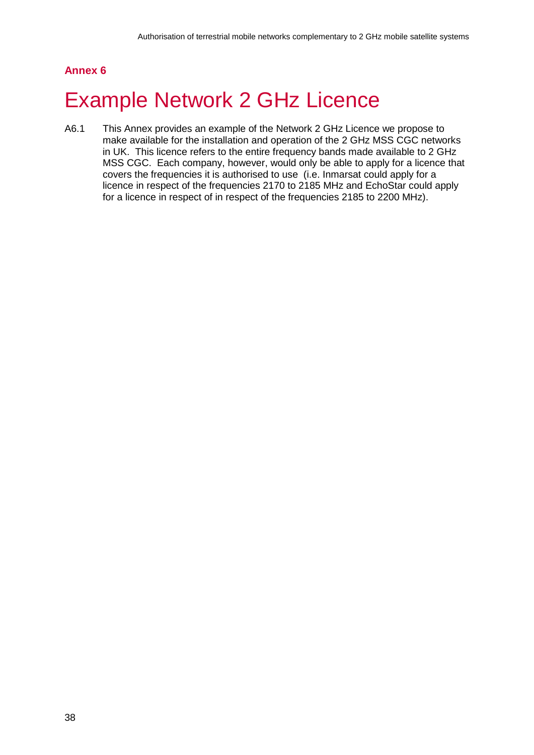**Annex 6**

# Example Network 2 GHz Licence

A6.1 This Annex provides an example of the Network 2 GHz Licence we propose to make available for the installation and operation of the 2 GHz MSS CGC networks in UK. This licence refers to the entire frequency bands made available to 2 GHz MSS CGC. Each company, however, would only be able to apply for a licence that covers the frequencies it is authorised to use (i.e. Inmarsat could apply for a licence in respect of the frequencies 2170 to 2185 MHz and EchoStar could apply for a licence in respect of in respect of the frequencies 2185 to 2200 MHz).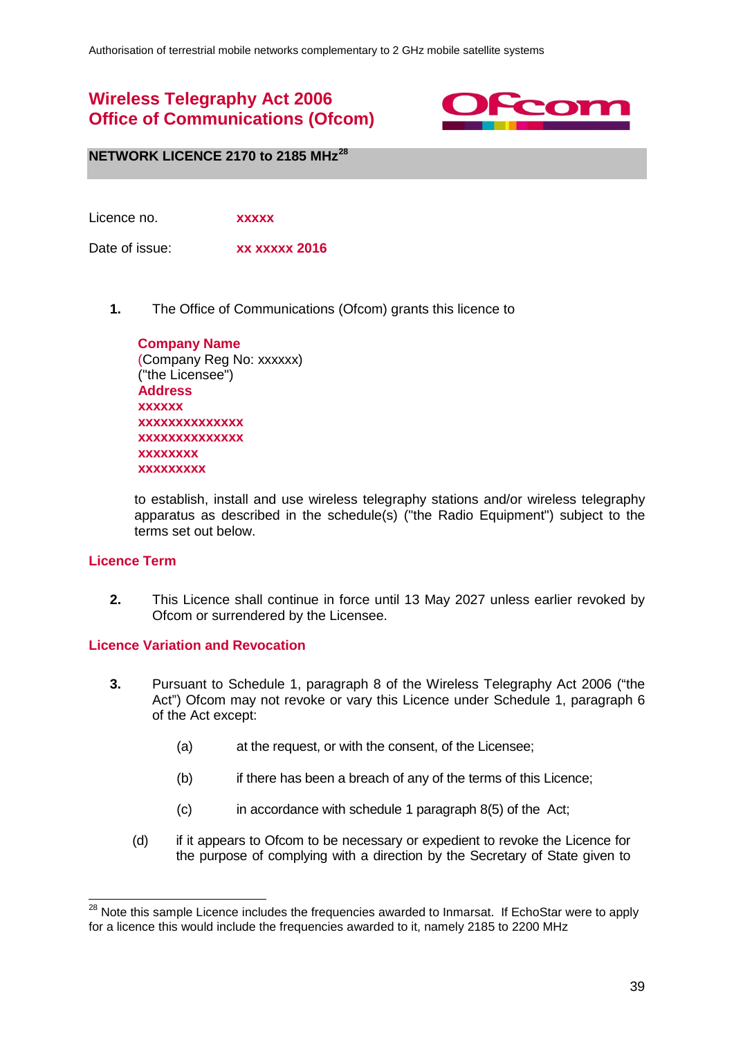# Wireless Telegraphy Act 2006
# Office of Communications (Ofcom)

**NETWORK LICENCE 2170 to 2185 MHz**[28]

Licence no. **xxxxx**

Date of issue: **xx xxxxx 2016**

**1.** The Office of Communications (Ofcom) grants this licence to

**Company Name**
(Company Reg No: xxxxxx)
("the Licensee")
**Address**
**xxxxxx**
**xxxxxxxxxxxxxx**
**xxxxxxxxxxxxxx**
**xxxxxxxx**
**xxxxxxxxx**

to establish, install and use wireless telegraphy stations and/or wireless telegraphy apparatus as described in the schedule(s) ("the Radio Equipment") subject to the terms set out below.

## Licence Term

**2.** This Licence shall continue in force until 13 May 2027 unless earlier revoked by Ofcom or surrendered by the Licensee.

## Licence Variation and Revocation

**3.** Pursuant to Schedule 1, paragraph 8 of the Wireless Telegraphy Act 2006 ("the Act") Ofcom may not revoke or vary this Licence under Schedule 1, paragraph 6 of the Act except:

(a) at the request, or with the consent, of the Licensee;

(b) if there has been a breach of any of the terms of this Licence;

(c) in accordance with schedule 1 paragraph 8(5) of the Act;

(d) if it appears to Ofcom to be necessary or expedient to revoke the Licence for the purpose of complying with a direction by the Secretary of State given to

[28] Note this sample Licence includes the frequencies awarded to Inmarsat. If EchoStar were to apply for a licence this would include the frequencies awarded to it, namely 2185 to 2200 MHz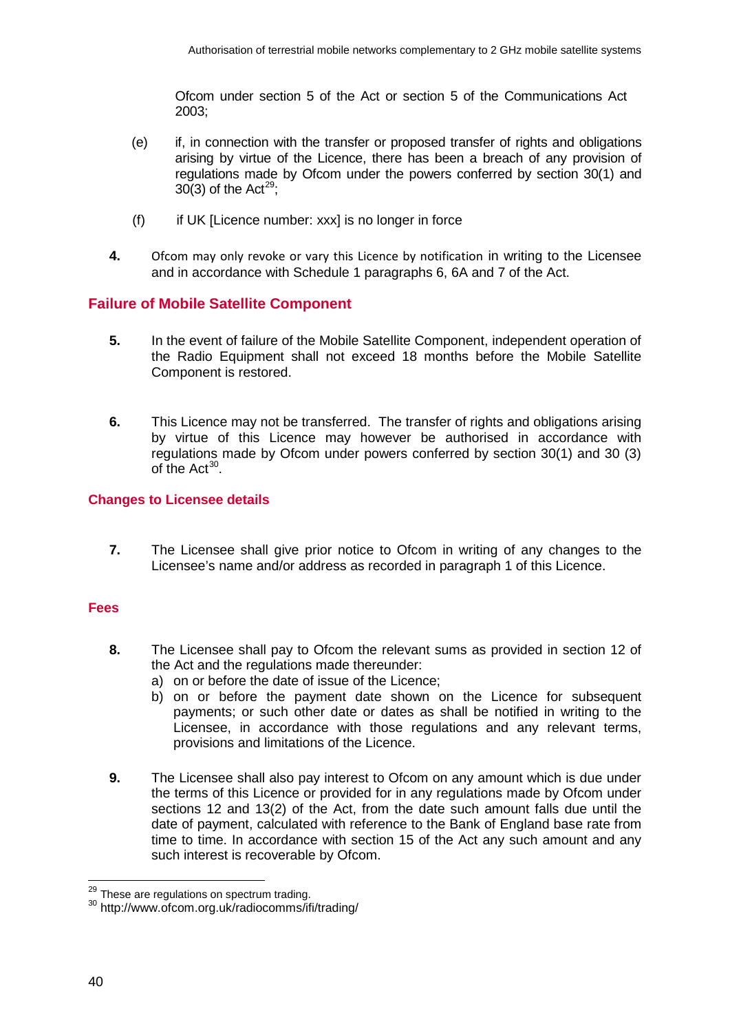Ofcom under section 5 of the Act or section 5 of the Communications Act 2003;

(e) if, in connection with the transfer or proposed transfer of rights and obligations arising by virtue of the Licence, there has been a breach of any provision of regulations made by Ofcom under the powers conferred by section 30(1) and 30(3) of the Act[29];

(f) if UK [Licence number: xxx] is no longer in force

**4.** Ofcom may only revoke or vary this Licence by notification in writing to the Licensee and in accordance with Schedule 1 paragraphs 6, 6A and 7 of the Act.

## Failure of Mobile Satellite Component

**5.** In the event of failure of the Mobile Satellite Component, independent operation of the Radio Equipment shall not exceed 18 months before the Mobile Satellite Component is restored.

**6.** This Licence may not be transferred. The transfer of rights and obligations arising by virtue of this Licence may however be authorised in accordance with regulations made by Ofcom under powers conferred by section 30(1) and 30 (3) of the Act[30].

## Changes to Licensee details

**7.** The Licensee shall give prior notice to Ofcom in writing of any changes to the Licensee's name and/or address as recorded in paragraph 1 of this Licence.

## Fees

**8.** The Licensee shall pay to Ofcom the relevant sums as provided in section 12 of the Act and the regulations made thereunder:

a) on or before the date of issue of the Licence;
b) on or before the payment date shown on the Licence for subsequent payments; or such other date or dates as shall be notified in writing to the Licensee, in accordance with those regulations and any relevant terms, provisions and limitations of the Licence.

**9.** The Licensee shall also pay interest to Ofcom on any amount which is due under the terms of this Licence or provided for in any regulations made by Ofcom under sections 12 and 13(2) of the Act, from the date such amount falls due until the date of payment, calculated with reference to the Bank of England base rate from time to time. In accordance with section 15 of the Act any such amount and any such interest is recoverable by Ofcom.

---

[29] These are regulations on spectrum trading.

[30] http://www.ofcom.org.uk/radiocomms/ifi/trading/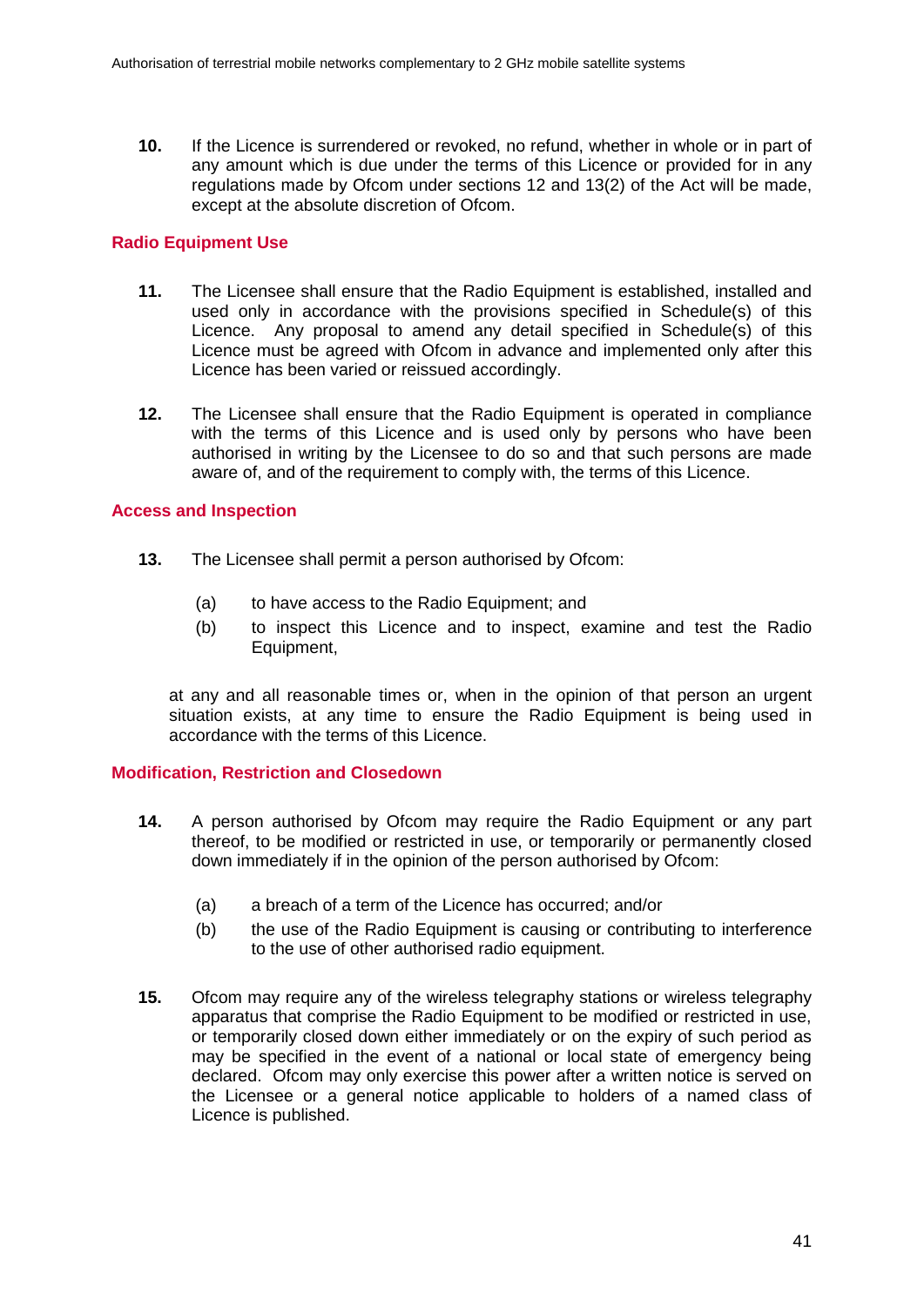**10.** If the Licence is surrendered or revoked, no refund, whether in whole or in part of any amount which is due under the terms of this Licence or provided for in any regulations made by Ofcom under sections 12 and 13(2) of the Act will be made, except at the absolute discretion of Ofcom.

### Radio Equipment Use

**11.** The Licensee shall ensure that the Radio Equipment is established, installed and used only in accordance with the provisions specified in Schedule(s) of this Licence. Any proposal to amend any detail specified in Schedule(s) of this Licence must be agreed with Ofcom in advance and implemented only after this Licence has been varied or reissued accordingly.

**12.** The Licensee shall ensure that the Radio Equipment is operated in compliance with the terms of this Licence and is used only by persons who have been authorised in writing by the Licensee to do so and that such persons are made aware of, and of the requirement to comply with, the terms of this Licence.

### Access and Inspection

**13.** The Licensee shall permit a person authorised by Ofcom:

(a) to have access to the Radio Equipment; and

(b) to inspect this Licence and to inspect, examine and test the Radio Equipment,

at any and all reasonable times or, when in the opinion of that person an urgent situation exists, at any time to ensure the Radio Equipment is being used in accordance with the terms of this Licence.

### Modification, Restriction and Closedown

**14.** A person authorised by Ofcom may require the Radio Equipment or any part thereof, to be modified or restricted in use, or temporarily or permanently closed down immediately if in the opinion of the person authorised by Ofcom:

(a) a breach of a term of the Licence has occurred; and/or

(b) the use of the Radio Equipment is causing or contributing to interference to the use of other authorised radio equipment.

**15.** Ofcom may require any of the wireless telegraphy stations or wireless telegraphy apparatus that comprise the Radio Equipment to be modified or restricted in use, or temporarily closed down either immediately or on the expiry of such period as may be specified in the event of a national or local state of emergency being declared. Ofcom may only exercise this power after a written notice is served on the Licensee or a general notice applicable to holders of a named class of Licence is published.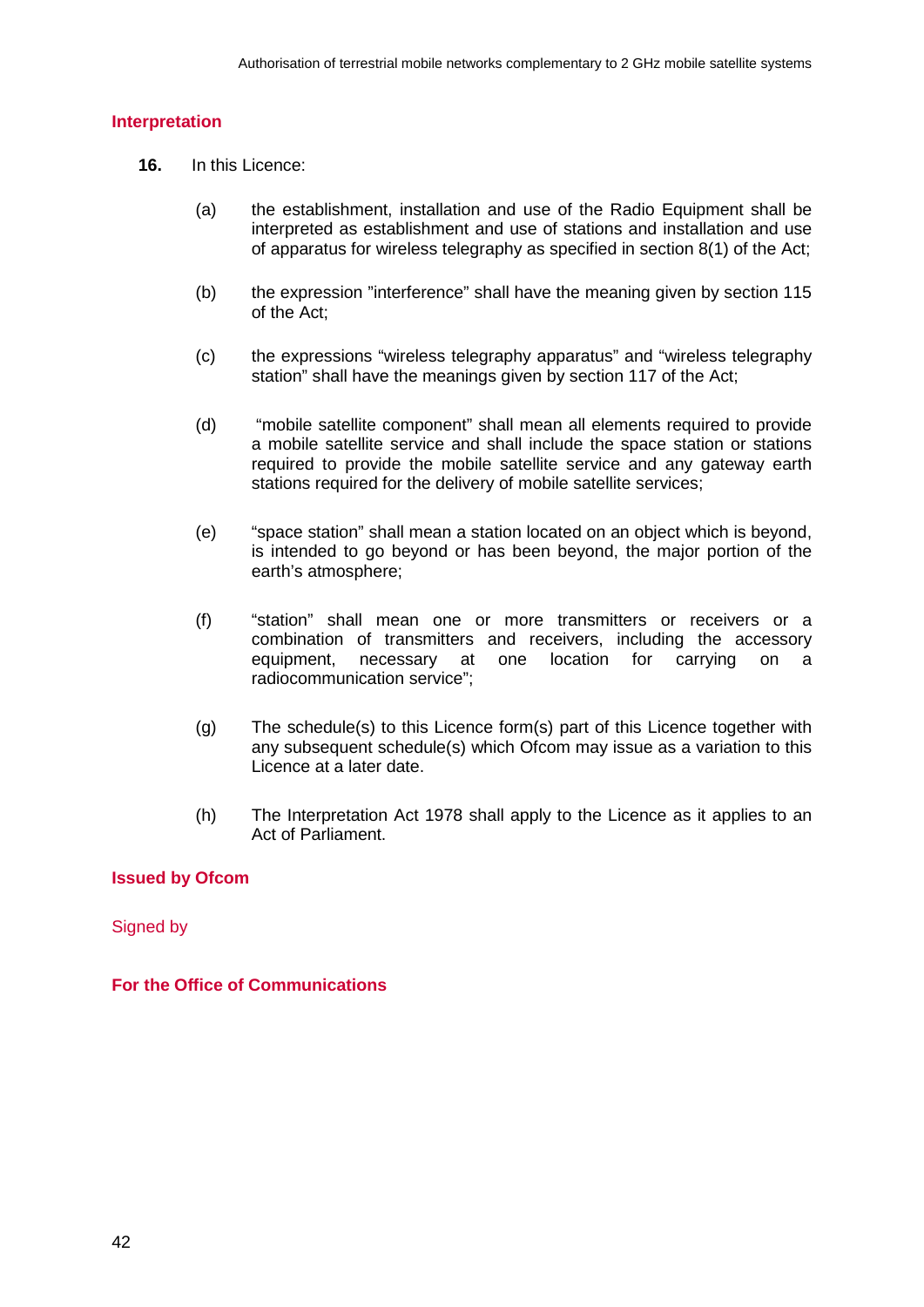## Interpretation

**16.** In this Licence:

(a) the establishment, installation and use of the Radio Equipment shall be interpreted as establishment and use of stations and installation and use of apparatus for wireless telegraphy as specified in section 8(1) of the Act;

(b) the expression "interference" shall have the meaning given by section 115 of the Act;

(c) the expressions "wireless telegraphy apparatus" and "wireless telegraphy station" shall have the meanings given by section 117 of the Act;

(d) "mobile satellite component" shall mean all elements required to provide a mobile satellite service and shall include the space station or stations required to provide the mobile satellite service and any gateway earth stations required for the delivery of mobile satellite services;

(e) "space station" shall mean a station located on an object which is beyond, is intended to go beyond or has been beyond, the major portion of the earth's atmosphere;

(f) "station" shall mean one or more transmitters or receivers or a combination of transmitters and receivers, including the accessory equipment, necessary at one location for carrying on a radiocommunication service";

(g) The schedule(s) to this Licence form(s) part of this Licence together with any subsequent schedule(s) which Ofcom may issue as a variation to this Licence at a later date.

(h) The Interpretation Act 1978 shall apply to the Licence as it applies to an Act of Parliament.

**Issued by Ofcom**

Signed by

**For the Office of Communications**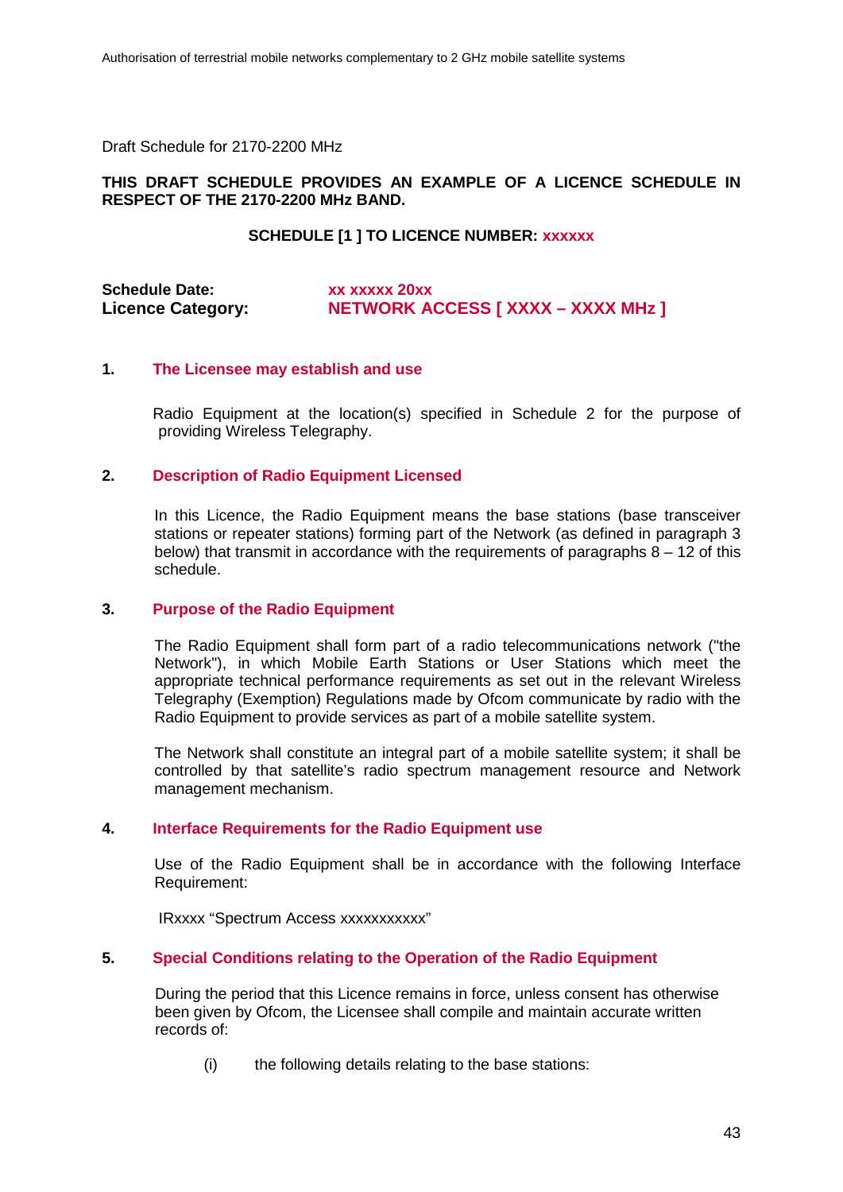Draft Schedule for 2170-2200 MHz

**THIS DRAFT SCHEDULE PROVIDES AN EXAMPLE OF A LICENCE SCHEDULE IN RESPECT OF THE 2170-2200 MHz BAND.**

**SCHEDULE [1 ] TO LICENCE NUMBER: xxxxxx**

**Schedule Date:** xx xxxxx 20xx
**Licence Category:** NETWORK ACCESS [ XXXX – XXXX MHz ]

## 1. The Licensee may establish and use

Radio Equipment at the location(s) specified in Schedule 2 for the purpose of providing Wireless Telegraphy.

## 2. Description of Radio Equipment Licensed

In this Licence, the Radio Equipment means the base stations (base transceiver stations or repeater stations) forming part of the Network (as defined in paragraph 3 below) that transmit in accordance with the requirements of paragraphs 8 – 12 of this schedule.

## 3. Purpose of the Radio Equipment

The Radio Equipment shall form part of a radio telecommunications network ("the Network"), in which Mobile Earth Stations or User Stations which meet the appropriate technical performance requirements as set out in the relevant Wireless Telegraphy (Exemption) Regulations made by Ofcom communicate by radio with the Radio Equipment to provide services as part of a mobile satellite system.

The Network shall constitute an integral part of a mobile satellite system; it shall be controlled by that satellite's radio spectrum management resource and Network management mechanism.

## 4. Interface Requirements for the Radio Equipment use

Use of the Radio Equipment shall be in accordance with the following Interface Requirement:

IRxxxx "Spectrum Access xxxxxxxxxxx"

## 5. Special Conditions relating to the Operation of the Radio Equipment

During the period that this Licence remains in force, unless consent has otherwise been given by Ofcom, the Licensee shall compile and maintain accurate written records of:

(i) the following details relating to the base stations: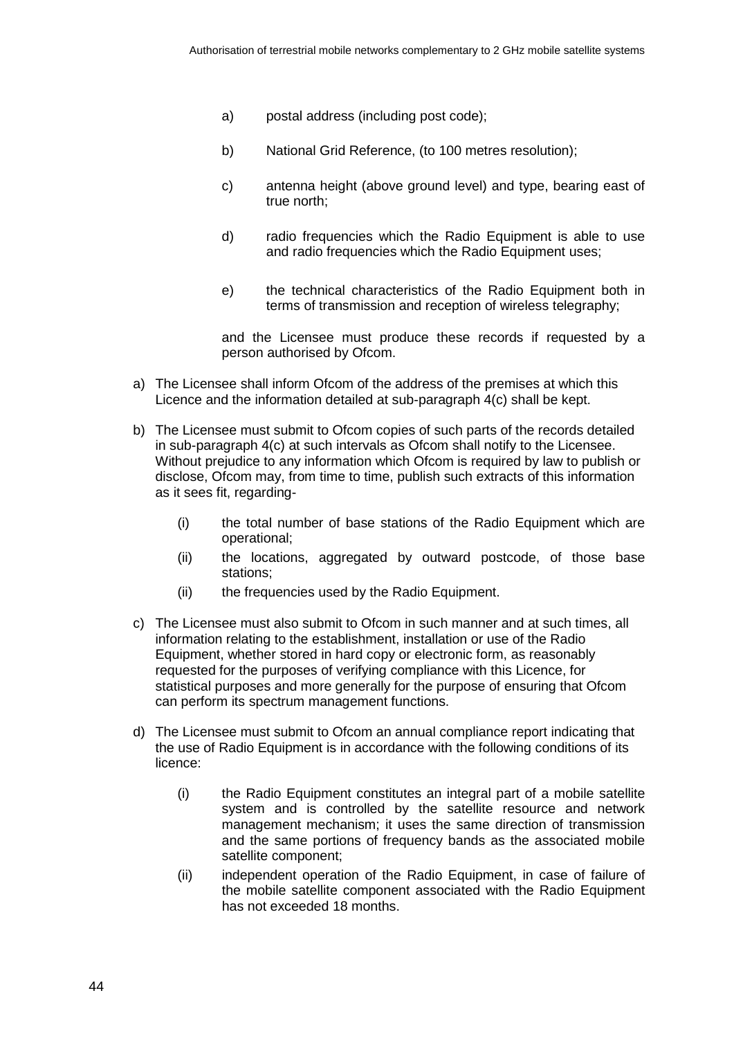a) postal address (including post code);

b) National Grid Reference, (to 100 metres resolution);

c) antenna height (above ground level) and type, bearing east of true north;

d) radio frequencies which the Radio Equipment is able to use and radio frequencies which the Radio Equipment uses;

e) the technical characteristics of the Radio Equipment both in terms of transmission and reception of wireless telegraphy;

and the Licensee must produce these records if requested by a person authorised by Ofcom.

a) The Licensee shall inform Ofcom of the address of the premises at which this Licence and the information detailed at sub-paragraph 4(c) shall be kept.

b) The Licensee must submit to Ofcom copies of such parts of the records detailed in sub-paragraph 4(c) at such intervals as Ofcom shall notify to the Licensee. Without prejudice to any information which Ofcom is required by law to publish or disclose, Ofcom may, from time to time, publish such extracts of this information as it sees fit, regarding-

   (i) the total number of base stations of the Radio Equipment which are operational;

   (ii) the locations, aggregated by outward postcode, of those base stations;

   (ii) the frequencies used by the Radio Equipment.

c) The Licensee must also submit to Ofcom in such manner and at such times, all information relating to the establishment, installation or use of the Radio Equipment, whether stored in hard copy or electronic form, as reasonably requested for the purposes of verifying compliance with this Licence, for statistical purposes and more generally for the purpose of ensuring that Ofcom can perform its spectrum management functions.

d) The Licensee must submit to Ofcom an annual compliance report indicating that the use of Radio Equipment is in accordance with the following conditions of its licence:

   (i) the Radio Equipment constitutes an integral part of a mobile satellite system and is controlled by the satellite resource and network management mechanism; it uses the same direction of transmission and the same portions of frequency bands as the associated mobile satellite component;

   (ii) independent operation of the Radio Equipment, in case of failure of the mobile satellite component associated with the Radio Equipment has not exceeded 18 months.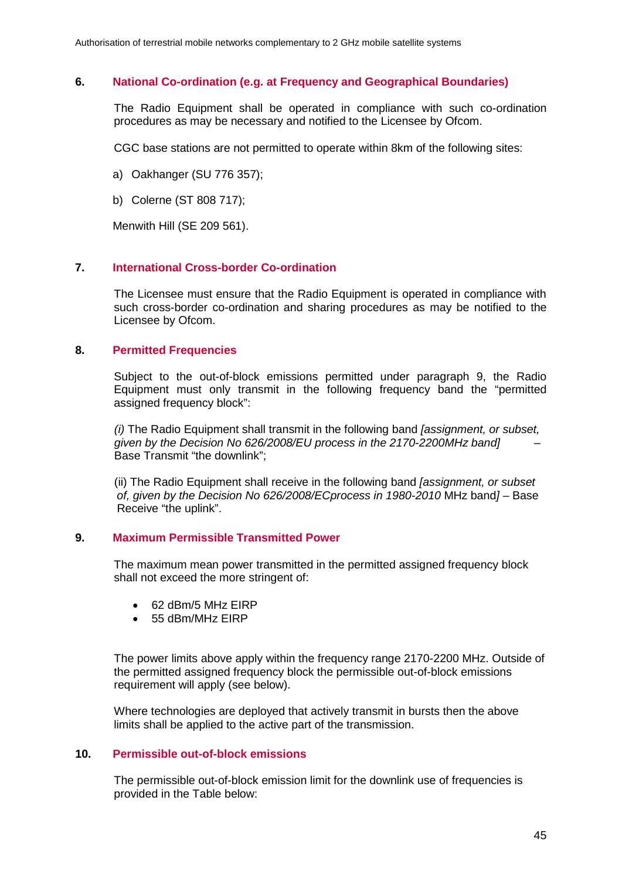## 6. National Co-ordination (e.g. at Frequency and Geographical Boundaries)

The Radio Equipment shall be operated in compliance with such co-ordination procedures as may be necessary and notified to the Licensee by Ofcom.

CGC base stations are not permitted to operate within 8km of the following sites:

a) Oakhanger (SU 776 357);

b) Colerne (ST 808 717);

Menwith Hill (SE 209 561).

## 7. International Cross-border Co-ordination

The Licensee must ensure that the Radio Equipment is operated in compliance with such cross-border co-ordination and sharing procedures as may be notified to the Licensee by Ofcom.

## 8. Permitted Frequencies

Subject to the out-of-block emissions permitted under paragraph 9, the Radio Equipment must only transmit in the following frequency band the "permitted assigned frequency block":

*(i)* The Radio Equipment shall transmit in the following band *[assignment, or subset, given by the Decision No 626/2008/EU process in the 2170-2200MHz band]* – Base Transmit "the downlink";

(ii) The Radio Equipment shall receive in the following band *[assignment, or subset of, given by the Decision No 626/2008/ECprocess in 1980-2010* MHz band*]* – Base Receive "the uplink".

## 9. Maximum Permissible Transmitted Power

The maximum mean power transmitted in the permitted assigned frequency block shall not exceed the more stringent of:

- 62 dBm/5 MHz EIRP
- 55 dBm/MHz EIRP

The power limits above apply within the frequency range 2170-2200 MHz. Outside of the permitted assigned frequency block the permissible out-of-block emissions requirement will apply (see below).

Where technologies are deployed that actively transmit in bursts then the above limits shall be applied to the active part of the transmission.

## 10. Permissible out-of-block emissions

The permissible out-of-block emission limit for the downlink use of frequencies is provided in the Table below: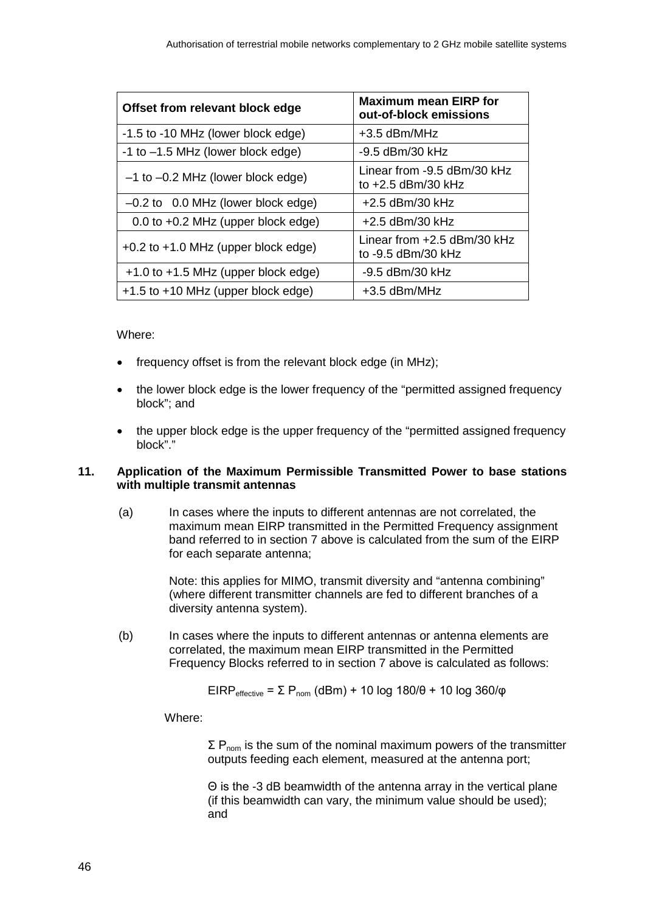| Offset from relevant block edge | Maximum mean EIRP for out-of-block emissions |
|---|---|
| -1.5 to -10 MHz (lower block edge) | +3.5 dBm/MHz |
| -1 to –1.5 MHz (lower block edge) | -9.5 dBm/30 kHz |
| –1 to –0.2 MHz (lower block edge) | Linear from -9.5 dBm/30 kHz to +2.5 dBm/30 kHz |
| –0.2 to 0.0 MHz (lower block edge) | +2.5 dBm/30 kHz |
| 0.0 to +0.2 MHz (upper block edge) | +2.5 dBm/30 kHz |
| +0.2 to +1.0 MHz (upper block edge) | Linear from +2.5 dBm/30 kHz to -9.5 dBm/30 kHz |
| +1.0 to +1.5 MHz (upper block edge) | -9.5 dBm/30 kHz |
| +1.5 to +10 MHz (upper block edge) | +3.5 dBm/MHz |

Where:

- frequency offset is from the relevant block edge (in MHz);
- the lower block edge is the lower frequency of the "permitted assigned frequency block"; and
- the upper block edge is the upper frequency of the "permitted assigned frequency block"."

**11. Application of the Maximum Permissible Transmitted Power to base stations with multiple transmit antennas**

(a) In cases where the inputs to different antennas are not correlated, the maximum mean EIRP transmitted in the Permitted Frequency assignment band referred to in section 7 above is calculated from the sum of the EIRP for each separate antenna;

Note: this applies for MIMO, transmit diversity and "antenna combining" (where different transmitter channels are fed to different branches of a diversity antenna system).

(b) In cases where the inputs to different antennas or antenna elements are correlated, the maximum mean EIRP transmitted in the Permitted Frequency Blocks referred to in section 7 above is calculated as follows:

$$EIRP_{effective} = \Sigma P_{nom} \text{ (dBm)} + 10 \log 180/\theta + 10 \log 360/\varphi$$

Where:

$\Sigma P_{nom}$ is the sum of the nominal maximum powers of the transmitter outputs feeding each element, measured at the antenna port;

$\Theta$ is the -3 dB beamwidth of the antenna array in the vertical plane (if this beamwidth can vary, the minimum value should be used); and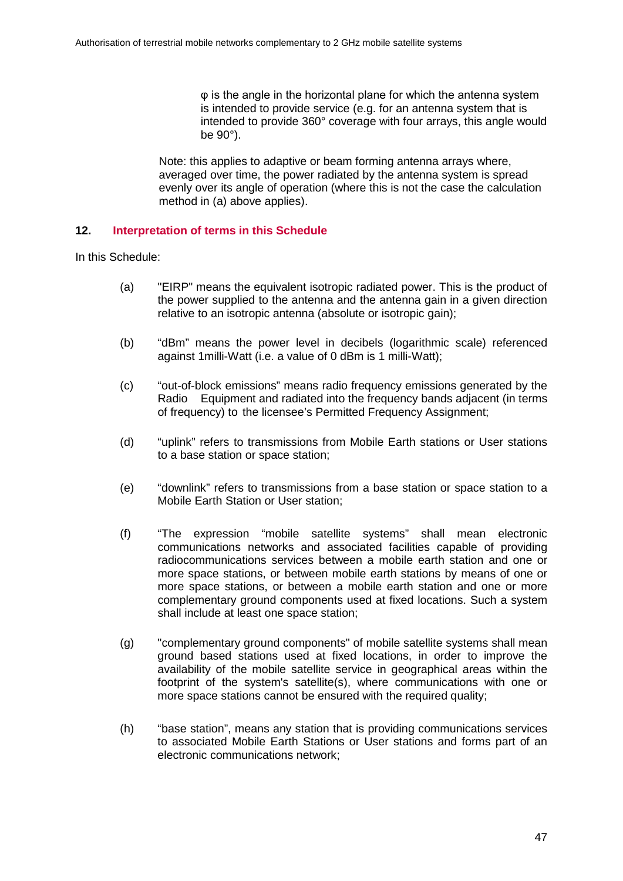$\varphi$ is the angle in the horizontal plane for which the antenna system is intended to provide service (e.g. for an antenna system that is intended to provide 360° coverage with four arrays, this angle would be 90°).

Note: this applies to adaptive or beam forming antenna arrays where, averaged over time, the power radiated by the antenna system is spread evenly over its angle of operation (where this is not the case the calculation method in (a) above applies).

## 12. Interpretation of terms in this Schedule

In this Schedule:

(a) "EIRP" means the equivalent isotropic radiated power. This is the product of the power supplied to the antenna and the antenna gain in a given direction relative to an isotropic antenna (absolute or isotropic gain);

(b) "dBm" means the power level in decibels (logarithmic scale) referenced against 1milli-Watt (i.e. a value of 0 dBm is 1 milli-Watt);

(c) "out-of-block emissions" means radio frequency emissions generated by the Radio Equipment and radiated into the frequency bands adjacent (in terms of frequency) to the licensee's Permitted Frequency Assignment;

(d) "uplink" refers to transmissions from Mobile Earth stations or User stations to a base station or space station;

(e) "downlink" refers to transmissions from a base station or space station to a Mobile Earth Station or User station;

(f) "The expression "mobile satellite systems" shall mean electronic communications networks and associated facilities capable of providing radiocommunications services between a mobile earth station and one or more space stations, or between mobile earth stations by means of one or more space stations, or between a mobile earth station and one or more complementary ground components used at fixed locations. Such a system shall include at least one space station;

(g) "complementary ground components" of mobile satellite systems shall mean ground based stations used at fixed locations, in order to improve the availability of the mobile satellite service in geographical areas within the footprint of the system's satellite(s), where communications with one or more space stations cannot be ensured with the required quality;

(h) "base station", means any station that is providing communications services to associated Mobile Earth Stations or User stations and forms part of an electronic communications network;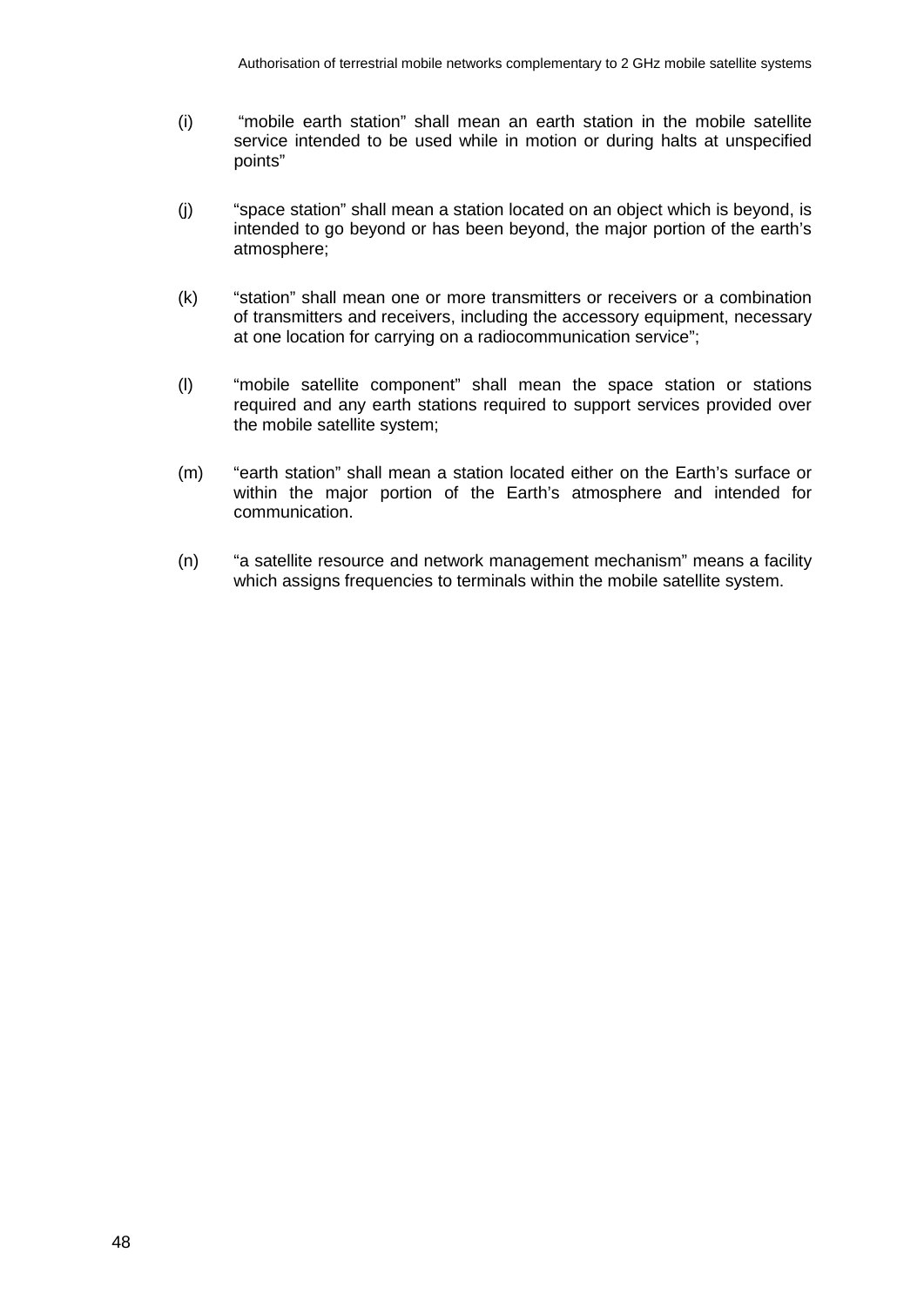(i) “mobile earth station” shall mean an earth station in the mobile satellite service intended to be used while in motion or during halts at unspecified points”

(j) “space station” shall mean a station located on an object which is beyond, is intended to go beyond or has been beyond, the major portion of the earth’s atmosphere;

(k) “station” shall mean one or more transmitters or receivers or a combination of transmitters and receivers, including the accessory equipment, necessary at one location for carrying on a radiocommunication service”;

(l) “mobile satellite component” shall mean the space station or stations required and any earth stations required to support services provided over the mobile satellite system;

(m) “earth station” shall mean a station located either on the Earth’s surface or within the major portion of the Earth’s atmosphere and intended for communication.

(n) “a satellite resource and network management mechanism” means a facility which assigns frequencies to terminals within the mobile satellite system.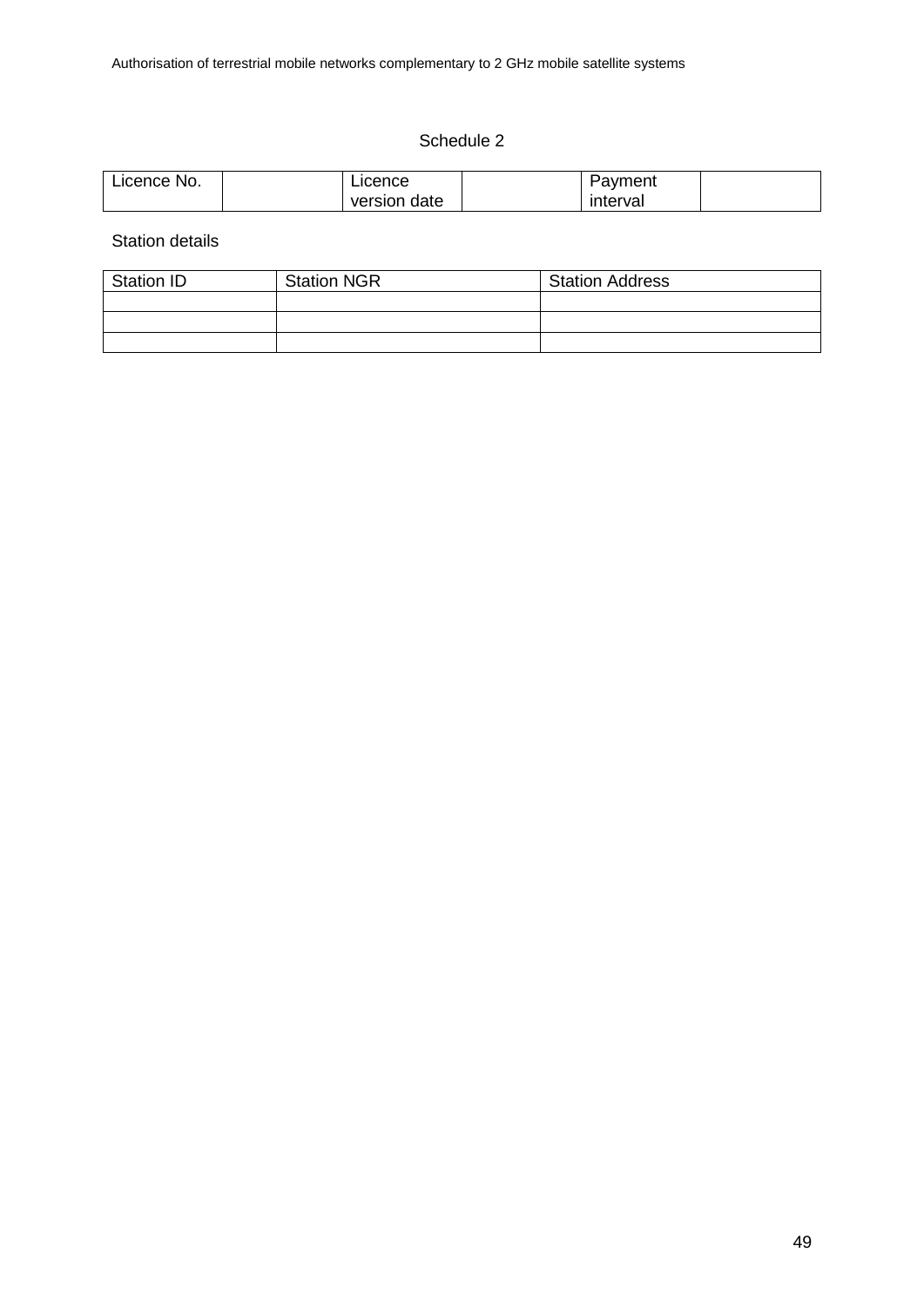## Schedule 2

| Licence No. | | Licence version date | | Payment interval | |
|---|---|---|---|---|---|

Station details

| Station ID | Station NGR | Station Address |
|---|---|---|
| | | |
| | | |
| | | |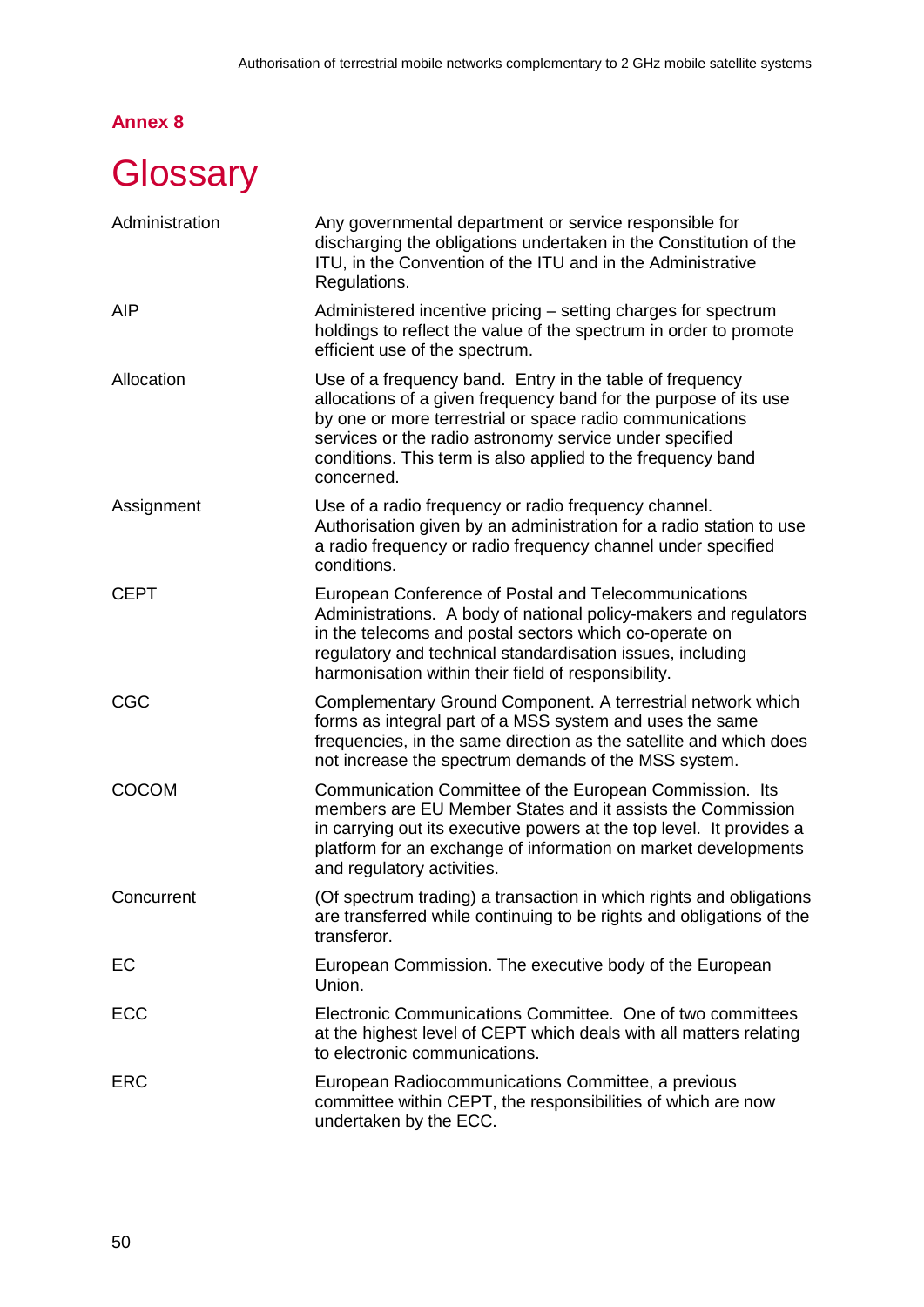## Annex 8

# Glossary

| | |
|---|---|
| Administration | Any governmental department or service responsible for discharging the obligations undertaken in the Constitution of the ITU, in the Convention of the ITU and in the Administrative Regulations. |
| AIP | Administered incentive pricing – setting charges for spectrum holdings to reflect the value of the spectrum in order to promote efficient use of the spectrum. |
| Allocation | Use of a frequency band. Entry in the table of frequency allocations of a given frequency band for the purpose of its use by one or more terrestrial or space radio communications services or the radio astronomy service under specified conditions. This term is also applied to the frequency band concerned. |
| Assignment | Use of a radio frequency or radio frequency channel. Authorisation given by an administration for a radio station to use a radio frequency or radio frequency channel under specified conditions. |
| CEPT | European Conference of Postal and Telecommunications Administrations. A body of national policy-makers and regulators in the telecoms and postal sectors which co-operate on regulatory and technical standardisation issues, including harmonisation within their field of responsibility. |
| CGC | Complementary Ground Component. A terrestrial network which forms as integral part of a MSS system and uses the same frequencies, in the same direction as the satellite and which does not increase the spectrum demands of the MSS system. |
| COCOM | Communication Committee of the European Commission. Its members are EU Member States and it assists the Commission in carrying out its executive powers at the top level. It provides a platform for an exchange of information on market developments and regulatory activities. |
| Concurrent | (Of spectrum trading) a transaction in which rights and obligations are transferred while continuing to be rights and obligations of the transferor. |
| EC | European Commission. The executive body of the European Union. |
| ECC | Electronic Communications Committee. One of two committees at the highest level of CEPT which deals with all matters relating to electronic communications. |
| ERC | European Radiocommunications Committee, a previous committee within CEPT, the responsibilities of which are now undertaken by the ECC. |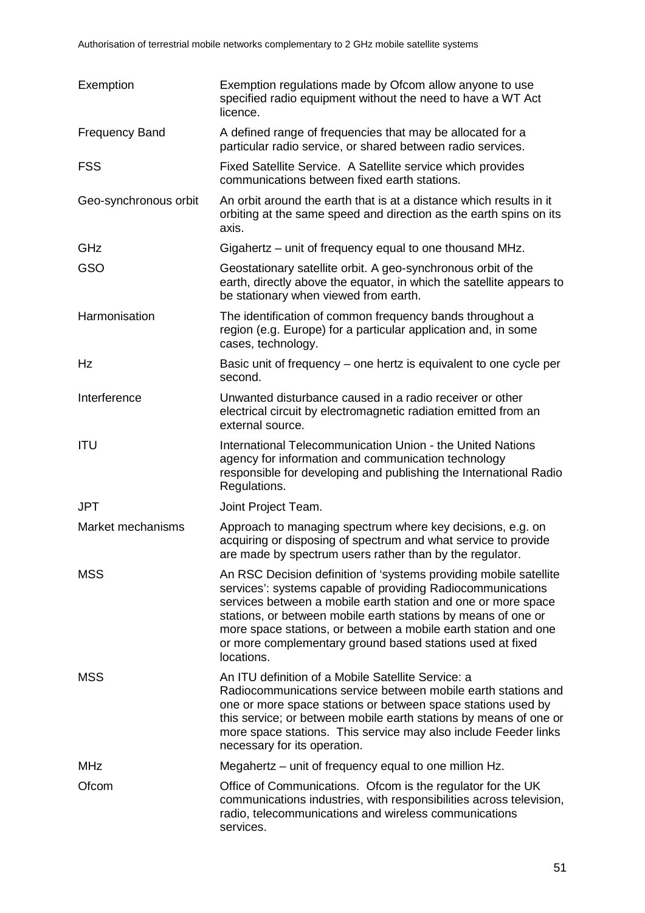| | |
|---|---|
| Exemption | Exemption regulations made by Ofcom allow anyone to use specified radio equipment without the need to have a WT Act licence. |
| Frequency Band | A defined range of frequencies that may be allocated for a particular radio service, or shared between radio services. |
| FSS | Fixed Satellite Service. A Satellite service which provides communications between fixed earth stations. |
| Geo-synchronous orbit | An orbit around the earth that is at a distance which results in it orbiting at the same speed and direction as the earth spins on its axis. |
| GHz | Gigahertz – unit of frequency equal to one thousand MHz. |
| GSO | Geostationary satellite orbit. A geo-synchronous orbit of the earth, directly above the equator, in which the satellite appears to be stationary when viewed from earth. |
| Harmonisation | The identification of common frequency bands throughout a region (e.g. Europe) for a particular application and, in some cases, technology. |
| Hz | Basic unit of frequency – one hertz is equivalent to one cycle per second. |
| Interference | Unwanted disturbance caused in a radio receiver or other electrical circuit by electromagnetic radiation emitted from an external source. |
| ITU | International Telecommunication Union - the United Nations agency for information and communication technology responsible for developing and publishing the International Radio Regulations. |
| JPT | Joint Project Team. |
| Market mechanisms | Approach to managing spectrum where key decisions, e.g. on acquiring or disposing of spectrum and what service to provide are made by spectrum users rather than by the regulator. |
| MSS | An RSC Decision definition of 'systems providing mobile satellite services': systems capable of providing Radiocommunications services between a mobile earth station and one or more space stations, or between mobile earth stations by means of one or more space stations, or between a mobile earth station and one or more complementary ground based stations used at fixed locations. |
| MSS | An ITU definition of a Mobile Satellite Service: a Radiocommunications service between mobile earth stations and one or more space stations or between space stations used by this service; or between mobile earth stations by means of one or more space stations. This service may also include Feeder links necessary for its operation. |
| MHz | Megahertz – unit of frequency equal to one million Hz. |
| Ofcom | Office of Communications. Ofcom is the regulator for the UK communications industries, with responsibilities across television, radio, telecommunications and wireless communications services. |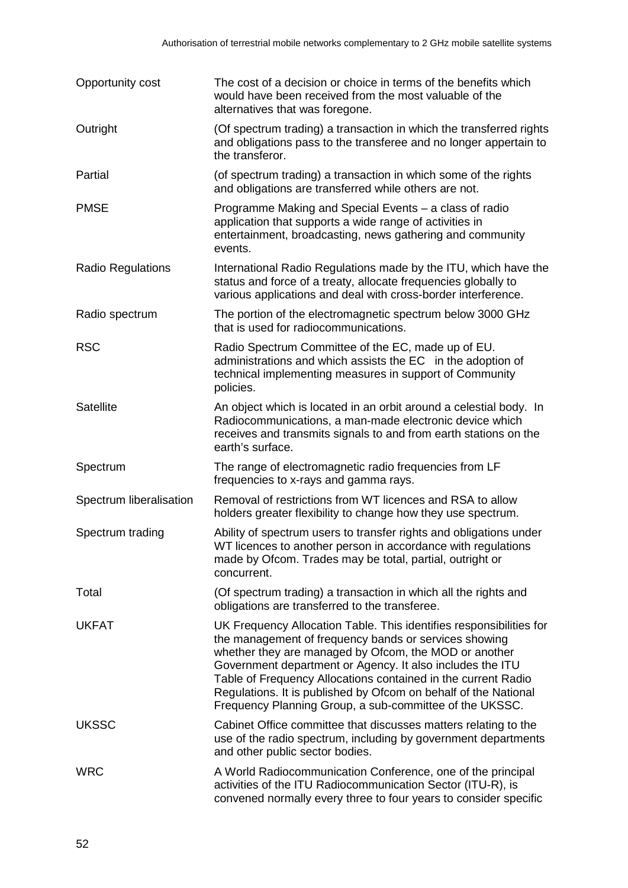| | |
|---|---|
| Opportunity cost | The cost of a decision or choice in terms of the benefits which would have been received from the most valuable of the alternatives that was foregone. |
| Outright | (Of spectrum trading) a transaction in which the transferred rights and obligations pass to the transferee and no longer appertain to the transferor. |
| Partial | (of spectrum trading) a transaction in which some of the rights and obligations are transferred while others are not. |
| PMSE | Programme Making and Special Events – a class of radio application that supports a wide range of activities in entertainment, broadcasting, news gathering and community events. |
| Radio Regulations | International Radio Regulations made by the ITU, which have the status and force of a treaty, allocate frequencies globally to various applications and deal with cross-border interference. |
| Radio spectrum | The portion of the electromagnetic spectrum below 3000 GHz that is used for radiocommunications. |
| RSC | Radio Spectrum Committee of the EC, made up of EU. administrations and which assists the EC in the adoption of technical implementing measures in support of Community policies. |
| Satellite | An object which is located in an orbit around a celestial body. In Radiocommunications, a man-made electronic device which receives and transmits signals to and from earth stations on the earth's surface. |
| Spectrum | The range of electromagnetic radio frequencies from LF frequencies to x-rays and gamma rays. |
| Spectrum liberalisation | Removal of restrictions from WT licences and RSA to allow holders greater flexibility to change how they use spectrum. |
| Spectrum trading | Ability of spectrum users to transfer rights and obligations under WT licences to another person in accordance with regulations made by Ofcom. Trades may be total, partial, outright or concurrent. |
| Total | (Of spectrum trading) a transaction in which all the rights and obligations are transferred to the transferee. |
| UKFAT | UK Frequency Allocation Table. This identifies responsibilities for the management of frequency bands or services showing whether they are managed by Ofcom, the MOD or another Government department or Agency. It also includes the ITU Table of Frequency Allocations contained in the current Radio Regulations. It is published by Ofcom on behalf of the National Frequency Planning Group, a sub-committee of the UKSSC. |
| UKSSC | Cabinet Office committee that discusses matters relating to the use of the radio spectrum, including by government departments and other public sector bodies. |
| WRC | A World Radiocommunication Conference, one of the principal activities of the ITU Radiocommunication Sector (ITU-R), is convened normally every three to four years to consider specific |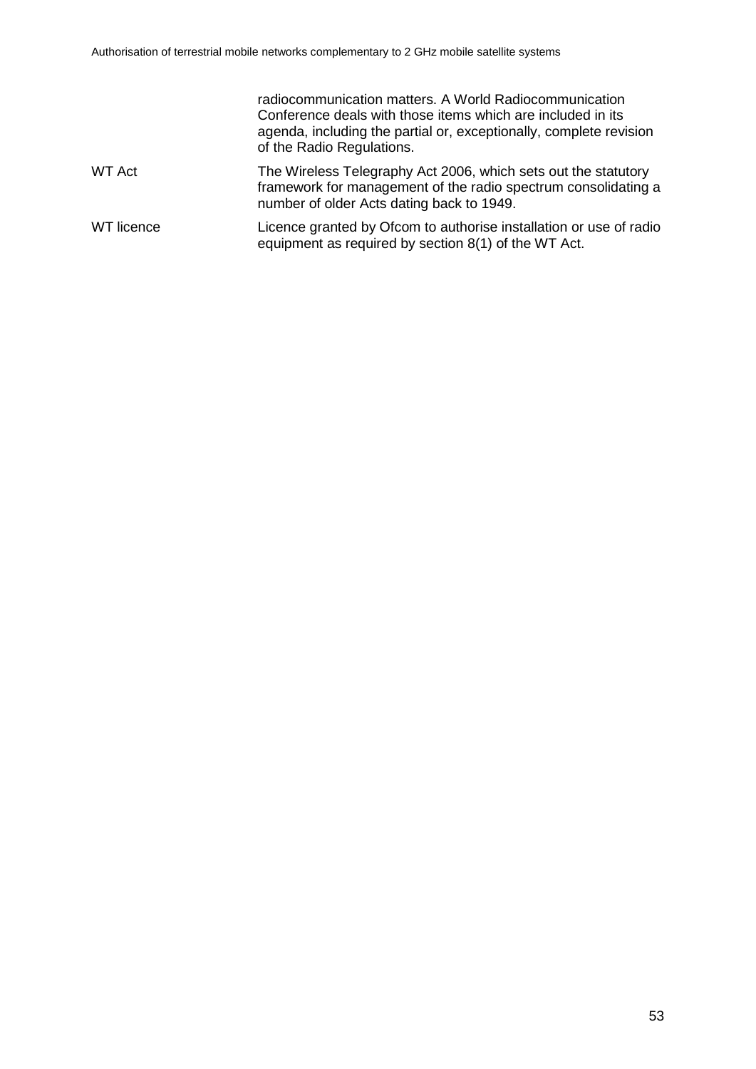| | |
|---|---|
| | radiocommunication matters. A World Radiocommunication Conference deals with those items which are included in its agenda, including the partial or, exceptionally, complete revision of the Radio Regulations. |
| WT Act | The Wireless Telegraphy Act 2006, which sets out the statutory framework for management of the radio spectrum consolidating a number of older Acts dating back to 1949. |
| WT licence | Licence granted by Ofcom to authorise installation or use of radio equipment as required by section 8(1) of the WT Act. |